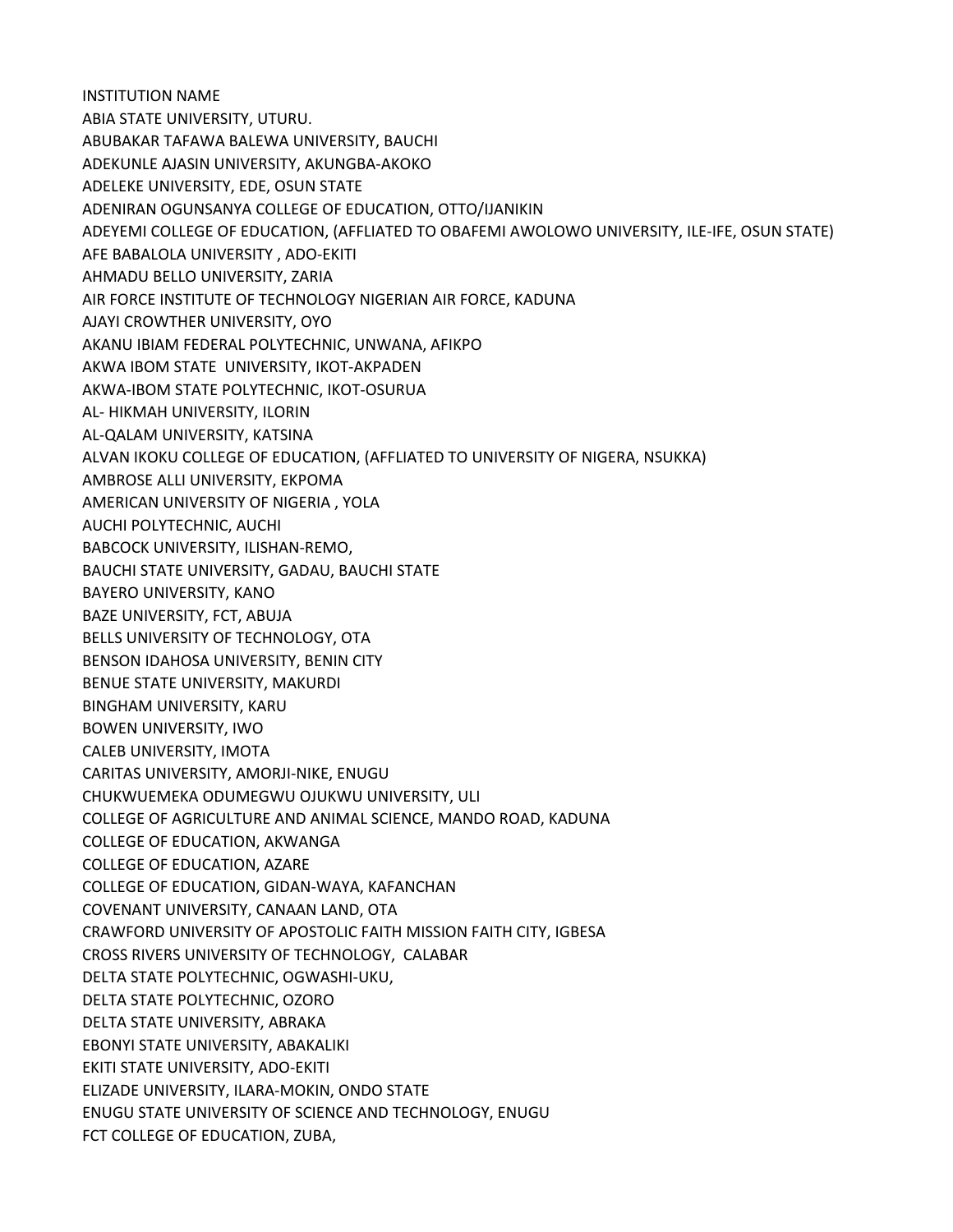INSTITUTION NAME

ABIA STATE UNIVERSITY, UTURU.

ABUBAKAR TAFAWA BALEWA UNIVERSITY, BAUCHI

ADEKUNLE AJASIN UNIVERSITY, AKUNGBA-AKOKO

ADELEKE UNIVERSITY, EDE, OSUN STATE

ADENIRAN OGUNSANYA COLLEGE OF EDUCATION, OTTO/IJANIKIN

ADEYEMI COLLEGE OF EDUCATION, (AFFLIATED TO OBAFEMI AWOLOWO UNIVERSITY, ILE-IFE, OSUN STATE)

AFE BABALOLA UNIVERSITY , ADO-EKITI

AHMADU BELLO UNIVERSITY, ZARIA

AIR FORCE INSTITUTE OF TECHNOLOGY NIGERIAN AIR FORCE, KADUNA

AJAYI CROWTHER UNIVERSITY, OYO

AKANU IBIAM FEDERAL POLYTECHNIC, UNWANA, AFIKPO

AKWA IBOM STATE UNIVERSITY, IKOT-AKPADEN

AKWA-IBOM STATE POLYTECHNIC, IKOT-OSURUA

AL- HIKMAH UNIVERSITY, ILORIN

AL-QALAM UNIVERSITY, KATSINA

ALVAN IKOKU COLLEGE OF EDUCATION, (AFFLIATED TO UNIVERSITY OF NIGERA, NSUKKA)

AMBROSE ALLI UNIVERSITY, EKPOMA

AMERICAN UNIVERSITY OF NIGERIA , YOLA

AUCHI POLYTECHNIC, AUCHI

BABCOCK UNIVERSITY, ILISHAN-REMO,

BAUCHI STATE UNIVERSITY, GADAU, BAUCHI STATE

BAYERO UNIVERSITY, KANO

BAZE UNIVERSITY, FCT, ABUJA

BELLS UNIVERSITY OF TECHNOLOGY, OTA

BENSON IDAHOSA UNIVERSITY, BENIN CITY

BENUE STATE UNIVERSITY, MAKURDI

BINGHAM UNIVERSITY, KARU

BOWEN UNIVERSITY, IWO

CALEB UNIVERSITY, IMOTA

CARITAS UNIVERSITY, AMORJI-NIKE, ENUGU

CHUKWUEMEKA ODUMEGWU OJUKWU UNIVERSITY, ULI

COLLEGE OF AGRICULTURE AND ANIMAL SCIENCE, MANDO ROAD, KADUNA

COLLEGE OF EDUCATION, AKWANGA

COLLEGE OF EDUCATION, AZARE

COLLEGE OF EDUCATION, GIDAN-WAYA, KAFANCHAN

COVENANT UNIVERSITY, CANAAN LAND, OTA

CRAWFORD UNIVERSITY OF APOSTOLIC FAITH MISSION FAITH CITY, IGBESA

CROSS RIVERS UNIVERSITY OF TECHNOLOGY, CALABAR

DELTA STATE POLYTECHNIC, OGWASHI-UKU,

DELTA STATE POLYTECHNIC, OZORO

DELTA STATE UNIVERSITY, ABRAKA

EBONYI STATE UNIVERSITY, ABAKALIKI

EKITI STATE UNIVERSITY, ADO-EKITI

ELIZADE UNIVERSITY, ILARA-MOKIN, ONDO STATE

ENUGU STATE UNIVERSITY OF SCIENCE AND TECHNOLOGY, ENUGU

FCT COLLEGE OF EDUCATION, ZUBA,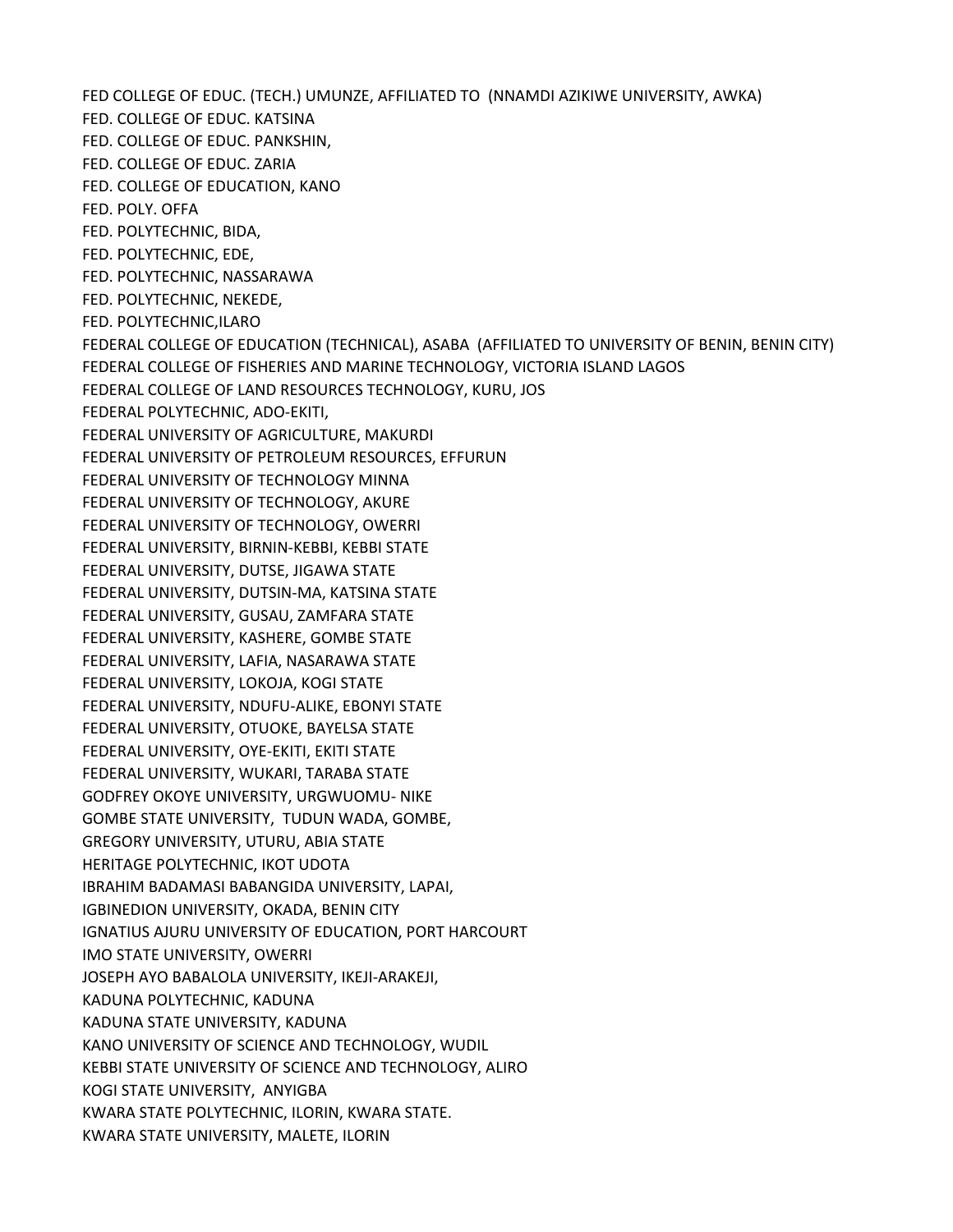FED COLLEGE OF EDUC. (TECH.) UMUNZE, AFFILIATED TO (NNAMDI AZIKIWE UNIVERSITY, AWKA)

FED. COLLEGE OF EDUC. KATSINA

FED. COLLEGE OF EDUC. PANKSHIN,

FED. COLLEGE OF EDUC. ZARIA

FED. COLLEGE OF EDUCATION, KANO

FED. POLY. OFFA

FED. POLYTECHNIC, BIDA,

FED. POLYTECHNIC, EDE,

FED. POLYTECHNIC, NASSARAWA

FED. POLYTECHNIC, NEKEDE,

FED. POLYTECHNIC,ILARO

FEDERAL COLLEGE OF EDUCATION (TECHNICAL), ASABA (AFFILIATED TO UNIVERSITY OF BENIN, BENIN CITY)

FEDERAL COLLEGE OF FISHERIES AND MARINE TECHNOLOGY, VICTORIA ISLAND LAGOS

FEDERAL COLLEGE OF LAND RESOURCES TECHNOLOGY, KURU, JOS

FEDERAL POLYTECHNIC, ADO-EKITI,

FEDERAL UNIVERSITY OF AGRICULTURE, MAKURDI

FEDERAL UNIVERSITY OF PETROLEUM RESOURCES, EFFURUN

FEDERAL UNIVERSITY OF TECHNOLOGY MINNA

FEDERAL UNIVERSITY OF TECHNOLOGY, AKURE

FEDERAL UNIVERSITY OF TECHNOLOGY, OWERRI

FEDERAL UNIVERSITY, BIRNIN-KEBBI, KEBBI STATE

FEDERAL UNIVERSITY, DUTSE, JIGAWA STATE

FEDERAL UNIVERSITY, DUTSIN-MA, KATSINA STATE

FEDERAL UNIVERSITY, GUSAU, ZAMFARA STATE

FEDERAL UNIVERSITY, KASHERE, GOMBE STATE

FEDERAL UNIVERSITY, LAFIA, NASARAWA STATE

FEDERAL UNIVERSITY, LOKOJA, KOGI STATE

FEDERAL UNIVERSITY, NDUFU-ALIKE, EBONYI STATE

FEDERAL UNIVERSITY, OTUOKE, BAYELSA STATE

FEDERAL UNIVERSITY, OYE-EKITI, EKITI STATE

FEDERAL UNIVERSITY, WUKARI, TARABA STATE

GODFREY OKOYE UNIVERSITY, URGWUOMU- NIKE

GOMBE STATE UNIVERSITY, TUDUN WADA, GOMBE,

GREGORY UNIVERSITY, UTURU, ABIA STATE

HERITAGE POLYTECHNIC, IKOT UDOTA

IBRAHIM BADAMASI BABANGIDA UNIVERSITY, LAPAI,

IGBINEDION UNIVERSITY, OKADA, BENIN CITY

IGNATIUS AJURU UNIVERSITY OF EDUCATION, PORT HARCOURT

IMO STATE UNIVERSITY, OWERRI

JOSEPH AYO BABALOLA UNIVERSITY, IKEJI-ARAKEJI,

KADUNA POLYTECHNIC, KADUNA

KADUNA STATE UNIVERSITY, KADUNA

KANO UNIVERSITY OF SCIENCE AND TECHNOLOGY, WUDIL

KEBBI STATE UNIVERSITY OF SCIENCE AND TECHNOLOGY, ALIRO

KOGI STATE UNIVERSITY, ANYIGBA

KWARA STATE POLYTECHNIC, ILORIN, KWARA STATE.

KWARA STATE UNIVERSITY, MALETE, ILORIN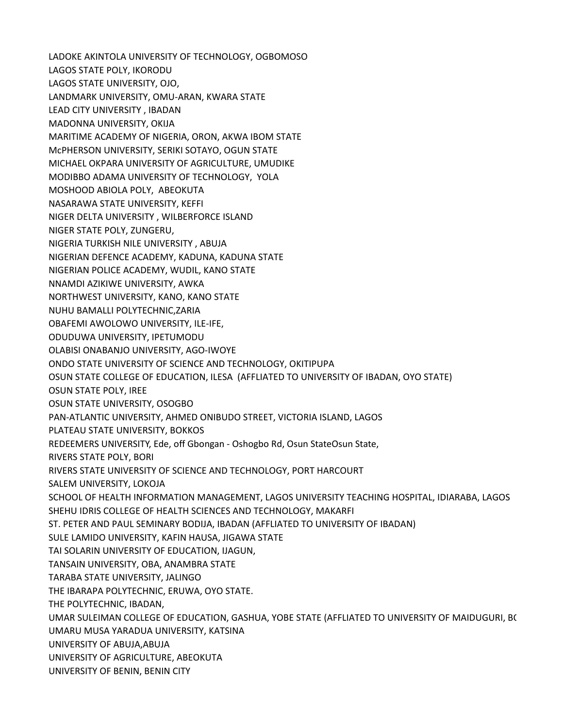LADOKE AKINTOLA UNIVERSITY OF TECHNOLOGY, OGBOMOSO
LAGOS STATE POLY, IKORODU
LAGOS STATE UNIVERSITY, OJO,
LANDMARK UNIVERSITY, OMU-ARAN, KWARA STATE
LEAD CITY UNIVERSITY , IBADAN
MADONNA UNIVERSITY, OKIJA
MARITIME ACADEMY OF NIGERIA, ORON, AKWA IBOM STATE
McPHERSON UNIVERSITY, SERIKI SOTAYO, OGUN STATE
MICHAEL OKPARA UNIVERSITY OF AGRICULTURE, UMUDIKE
MODIBBO ADAMA UNIVERSITY OF TECHNOLOGY, YOLA
MOSHOOD ABIOLA POLY, ABEOKUTA
NASARAWA STATE UNIVERSITY, KEFFI
NIGER DELTA UNIVERSITY , WILBERFORCE ISLAND
NIGER STATE POLY, ZUNGERU,
NIGERIA TURKISH NILE UNIVERSITY , ABUJA
NIGERIAN DEFENCE ACADEMY, KADUNA, KADUNA STATE
NIGERIAN POLICE ACADEMY, WUDIL, KANO STATE
NNAMDI AZIKIWE UNIVERSITY, AWKA
NORTHWEST UNIVERSITY, KANO, KANO STATE
NUHU BAMALLI POLYTECHNIC,ZARIA
OBAFEMI AWOLOWO UNIVERSITY, ILE-IFE,
ODUDUWA UNIVERSITY, IPETUMODU
OLABISI ONABANJO UNIVERSITY, AGO-IWOYE
ONDO STATE UNIVERSITY OF SCIENCE AND TECHNOLOGY, OKITIPUPA
OSUN STATE COLLEGE OF EDUCATION, ILESA (AFFLIATED TO UNIVERSITY OF IBADAN, OYO STATE)
OSUN STATE POLY, IREE
OSUN STATE UNIVERSITY, OSOGBO
PAN-ATLANTIC UNIVERSITY, AHMED ONIBUDO STREET, VICTORIA ISLAND, LAGOS
PLATEAU STATE UNIVERSITY, BOKKOS
REDEEMERS UNIVERSITY, Ede, off Gbongan - Oshogbo Rd, Osun StateOsun State,
RIVERS STATE POLY, BORI
RIVERS STATE UNIVERSITY OF SCIENCE AND TECHNOLOGY, PORT HARCOURT
SALEM UNIVERSITY, LOKOJA
SCHOOL OF HEALTH INFORMATION MANAGEMENT, LAGOS UNIVERSITY TEACHING HOSPITAL, IDIARABA, LAGOS
SHEHU IDRIS COLLEGE OF HEALTH SCIENCES AND TECHNOLOGY, MAKARFI
ST. PETER AND PAUL SEMINARY BODIJA, IBADAN (AFFLIATED TO UNIVERSITY OF IBADAN)
SULE LAMIDO UNIVERSITY, KAFIN HAUSA, JIGAWA STATE
TAI SOLARIN UNIVERSITY OF EDUCATION, IJAGUN,
TANSAIN UNIVERSITY, OBA, ANAMBRA STATE
TARABA STATE UNIVERSITY, JALINGO
THE IBARAPA POLYTECHNIC, ERUWA, OYO STATE.
THE POLYTECHNIC, IBADAN,
UMAR SULEIMAN COLLEGE OF EDUCATION, GASHUA, YOBE STATE (AFFLIATED TO UNIVERSITY OF MAIDUGURI, BO
UMARU MUSA YARADUA UNIVERSITY, KATSINA
UNIVERSITY OF ABUJA,ABUJA
UNIVERSITY OF AGRICULTURE, ABEOKUTA
UNIVERSITY OF BENIN, BENIN CITY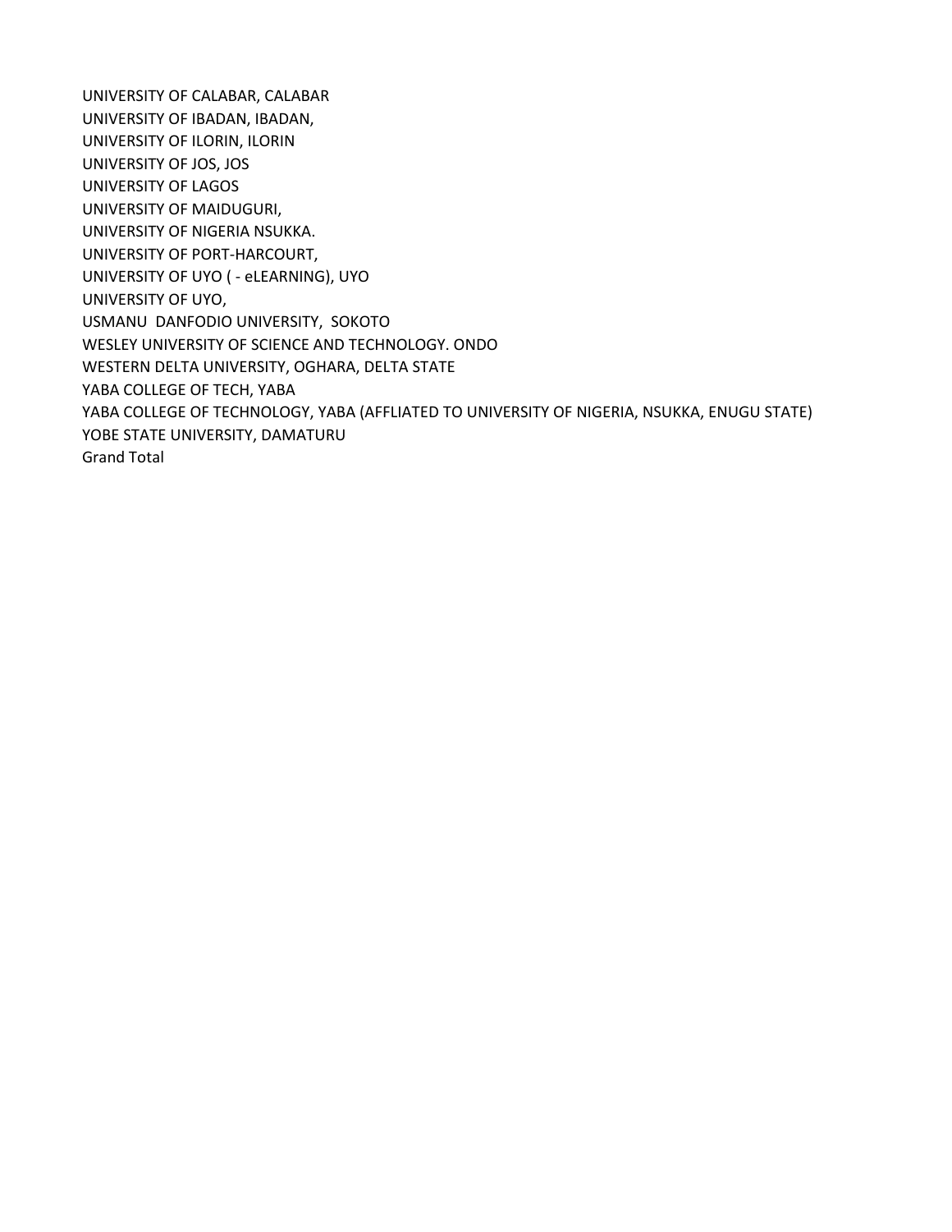UNIVERSITY OF CALABAR, CALABAR
UNIVERSITY OF IBADAN, IBADAN,
UNIVERSITY OF ILORIN, ILORIN
UNIVERSITY OF JOS, JOS
UNIVERSITY OF LAGOS
UNIVERSITY OF MAIDUGURI,
UNIVERSITY OF NIGERIA NSUKKA.
UNIVERSITY OF PORT-HARCOURT,
UNIVERSITY OF UYO ( - eLEARNING), UYO
UNIVERSITY OF UYO,
USMANU DANFODIO UNIVERSITY, SOKOTO
WESLEY UNIVERSITY OF SCIENCE AND TECHNOLOGY. ONDO
WESTERN DELTA UNIVERSITY, OGHARA, DELTA STATE
YABA COLLEGE OF TECH, YABA
YABA COLLEGE OF TECHNOLOGY, YABA (AFFLIATED TO UNIVERSITY OF NIGERIA, NSUKKA, ENUGU STATE)
YOBE STATE UNIVERSITY, DAMATURU
Grand Total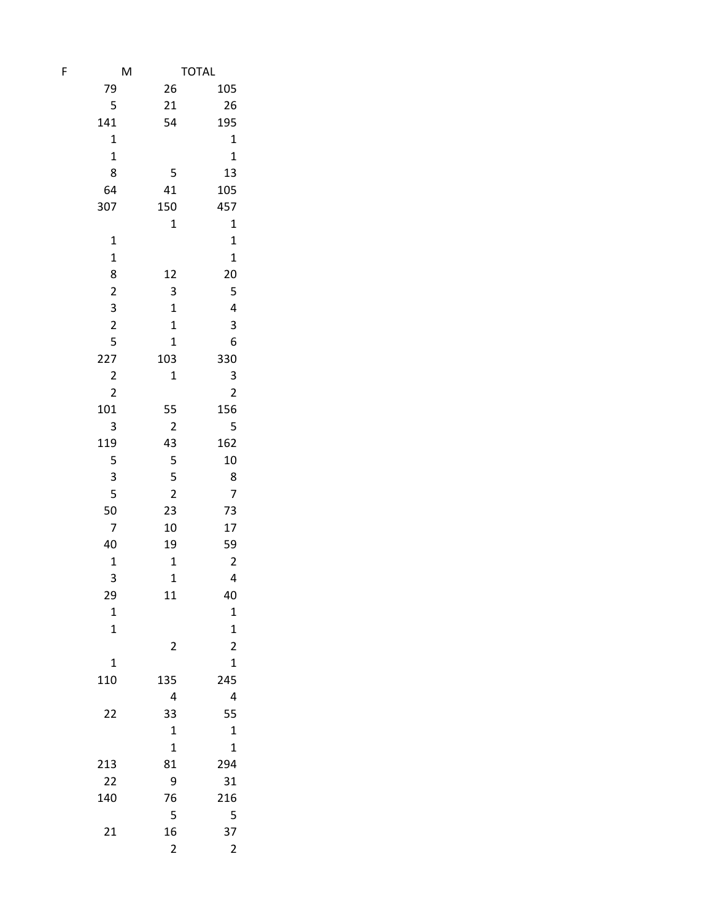| F | M | TOTAL |
| ---: | ---: | ---: |
| 79 | 26 | 105 |
| 5 | 21 | 26 |
| 141 | 54 | 195 |
| 1 | | 1 |
| 1 | | 1 |
| 8 | 5 | 13 |
| 64 | 41 | 105 |
| 307 | 150 | 457 |
| | 1 | 1 |
| 1 | | 1 |
| 1 | | 1 |
| 8 | 12 | 20 |
| 2 | 3 | 5 |
| 3 | 1 | 4 |
| 2 | 1 | 3 |
| 5 | 1 | 6 |
| 227 | 103 | 330 |
| 2 | 1 | 3 |
| 2 | | 2 |
| 101 | 55 | 156 |
| 3 | 2 | 5 |
| 119 | 43 | 162 |
| 5 | 5 | 10 |
| 3 | 5 | 8 |
| 5 | 2 | 7 |
| 50 | 23 | 73 |
| 7 | 10 | 17 |
| 40 | 19 | 59 |
| 1 | 1 | 2 |
| 3 | 1 | 4 |
| 29 | 11 | 40 |
| 1 | | 1 |
| 1 | | 1 |
| | 2 | 2 |
| 1 | | 1 |
| 110 | 135 | 245 |
| | 4 | 4 |
| 22 | 33 | 55 |
| | 1 | 1 |
| | 1 | 1 |
| 213 | 81 | 294 |
| 22 | 9 | 31 |
| 140 | 76 | 216 |
| | 5 | 5 |
| 21 | 16 | 37 |
| | 2 | 2 |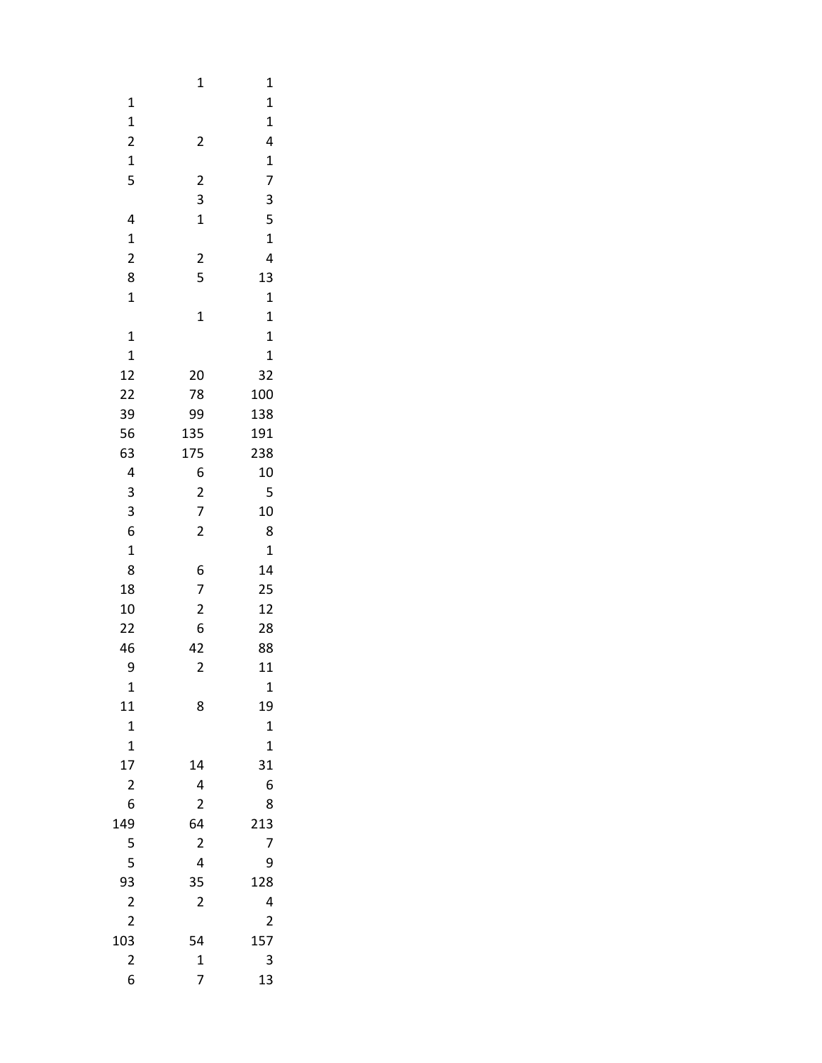| | | |
|---|---|---|
| | 1 | 1 |
| 1 | | 1 |
| 1 | | 1 |
| 2 | 2 | 4 |
| 1 | | 1 |
| 5 | 2 | 7 |
| | 3 | 3 |
| 4 | 1 | 5 |
| 1 | | 1 |
| 2 | 2 | 4 |
| 8 | 5 | 13 |
| 1 | | 1 |
| | 1 | 1 |
| 1 | | 1 |
| 1 | | 1 |
| 12 | 20 | 32 |
| 22 | 78 | 100 |
| 39 | 99 | 138 |
| 56 | 135 | 191 |
| 63 | 175 | 238 |
| 4 | 6 | 10 |
| 3 | 2 | 5 |
| 3 | 7 | 10 |
| 6 | 2 | 8 |
| 1 | | 1 |
| 8 | 6 | 14 |
| 18 | 7 | 25 |
| 10 | 2 | 12 |
| 22 | 6 | 28 |
| 46 | 42 | 88 |
| 9 | 2 | 11 |
| 1 | | 1 |
| 11 | 8 | 19 |
| 1 | | 1 |
| 1 | | 1 |
| 17 | 14 | 31 |
| 2 | 4 | 6 |
| 6 | 2 | 8 |
| 149 | 64 | 213 |
| 5 | 2 | 7 |
| 5 | 4 | 9 |
| 93 | 35 | 128 |
| 2 | 2 | 4 |
| 2 | | 2 |
| 103 | 54 | 157 |
| 2 | 1 | 3 |
| 6 | 7 | 13 |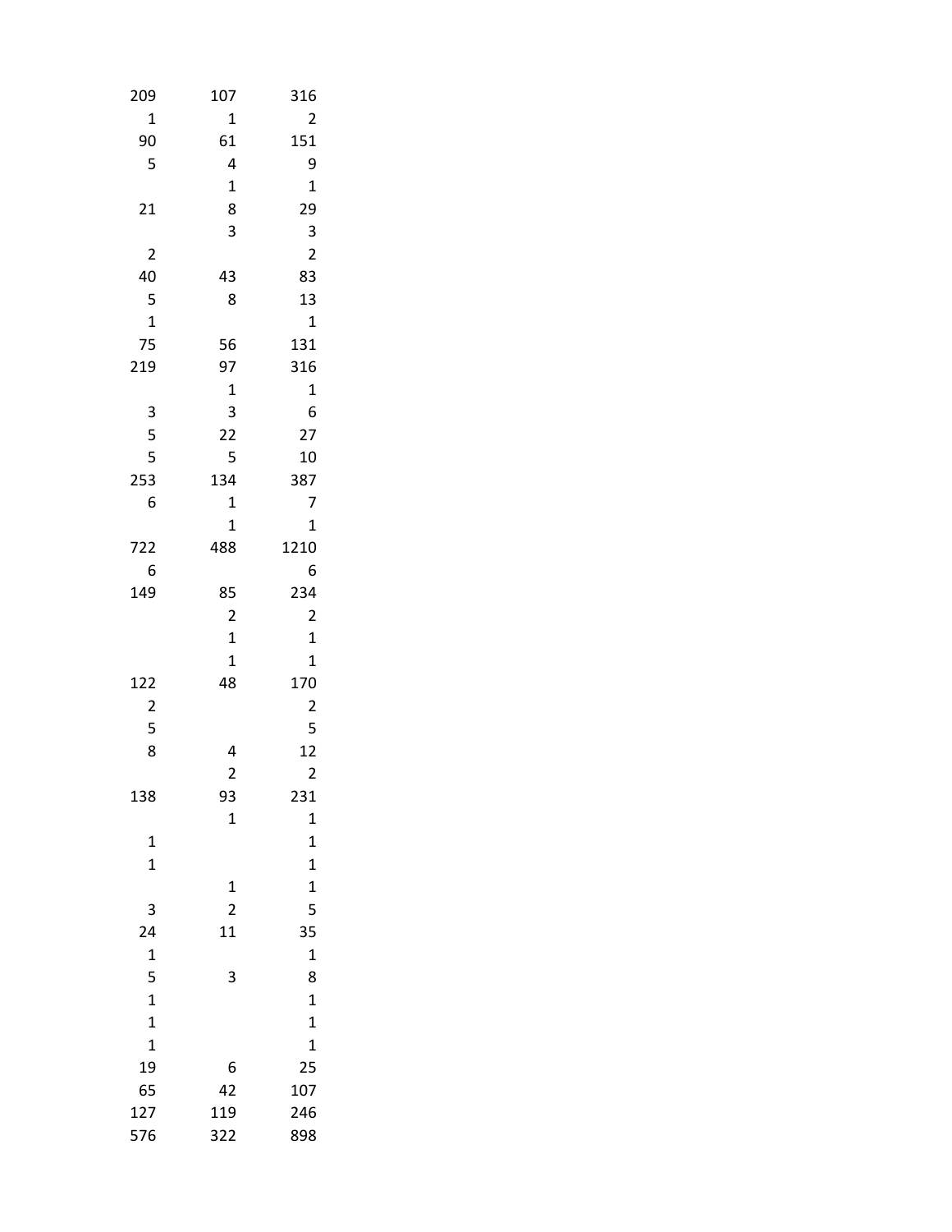| | | |
|---|---|---|
| 209 | 107 | 316 |
| 1 | 1 | 2 |
| 90 | 61 | 151 |
| 5 | 4 | 9 |
| | 1 | 1 |
| 21 | 8 | 29 |
| | 3 | 3 |
| 2 | | 2 |
| 40 | 43 | 83 |
| 5 | 8 | 13 |
| 1 | | 1 |
| 75 | 56 | 131 |
| 219 | 97 | 316 |
| | 1 | 1 |
| 3 | 3 | 6 |
| 5 | 22 | 27 |
| 5 | 5 | 10 |
| 253 | 134 | 387 |
| 6 | 1 | 7 |
| | 1 | 1 |
| 722 | 488 | 1210 |
| 6 | | 6 |
| 149 | 85 | 234 |
| | 2 | 2 |
| | 1 | 1 |
| | 1 | 1 |
| 122 | 48 | 170 |
| 2 | | 2 |
| 5 | | 5 |
| 8 | 4 | 12 |
| | 2 | 2 |
| 138 | 93 | 231 |
| | 1 | 1 |
| 1 | | 1 |
| 1 | | 1 |
| | 1 | 1 |
| 3 | 2 | 5 |
| 24 | 11 | 35 |
| 1 | | 1 |
| 5 | 3 | 8 |
| 1 | | 1 |
| 1 | | 1 |
| 1 | | 1 |
| 19 | 6 | 25 |
| 65 | 42 | 107 |
| 127 | 119 | 246 |
| 576 | 322 | 898 |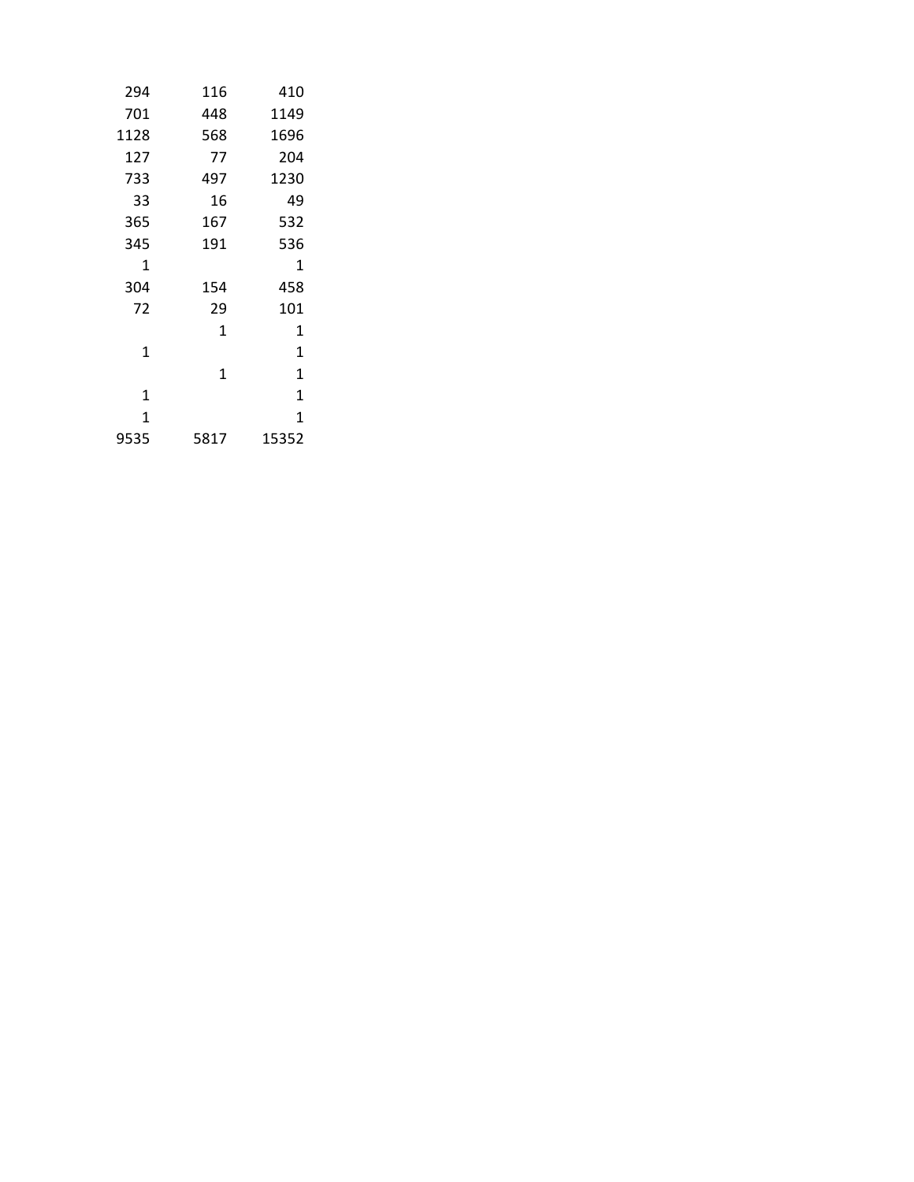| | | |
|---|---|---|
| 294 | 116 | 410 |
| 701 | 448 | 1149 |
| 1128 | 568 | 1696 |
| 127 | 77 | 204 |
| 733 | 497 | 1230 |
| 33 | 16 | 49 |
| 365 | 167 | 532 |
| 345 | 191 | 536 |
| 1 | | 1 |
| 304 | 154 | 458 |
| 72 | 29 | 101 |
| | 1 | 1 |
| 1 | | 1 |
| | 1 | 1 |
| 1 | | 1 |
| 1 | | 1 |
| 9535 | 5817 | 15352 |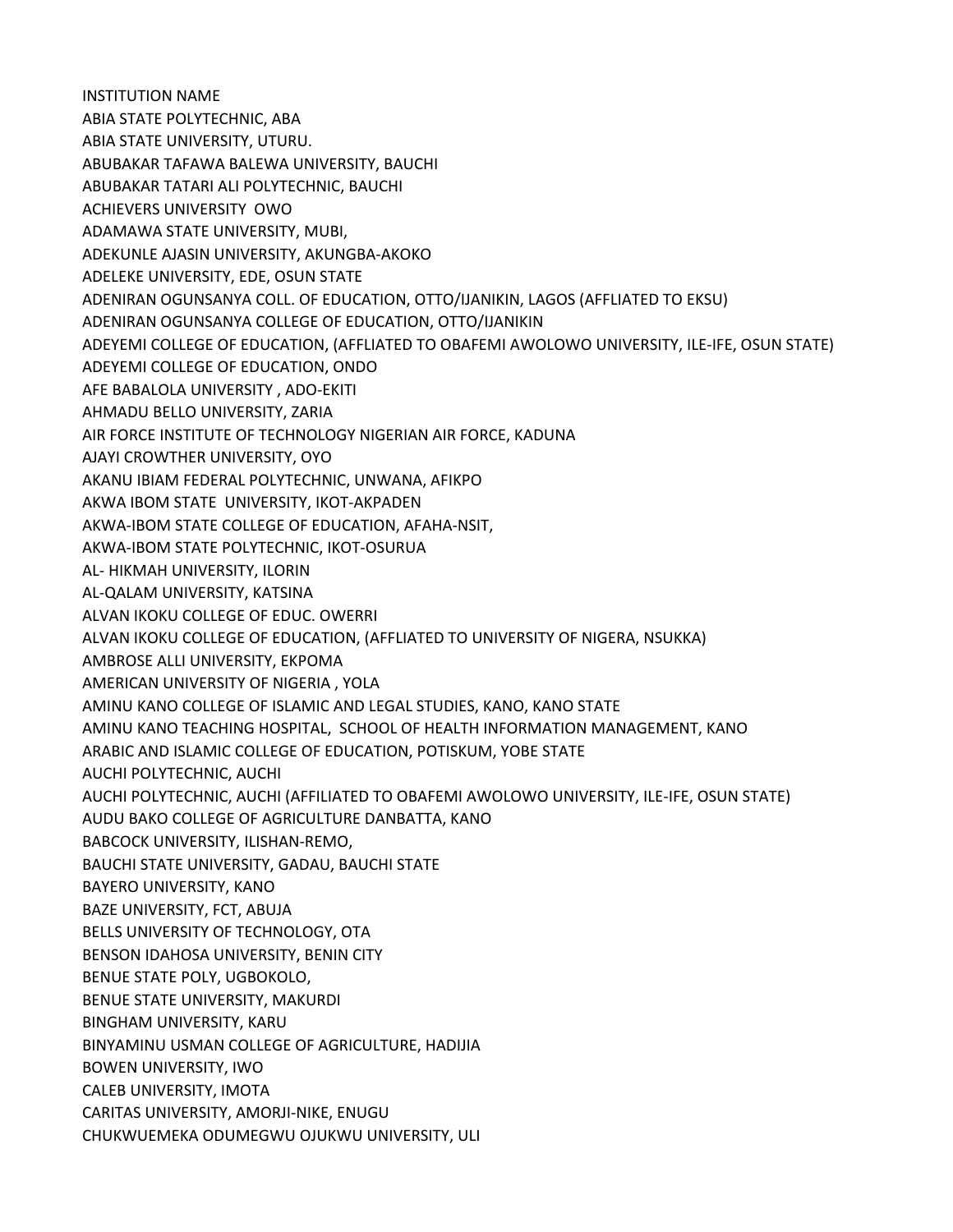INSTITUTION NAME

ABIA STATE POLYTECHNIC, ABA

ABIA STATE UNIVERSITY, UTURU.

ABUBAKAR TAFAWA BALEWA UNIVERSITY, BAUCHI

ABUBAKAR TATARI ALI POLYTECHNIC, BAUCHI

ACHIEVERS UNIVERSITY OWO

ADAMAWA STATE UNIVERSITY, MUBI,

ADEKUNLE AJASIN UNIVERSITY, AKUNGBA-AKOKO

ADELEKE UNIVERSITY, EDE, OSUN STATE

ADENIRAN OGUNSANYA COLL. OF EDUCATION, OTTO/IJANIKIN, LAGOS (AFFLIATED TO EKSU)

ADENIRAN OGUNSANYA COLLEGE OF EDUCATION, OTTO/IJANIKIN

ADEYEMI COLLEGE OF EDUCATION, (AFFLIATED TO OBAFEMI AWOLOWO UNIVERSITY, ILE-IFE, OSUN STATE)

ADEYEMI COLLEGE OF EDUCATION, ONDO

AFE BABALOLA UNIVERSITY , ADO-EKITI

AHMADU BELLO UNIVERSITY, ZARIA

AIR FORCE INSTITUTE OF TECHNOLOGY NIGERIAN AIR FORCE, KADUNA

AJAYI CROWTHER UNIVERSITY, OYO

AKANU IBIAM FEDERAL POLYTECHNIC, UNWANA, AFIKPO

AKWA IBOM STATE UNIVERSITY, IKOT-AKPADEN

AKWA-IBOM STATE COLLEGE OF EDUCATION, AFAHA-NSIT,

AKWA-IBOM STATE POLYTECHNIC, IKOT-OSURUA

AL- HIKMAH UNIVERSITY, ILORIN

AL-QALAM UNIVERSITY, KATSINA

ALVAN IKOKU COLLEGE OF EDUC. OWERRI

ALVAN IKOKU COLLEGE OF EDUCATION, (AFFLIATED TO UNIVERSITY OF NIGERA, NSUKKA)

AMBROSE ALLI UNIVERSITY, EKPOMA

AMERICAN UNIVERSITY OF NIGERIA , YOLA

AMINU KANO COLLEGE OF ISLAMIC AND LEGAL STUDIES, KANO, KANO STATE

AMINU KANO TEACHING HOSPITAL, SCHOOL OF HEALTH INFORMATION MANAGEMENT, KANO

ARABIC AND ISLAMIC COLLEGE OF EDUCATION, POTISKUM, YOBE STATE

AUCHI POLYTECHNIC, AUCHI

AUCHI POLYTECHNIC, AUCHI (AFFILIATED TO OBAFEMI AWOLOWO UNIVERSITY, ILE-IFE, OSUN STATE)

AUDU BAKO COLLEGE OF AGRICULTURE DANBATTA, KANO

BABCOCK UNIVERSITY, ILISHAN-REMO,

BAUCHI STATE UNIVERSITY, GADAU, BAUCHI STATE

BAYERO UNIVERSITY, KANO

BAZE UNIVERSITY, FCT, ABUJA

BELLS UNIVERSITY OF TECHNOLOGY, OTA

BENSON IDAHOSA UNIVERSITY, BENIN CITY

BENUE STATE POLY, UGBOKOLO,

BENUE STATE UNIVERSITY, MAKURDI

BINGHAM UNIVERSITY, KARU

BINYAMINU USMAN COLLEGE OF AGRICULTURE, HADIJIA

BOWEN UNIVERSITY, IWO

CALEB UNIVERSITY, IMOTA

CARITAS UNIVERSITY, AMORJI-NIKE, ENUGU

CHUKWUEMEKA ODUMEGWU OJUKWU UNIVERSITY, ULI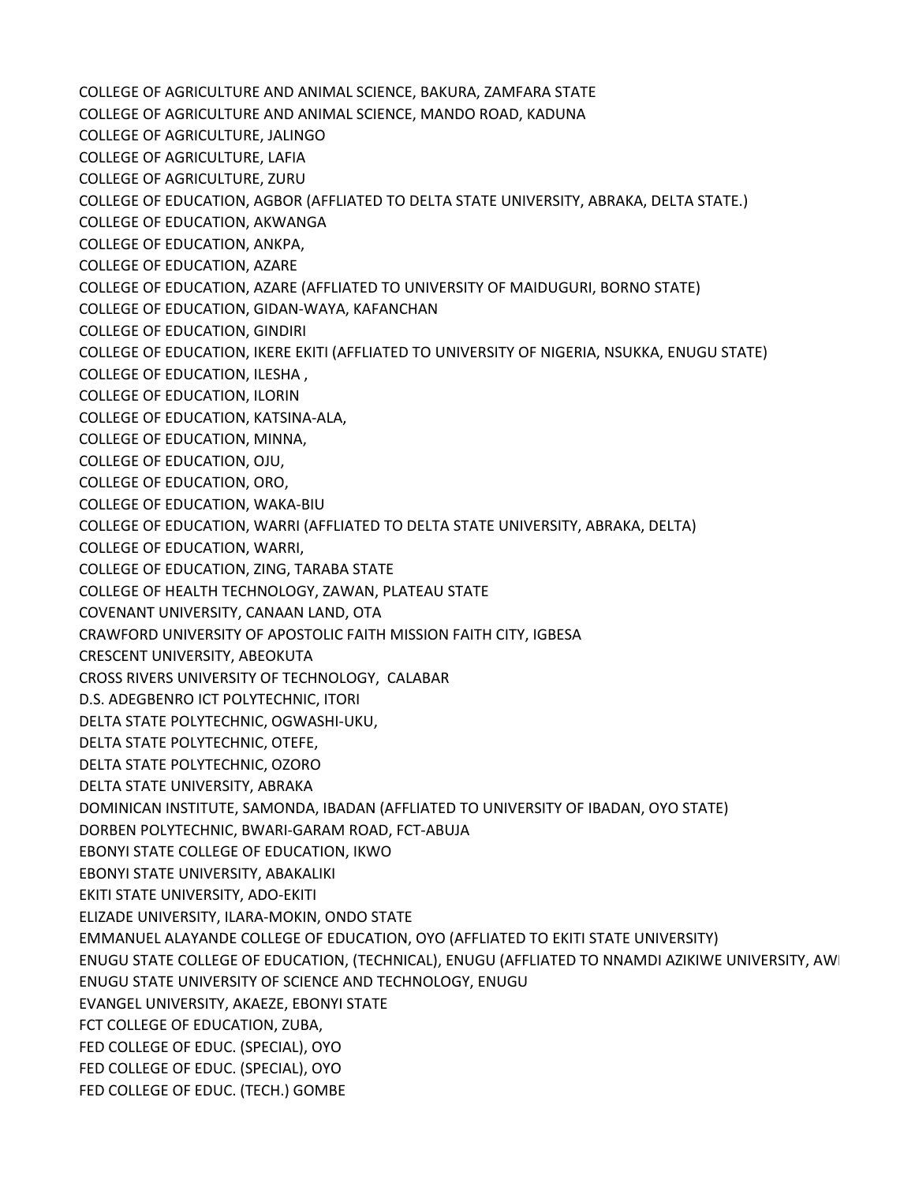COLLEGE OF AGRICULTURE AND ANIMAL SCIENCE, BAKURA, ZAMFARA STATE
COLLEGE OF AGRICULTURE AND ANIMAL SCIENCE, MANDO ROAD, KADUNA
COLLEGE OF AGRICULTURE, JALINGO
COLLEGE OF AGRICULTURE, LAFIA
COLLEGE OF AGRICULTURE, ZURU
COLLEGE OF EDUCATION, AGBOR (AFFLIATED TO DELTA STATE UNIVERSITY, ABRAKA, DELTA STATE.)
COLLEGE OF EDUCATION, AKWANGA
COLLEGE OF EDUCATION, ANKPA,
COLLEGE OF EDUCATION, AZARE
COLLEGE OF EDUCATION, AZARE (AFFLIATED TO UNIVERSITY OF MAIDUGURI, BORNO STATE)
COLLEGE OF EDUCATION, GIDAN-WAYA, KAFANCHAN
COLLEGE OF EDUCATION, GINDIRI
COLLEGE OF EDUCATION, IKERE EKITI (AFFLIATED TO UNIVERSITY OF NIGERIA, NSUKKA, ENUGU STATE)
COLLEGE OF EDUCATION, ILESHA ,
COLLEGE OF EDUCATION, ILORIN
COLLEGE OF EDUCATION, KATSINA-ALA,
COLLEGE OF EDUCATION, MINNA,
COLLEGE OF EDUCATION, OJU,
COLLEGE OF EDUCATION, ORO,
COLLEGE OF EDUCATION, WAKA-BIU
COLLEGE OF EDUCATION, WARRI (AFFLIATED TO DELTA STATE UNIVERSITY, ABRAKA, DELTA)
COLLEGE OF EDUCATION, WARRI,
COLLEGE OF EDUCATION, ZING, TARABA STATE
COLLEGE OF HEALTH TECHNOLOGY, ZAWAN, PLATEAU STATE
COVENANT UNIVERSITY, CANAAN LAND, OTA
CRAWFORD UNIVERSITY OF APOSTOLIC FAITH MISSION FAITH CITY, IGBESA
CRESCENT UNIVERSITY, ABEOKUTA
CROSS RIVERS UNIVERSITY OF TECHNOLOGY, CALABAR
D.S. ADEGBENRO ICT POLYTECHNIC, ITORI
DELTA STATE POLYTECHNIC, OGWASHI-UKU,
DELTA STATE POLYTECHNIC, OTEFE,
DELTA STATE POLYTECHNIC, OZORO
DELTA STATE UNIVERSITY, ABRAKA
DOMINICAN INSTITUTE, SAMONDA, IBADAN (AFFLIATED TO UNIVERSITY OF IBADAN, OYO STATE)
DORBEN POLYTECHNIC, BWARI-GARAM ROAD, FCT-ABUJA
EBONYI STATE COLLEGE OF EDUCATION, IKWO
EBONYI STATE UNIVERSITY, ABAKALIKI
EKITI STATE UNIVERSITY, ADO-EKITI
ELIZADE UNIVERSITY, ILARA-MOKIN, ONDO STATE
EMMANUEL ALAYANDE COLLEGE OF EDUCATION, OYO (AFFLIATED TO EKITI STATE UNIVERSITY)
ENUGU STATE COLLEGE OF EDUCATION, (TECHNICAL), ENUGU (AFFLIATED TO NNAMDI AZIKIWE UNIVERSITY, AWI
ENUGU STATE UNIVERSITY OF SCIENCE AND TECHNOLOGY, ENUGU
EVANGEL UNIVERSITY, AKAEZE, EBONYI STATE
FCT COLLEGE OF EDUCATION, ZUBA,
FED COLLEGE OF EDUC. (SPECIAL), OYO
FED COLLEGE OF EDUC. (SPECIAL), OYO
FED COLLEGE OF EDUC. (TECH.) GOMBE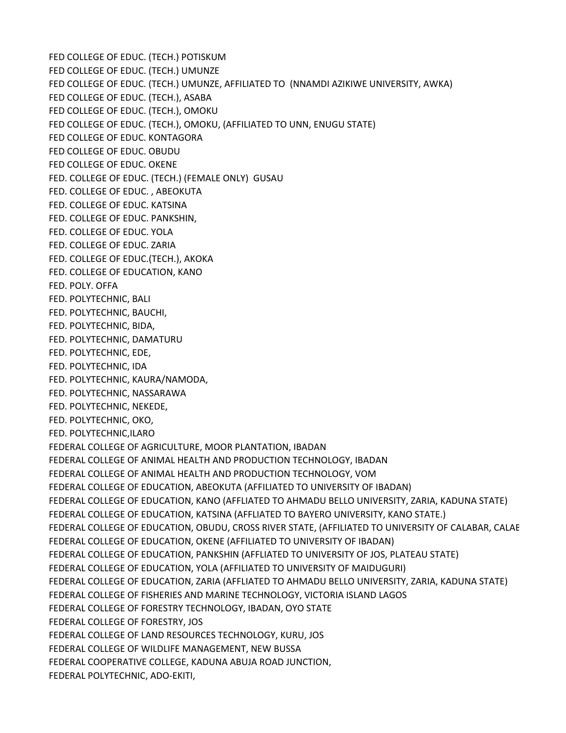FED COLLEGE OF EDUC. (TECH.) POTISKUM
FED COLLEGE OF EDUC. (TECH.) UMUNZE
FED COLLEGE OF EDUC. (TECH.) UMUNZE, AFFILIATED TO (NNAMDI AZIKIWE UNIVERSITY, AWKA)
FED COLLEGE OF EDUC. (TECH.), ASABA
FED COLLEGE OF EDUC. (TECH.), OMOKU
FED COLLEGE OF EDUC. (TECH.), OMOKU, (AFFILIATED TO UNN, ENUGU STATE)
FED COLLEGE OF EDUC. KONTAGORA
FED COLLEGE OF EDUC. OBUDU
FED COLLEGE OF EDUC. OKENE
FED. COLLEGE OF EDUC. (TECH.) (FEMALE ONLY) GUSAU
FED. COLLEGE OF EDUC. , ABEOKUTA
FED. COLLEGE OF EDUC. KATSINA
FED. COLLEGE OF EDUC. PANKSHIN,
FED. COLLEGE OF EDUC. YOLA
FED. COLLEGE OF EDUC. ZARIA
FED. COLLEGE OF EDUC.(TECH.), AKOKA
FED. COLLEGE OF EDUCATION, KANO
FED. POLY. OFFA
FED. POLYTECHNIC, BALI
FED. POLYTECHNIC, BAUCHI,
FED. POLYTECHNIC, BIDA,
FED. POLYTECHNIC, DAMATURU
FED. POLYTECHNIC, EDE,
FED. POLYTECHNIC, IDA
FED. POLYTECHNIC, KAURA/NAMODA,
FED. POLYTECHNIC, NASSARAWA
FED. POLYTECHNIC, NEKEDE,
FED. POLYTECHNIC, OKO,
FED. POLYTECHNIC,ILARO
FEDERAL COLLEGE OF AGRICULTURE, MOOR PLANTATION, IBADAN
FEDERAL COLLEGE OF ANIMAL HEALTH AND PRODUCTION TECHNOLOGY, IBADAN
FEDERAL COLLEGE OF ANIMAL HEALTH AND PRODUCTION TECHNOLOGY, VOM
FEDERAL COLLEGE OF EDUCATION, ABEOKUTA (AFFILIATED TO UNIVERSITY OF IBADAN)
FEDERAL COLLEGE OF EDUCATION, KANO (AFFLIATED TO AHMADU BELLO UNIVERSITY, ZARIA, KADUNA STATE)
FEDERAL COLLEGE OF EDUCATION, KATSINA (AFFLIATED TO BAYERO UNIVERSITY, KANO STATE.)
FEDERAL COLLEGE OF EDUCATION, OBUDU, CROSS RIVER STATE, (AFFILIATED TO UNIVERSITY OF CALABAR, CALAE
FEDERAL COLLEGE OF EDUCATION, OKENE (AFFILIATED TO UNIVERSITY OF IBADAN)
FEDERAL COLLEGE OF EDUCATION, PANKSHIN (AFFLIATED TO UNIVERSITY OF JOS, PLATEAU STATE)
FEDERAL COLLEGE OF EDUCATION, YOLA (AFFILIATED TO UNIVERSITY OF MAIDUGURI)
FEDERAL COLLEGE OF EDUCATION, ZARIA (AFFLIATED TO AHMADU BELLO UNIVERSITY, ZARIA, KADUNA STATE)
FEDERAL COLLEGE OF FISHERIES AND MARINE TECHNOLOGY, VICTORIA ISLAND LAGOS
FEDERAL COLLEGE OF FORESTRY TECHNOLOGY, IBADAN, OYO STATE
FEDERAL COLLEGE OF FORESTRY, JOS
FEDERAL COLLEGE OF LAND RESOURCES TECHNOLOGY, KURU, JOS
FEDERAL COLLEGE OF WILDLIFE MANAGEMENT, NEW BUSSA
FEDERAL COOPERATIVE COLLEGE, KADUNA ABUJA ROAD JUNCTION,
FEDERAL POLYTECHNIC, ADO-EKITI,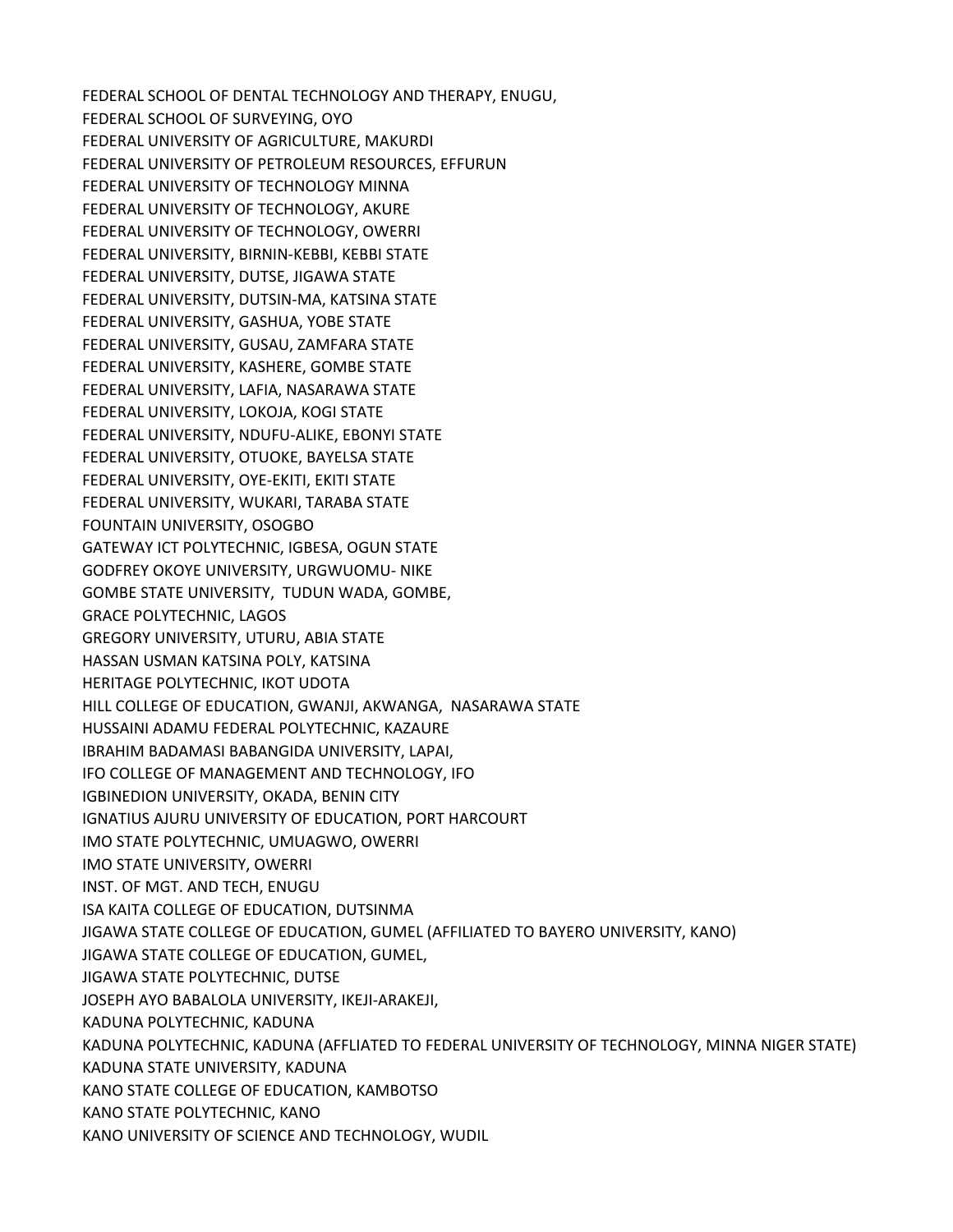FEDERAL SCHOOL OF DENTAL TECHNOLOGY AND THERAPY, ENUGU,
FEDERAL SCHOOL OF SURVEYING, OYO
FEDERAL UNIVERSITY OF AGRICULTURE, MAKURDI
FEDERAL UNIVERSITY OF PETROLEUM RESOURCES, EFFURUN
FEDERAL UNIVERSITY OF TECHNOLOGY MINNA
FEDERAL UNIVERSITY OF TECHNOLOGY, AKURE
FEDERAL UNIVERSITY OF TECHNOLOGY, OWERRI
FEDERAL UNIVERSITY, BIRNIN-KEBBI, KEBBI STATE
FEDERAL UNIVERSITY, DUTSE, JIGAWA STATE
FEDERAL UNIVERSITY, DUTSIN-MA, KATSINA STATE
FEDERAL UNIVERSITY, GASHUA, YOBE STATE
FEDERAL UNIVERSITY, GUSAU, ZAMFARA STATE
FEDERAL UNIVERSITY, KASHERE, GOMBE STATE
FEDERAL UNIVERSITY, LAFIA, NASARAWA STATE
FEDERAL UNIVERSITY, LOKOJA, KOGI STATE
FEDERAL UNIVERSITY, NDUFU-ALIKE, EBONYI STATE
FEDERAL UNIVERSITY, OTUOKE, BAYELSA STATE
FEDERAL UNIVERSITY, OYE-EKITI, EKITI STATE
FEDERAL UNIVERSITY, WUKARI, TARABA STATE
FOUNTAIN UNIVERSITY, OSOGBO
GATEWAY ICT POLYTECHNIC, IGBESA, OGUN STATE
GODFREY OKOYE UNIVERSITY, URGWUOMU- NIKE
GOMBE STATE UNIVERSITY, TUDUN WADA, GOMBE,
GRACE POLYTECHNIC, LAGOS
GREGORY UNIVERSITY, UTURU, ABIA STATE
HASSAN USMAN KATSINA POLY, KATSINA
HERITAGE POLYTECHNIC, IKOT UDOTA
HILL COLLEGE OF EDUCATION, GWANJI, AKWANGA, NASARAWA STATE
HUSSAINI ADAMU FEDERAL POLYTECHNIC, KAZAURE
IBRAHIM BADAMASI BABANGIDA UNIVERSITY, LAPAI,
IFO COLLEGE OF MANAGEMENT AND TECHNOLOGY, IFO
IGBINEDION UNIVERSITY, OKADA, BENIN CITY
IGNATIUS AJURU UNIVERSITY OF EDUCATION, PORT HARCOURT
IMO STATE POLYTECHNIC, UMUAGWO, OWERRI
IMO STATE UNIVERSITY, OWERRI
INST. OF MGT. AND TECH, ENUGU
ISA KAITA COLLEGE OF EDUCATION, DUTSINMA
JIGAWA STATE COLLEGE OF EDUCATION, GUMEL (AFFILIATED TO BAYERO UNIVERSITY, KANO)
JIGAWA STATE COLLEGE OF EDUCATION, GUMEL,
JIGAWA STATE POLYTECHNIC, DUTSE
JOSEPH AYO BABALOLA UNIVERSITY, IKEJI-ARAKEJI,
KADUNA POLYTECHNIC, KADUNA
KADUNA POLYTECHNIC, KADUNA (AFFLIATED TO FEDERAL UNIVERSITY OF TECHNOLOGY, MINNA NIGER STATE)
KADUNA STATE UNIVERSITY, KADUNA
KANO STATE COLLEGE OF EDUCATION, KAMBOTSO
KANO STATE POLYTECHNIC, KANO
KANO UNIVERSITY OF SCIENCE AND TECHNOLOGY, WUDIL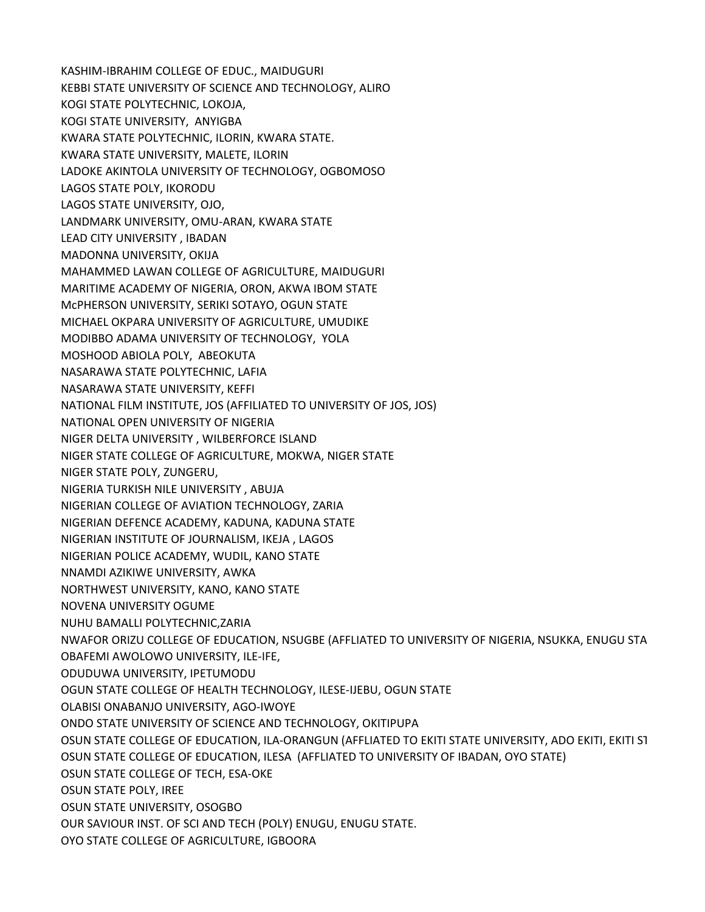KASHIM-IBRAHIM COLLEGE OF EDUC., MAIDUGURI
KEBBI STATE UNIVERSITY OF SCIENCE AND TECHNOLOGY, ALIRO
KOGI STATE POLYTECHNIC, LOKOJA,
KOGI STATE UNIVERSITY, ANYIGBA
KWARA STATE POLYTECHNIC, ILORIN, KWARA STATE.
KWARA STATE UNIVERSITY, MALETE, ILORIN
LADOKE AKINTOLA UNIVERSITY OF TECHNOLOGY, OGBOMOSO
LAGOS STATE POLY, IKORODU
LAGOS STATE UNIVERSITY, OJO,
LANDMARK UNIVERSITY, OMU-ARAN, KWARA STATE
LEAD CITY UNIVERSITY , IBADAN
MADONNA UNIVERSITY, OKIJA
MAHAMMED LAWAN COLLEGE OF AGRICULTURE, MAIDUGURI
MARITIME ACADEMY OF NIGERIA, ORON, AKWA IBOM STATE
McPHERSON UNIVERSITY, SERIKI SOTAYO, OGUN STATE
MICHAEL OKPARA UNIVERSITY OF AGRICULTURE, UMUDIKE
MODIBBO ADAMA UNIVERSITY OF TECHNOLOGY, YOLA
MOSHOOD ABIOLA POLY, ABEOKUTA
NASARAWA STATE POLYTECHNIC, LAFIA
NASARAWA STATE UNIVERSITY, KEFFI
NATIONAL FILM INSTITUTE, JOS (AFFILIATED TO UNIVERSITY OF JOS, JOS)
NATIONAL OPEN UNIVERSITY OF NIGERIA
NIGER DELTA UNIVERSITY , WILBERFORCE ISLAND
NIGER STATE COLLEGE OF AGRICULTURE, MOKWA, NIGER STATE
NIGER STATE POLY, ZUNGERU,
NIGERIA TURKISH NILE UNIVERSITY , ABUJA
NIGERIAN COLLEGE OF AVIATION TECHNOLOGY, ZARIA
NIGERIAN DEFENCE ACADEMY, KADUNA, KADUNA STATE
NIGERIAN INSTITUTE OF JOURNALISM, IKEJA , LAGOS
NIGERIAN POLICE ACADEMY, WUDIL, KANO STATE
NNAMDI AZIKIWE UNIVERSITY, AWKA
NORTHWEST UNIVERSITY, KANO, KANO STATE
NOVENA UNIVERSITY OGUME
NUHU BAMALLI POLYTECHNIC,ZARIA
NWAFOR ORIZU COLLEGE OF EDUCATION, NSUGBE (AFFLIATED TO UNIVERSITY OF NIGERIA, NSUKKA, ENUGU STA
OBAFEMI AWOLOWO UNIVERSITY, ILE-IFE,
ODUDUWA UNIVERSITY, IPETUMODU
OGUN STATE COLLEGE OF HEALTH TECHNOLOGY, ILESE-IJEBU, OGUN STATE
OLABISI ONABANJO UNIVERSITY, AGO-IWOYE
ONDO STATE UNIVERSITY OF SCIENCE AND TECHNOLOGY, OKITIPUPA
OSUN STATE COLLEGE OF EDUCATION, ILA-ORANGUN (AFFLIATED TO EKITI STATE UNIVERSITY, ADO EKITI, EKITI ST
OSUN STATE COLLEGE OF EDUCATION, ILESA (AFFLIATED TO UNIVERSITY OF IBADAN, OYO STATE)
OSUN STATE COLLEGE OF TECH, ESA-OKE
OSUN STATE POLY, IREE
OSUN STATE UNIVERSITY, OSOGBO
OUR SAVIOUR INST. OF SCI AND TECH (POLY) ENUGU, ENUGU STATE.
OYO STATE COLLEGE OF AGRICULTURE, IGBOORA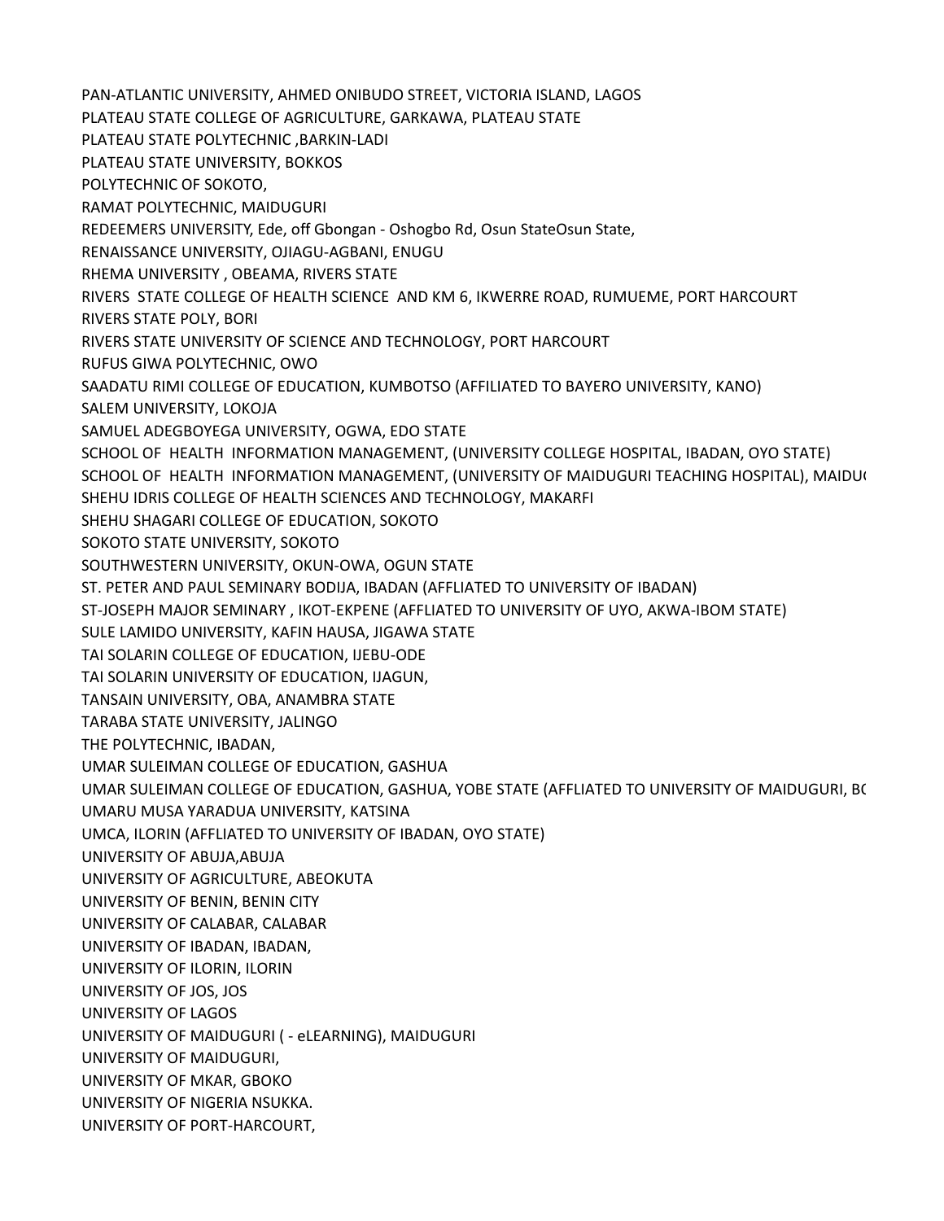PAN-ATLANTIC UNIVERSITY, AHMED ONIBUDO STREET, VICTORIA ISLAND, LAGOS
PLATEAU STATE COLLEGE OF AGRICULTURE, GARKAWA, PLATEAU STATE
PLATEAU STATE POLYTECHNIC ,BARKIN-LADI
PLATEAU STATE UNIVERSITY, BOKKOS
POLYTECHNIC OF SOKOTO,
RAMAT POLYTECHNIC, MAIDUGURI
REDEEMERS UNIVERSITY, Ede, off Gbongan - Oshogbo Rd, Osun StateOsun State,
RENAISSANCE UNIVERSITY, OJIAGU-AGBANI, ENUGU
RHEMA UNIVERSITY , OBEAMA, RIVERS STATE
RIVERS  STATE COLLEGE OF HEALTH SCIENCE  AND KM 6, IKWERRE ROAD, RUMUEME, PORT HARCOURT
RIVERS STATE POLY, BORI
RIVERS STATE UNIVERSITY OF SCIENCE AND TECHNOLOGY, PORT HARCOURT
RUFUS GIWA POLYTECHNIC, OWO
SAADATU RIMI COLLEGE OF EDUCATION, KUMBOTSO (AFFILIATED TO BAYERO UNIVERSITY, KANO)
SALEM UNIVERSITY, LOKOJA
SAMUEL ADEGBOYEGA UNIVERSITY, OGWA, EDO STATE
SCHOOL OF  HEALTH  INFORMATION MANAGEMENT, (UNIVERSITY COLLEGE HOSPITAL, IBADAN, OYO STATE)
SCHOOL OF  HEALTH  INFORMATION MANAGEMENT, (UNIVERSITY OF MAIDUGURI TEACHING HOSPITAL), MAIDU(
SHEHU IDRIS COLLEGE OF HEALTH SCIENCES AND TECHNOLOGY, MAKARFI
SHEHU SHAGARI COLLEGE OF EDUCATION, SOKOTO
SOKOTO STATE UNIVERSITY, SOKOTO
SOUTHWESTERN UNIVERSITY, OKUN-OWA, OGUN STATE
ST. PETER AND PAUL SEMINARY BODIJA, IBADAN (AFFLIATED TO UNIVERSITY OF IBADAN)
ST-JOSEPH MAJOR SEMINARY , IKOT-EKPENE (AFFLIATED TO UNIVERSITY OF UYO, AKWA-IBOM STATE)
SULE LAMIDO UNIVERSITY, KAFIN HAUSA, JIGAWA STATE
TAI SOLARIN COLLEGE OF EDUCATION, IJEBU-ODE
TAI SOLARIN UNIVERSITY OF EDUCATION, IJAGUN,
TANSAIN UNIVERSITY, OBA, ANAMBRA STATE
TARABA STATE UNIVERSITY, JALINGO
THE POLYTECHNIC, IBADAN,
UMAR SULEIMAN COLLEGE OF EDUCATION, GASHUA
UMAR SULEIMAN COLLEGE OF EDUCATION, GASHUA, YOBE STATE (AFFLIATED TO UNIVERSITY OF MAIDUGURI, B(
UMARU MUSA YARADUA UNIVERSITY, KATSINA
UMCA, ILORIN (AFFLIATED TO UNIVERSITY OF IBADAN, OYO STATE)
UNIVERSITY OF ABUJA,ABUJA
UNIVERSITY OF AGRICULTURE, ABEOKUTA
UNIVERSITY OF BENIN, BENIN CITY
UNIVERSITY OF CALABAR, CALABAR
UNIVERSITY OF IBADAN, IBADAN,
UNIVERSITY OF ILORIN, ILORIN
UNIVERSITY OF JOS, JOS
UNIVERSITY OF LAGOS
UNIVERSITY OF MAIDUGURI ( - eLEARNING), MAIDUGURI
UNIVERSITY OF MAIDUGURI,
UNIVERSITY OF MKAR, GBOKO
UNIVERSITY OF NIGERIA NSUKKA.
UNIVERSITY OF PORT-HARCOURT,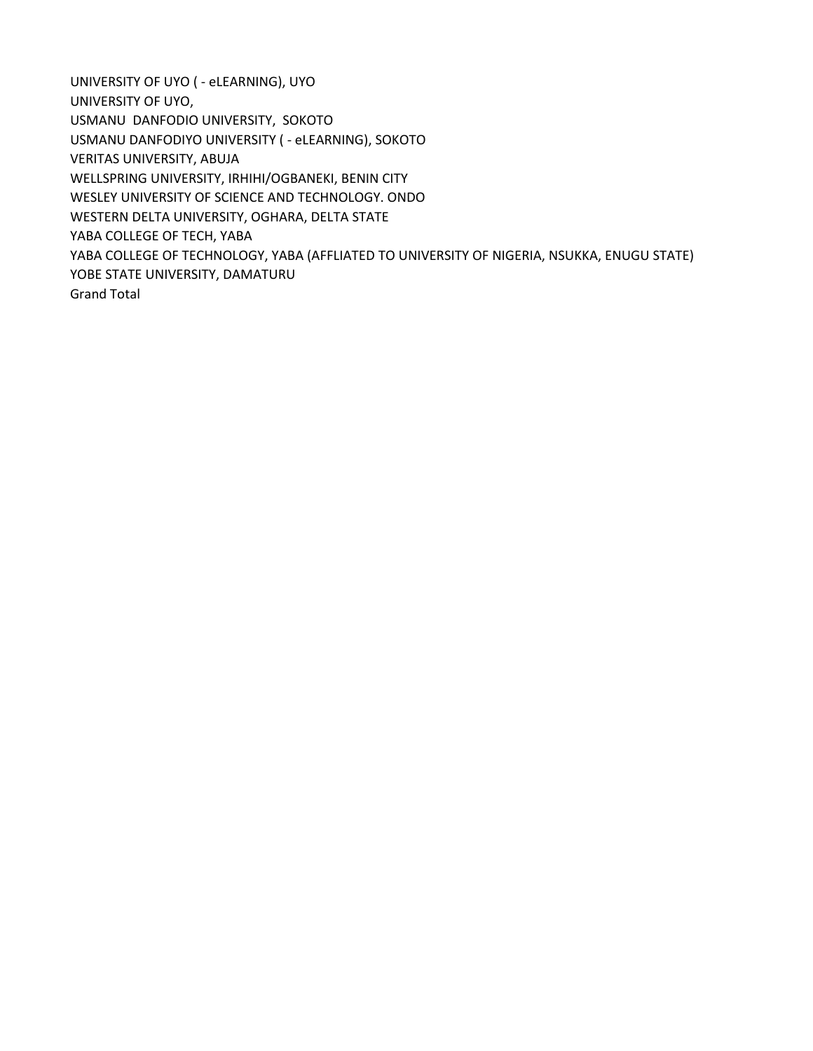UNIVERSITY OF UYO ( - eLEARNING), UYO
UNIVERSITY OF UYO,
USMANU  DANFODIO UNIVERSITY,  SOKOTO
USMANU DANFODIYO UNIVERSITY ( - eLEARNING), SOKOTO
VERITAS UNIVERSITY, ABUJA
WELLSPRING UNIVERSITY, IRHIHI/OGBANEKI, BENIN CITY
WESLEY UNIVERSITY OF SCIENCE AND TECHNOLOGY. ONDO
WESTERN DELTA UNIVERSITY, OGHARA, DELTA STATE
YABA COLLEGE OF TECH, YABA
YABA COLLEGE OF TECHNOLOGY, YABA (AFFLIATED TO UNIVERSITY OF NIGERIA, NSUKKA, ENUGU STATE)
YOBE STATE UNIVERSITY, DAMATURU
Grand Total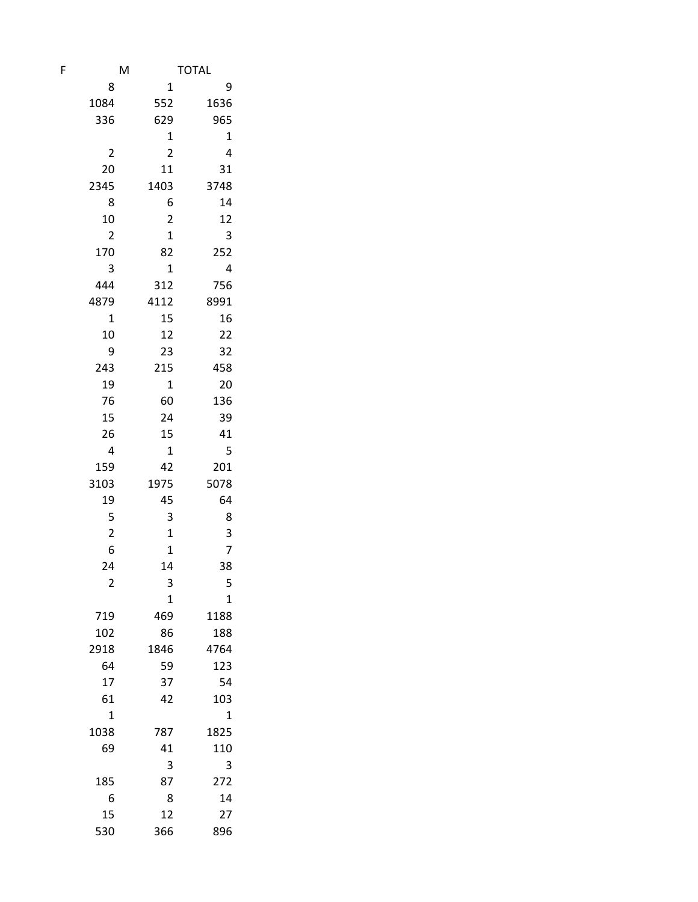| F | M | TOTAL |
|---|---|---|
| 8 | 1 | 9 |
| 1084 | 552 | 1636 |
| 336 | 629 | 965 |
| | 1 | 1 |
| 2 | 2 | 4 |
| 20 | 11 | 31 |
| 2345 | 1403 | 3748 |
| 8 | 6 | 14 |
| 10 | 2 | 12 |
| 2 | 1 | 3 |
| 170 | 82 | 252 |
| 3 | 1 | 4 |
| 444 | 312 | 756 |
| 4879 | 4112 | 8991 |
| 1 | 15 | 16 |
| 10 | 12 | 22 |
| 9 | 23 | 32 |
| 243 | 215 | 458 |
| 19 | 1 | 20 |
| 76 | 60 | 136 |
| 15 | 24 | 39 |
| 26 | 15 | 41 |
| 4 | 1 | 5 |
| 159 | 42 | 201 |
| 3103 | 1975 | 5078 |
| 19 | 45 | 64 |
| 5 | 3 | 8 |
| 2 | 1 | 3 |
| 6 | 1 | 7 |
| 24 | 14 | 38 |
| 2 | 3 | 5 |
| | 1 | 1 |
| 719 | 469 | 1188 |
| 102 | 86 | 188 |
| 2918 | 1846 | 4764 |
| 64 | 59 | 123 |
| 17 | 37 | 54 |
| 61 | 42 | 103 |
| 1 | | 1 |
| 1038 | 787 | 1825 |
| 69 | 41 | 110 |
| | 3 | 3 |
| 185 | 87 | 272 |
| 6 | 8 | 14 |
| 15 | 12 | 27 |
| 530 | 366 | 896 |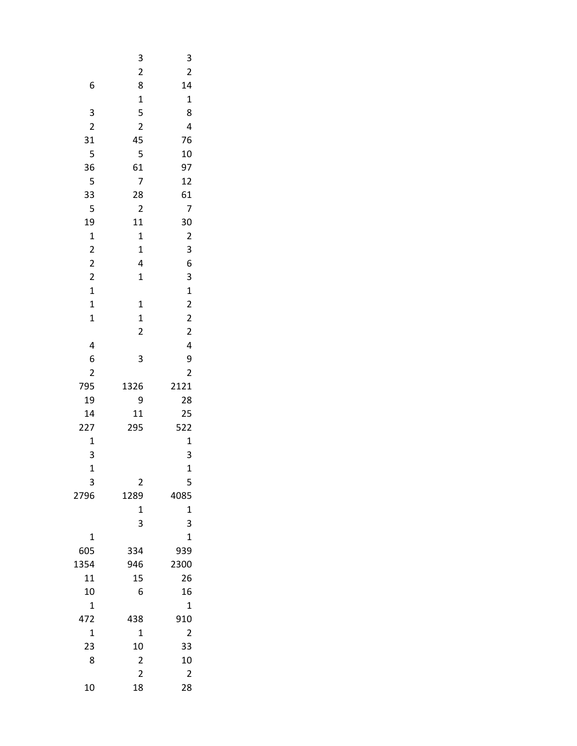| | | |
|---|---|---|
| | 3 | 3 |
| | 2 | 2 |
| 6 | 8 | 14 |
| | 1 | 1 |
| 3 | 5 | 8 |
| 2 | 2 | 4 |
| 31 | 45 | 76 |
| 5 | 5 | 10 |
| 36 | 61 | 97 |
| 5 | 7 | 12 |
| 33 | 28 | 61 |
| 5 | 2 | 7 |
| 19 | 11 | 30 |
| 1 | 1 | 2 |
| 2 | 1 | 3 |
| 2 | 4 | 6 |
| 2 | 1 | 3 |
| 1 | | 1 |
| 1 | 1 | 2 |
| 1 | 1 | 2 |
| | 2 | 2 |
| 4 | | 4 |
| 6 | 3 | 9 |
| 2 | | 2 |
| 795 | 1326 | 2121 |
| 19 | 9 | 28 |
| 14 | 11 | 25 |
| 227 | 295 | 522 |
| 1 | | 1 |
| 3 | | 3 |
| 1 | | 1 |
| 3 | 2 | 5 |
| 2796 | 1289 | 4085 |
| | 1 | 1 |
| | 3 | 3 |
| 1 | | 1 |
| 605 | 334 | 939 |
| 1354 | 946 | 2300 |
| 11 | 15 | 26 |
| 10 | 6 | 16 |
| 1 | | 1 |
| 472 | 438 | 910 |
| 1 | 1 | 2 |
| 23 | 10 | 33 |
| 8 | 2 | 10 |
| | 2 | 2 |
| 10 | 18 | 28 |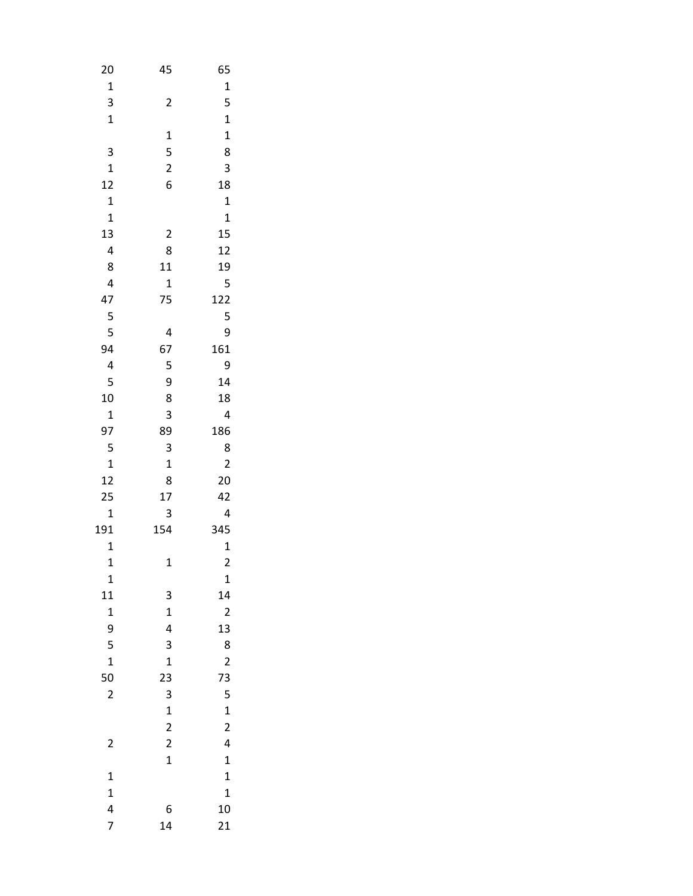| | | |
|---|---|---|
| 20 | 45 | 65 |
| 1 | | 1 |
| 3 | 2 | 5 |
| 1 | | 1 |
| | 1 | 1 |
| 3 | 5 | 8 |
| 1 | 2 | 3 |
| 12 | 6 | 18 |
| 1 | | 1 |
| 1 | | 1 |
| 13 | 2 | 15 |
| 4 | 8 | 12 |
| 8 | 11 | 19 |
| 4 | 1 | 5 |
| 47 | 75 | 122 |
| 5 | | 5 |
| 5 | 4 | 9 |
| 94 | 67 | 161 |
| 4 | 5 | 9 |
| 5 | 9 | 14 |
| 10 | 8 | 18 |
| 1 | 3 | 4 |
| 97 | 89 | 186 |
| 5 | 3 | 8 |
| 1 | 1 | 2 |
| 12 | 8 | 20 |
| 25 | 17 | 42 |
| 1 | 3 | 4 |
| 191 | 154 | 345 |
| 1 | | 1 |
| 1 | 1 | 2 |
| 1 | | 1 |
| 11 | 3 | 14 |
| 1 | 1 | 2 |
| 9 | 4 | 13 |
| 5 | 3 | 8 |
| 1 | 1 | 2 |
| 50 | 23 | 73 |
| 2 | 3 | 5 |
| | 1 | 1 |
| | 2 | 2 |
| 2 | 2 | 4 |
| | 1 | 1 |
| 1 | | 1 |
| 1 | | 1 |
| 4 | 6 | 10 |
| 7 | 14 | 21 |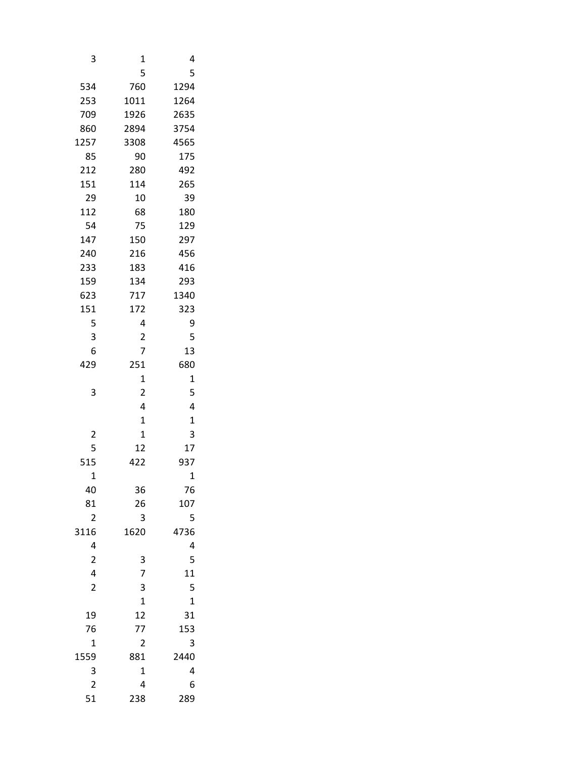| | | |
|---|---|---|
| 3 | 1 | 4 |
| | 5 | 5 |
| 534 | 760 | 1294 |
| 253 | 1011 | 1264 |
| 709 | 1926 | 2635 |
| 860 | 2894 | 3754 |
| 1257 | 3308 | 4565 |
| 85 | 90 | 175 |
| 212 | 280 | 492 |
| 151 | 114 | 265 |
| 29 | 10 | 39 |
| 112 | 68 | 180 |
| 54 | 75 | 129 |
| 147 | 150 | 297 |
| 240 | 216 | 456 |
| 233 | 183 | 416 |
| 159 | 134 | 293 |
| 623 | 717 | 1340 |
| 151 | 172 | 323 |
| 5 | 4 | 9 |
| 3 | 2 | 5 |
| 6 | 7 | 13 |
| 429 | 251 | 680 |
| | 1 | 1 |
| 3 | 2 | 5 |
| | 4 | 4 |
| | 1 | 1 |
| 2 | 1 | 3 |
| 5 | 12 | 17 |
| 515 | 422 | 937 |
| 1 | | 1 |
| 40 | 36 | 76 |
| 81 | 26 | 107 |
| 2 | 3 | 5 |
| 3116 | 1620 | 4736 |
| 4 | | 4 |
| 2 | 3 | 5 |
| 4 | 7 | 11 |
| 2 | 3 | 5 |
| | 1 | 1 |
| 19 | 12 | 31 |
| 76 | 77 | 153 |
| 1 | 2 | 3 |
| 1559 | 881 | 2440 |
| 3 | 1 | 4 |
| 2 | 4 | 6 |
| 51 | 238 | 289 |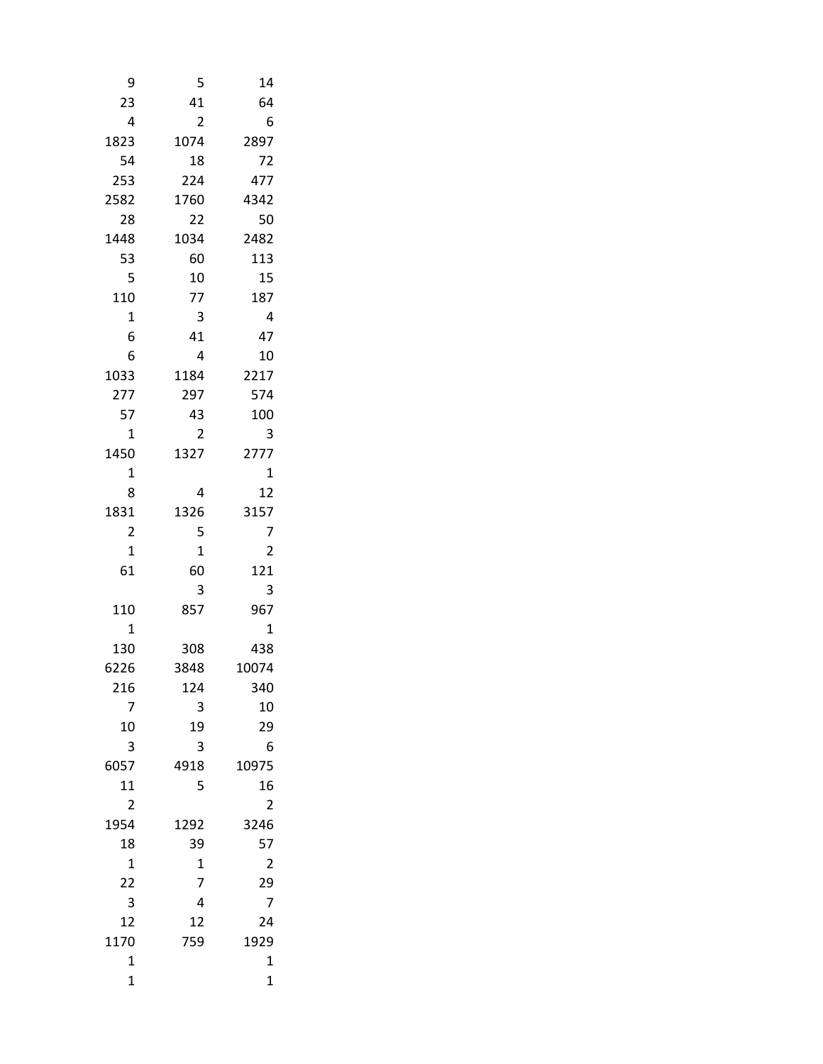| | | |
|---|---|---|
| 9 | 5 | 14 |
| 23 | 41 | 64 |
| 4 | 2 | 6 |
| 1823 | 1074 | 2897 |
| 54 | 18 | 72 |
| 253 | 224 | 477 |
| 2582 | 1760 | 4342 |
| 28 | 22 | 50 |
| 1448 | 1034 | 2482 |
| 53 | 60 | 113 |
| 5 | 10 | 15 |
| 110 | 77 | 187 |
| 1 | 3 | 4 |
| 6 | 41 | 47 |
| 6 | 4 | 10 |
| 1033 | 1184 | 2217 |
| 277 | 297 | 574 |
| 57 | 43 | 100 |
| 1 | 2 | 3 |
| 1450 | 1327 | 2777 |
| 1 | | 1 |
| 8 | 4 | 12 |
| 1831 | 1326 | 3157 |
| 2 | 5 | 7 |
| 1 | 1 | 2 |
| 61 | 60 | 121 |
| | 3 | 3 |
| 110 | 857 | 967 |
| 1 | | 1 |
| 130 | 308 | 438 |
| 6226 | 3848 | 10074 |
| 216 | 124 | 340 |
| 7 | 3 | 10 |
| 10 | 19 | 29 |
| 3 | 3 | 6 |
| 6057 | 4918 | 10975 |
| 11 | 5 | 16 |
| 2 | | 2 |
| 1954 | 1292 | 3246 |
| 18 | 39 | 57 |
| 1 | 1 | 2 |
| 22 | 7 | 29 |
| 3 | 4 | 7 |
| 12 | 12 | 24 |
| 1170 | 759 | 1929 |
| 1 | | 1 |
| 1 | | 1 |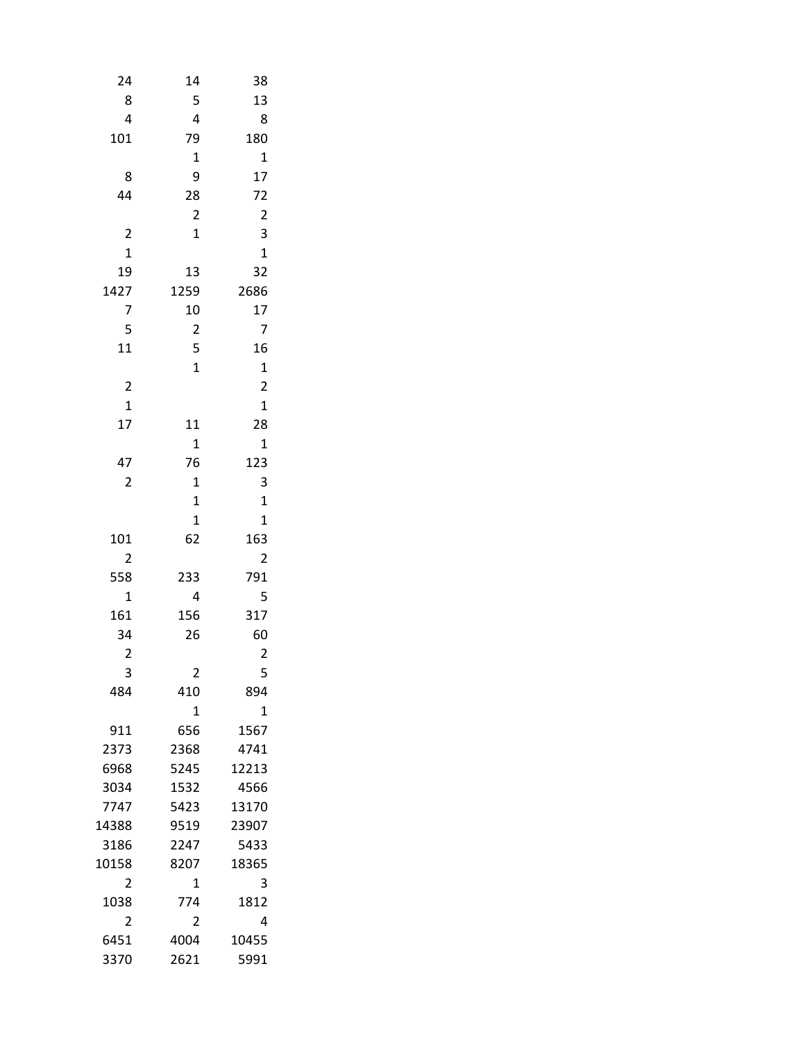| | | |
|---|---|---|
| 24 | 14 | 38 |
| 8 | 5 | 13 |
| 4 | 4 | 8 |
| 101 | 79 | 180 |
| | 1 | 1 |
| 8 | 9 | 17 |
| 44 | 28 | 72 |
| | 2 | 2 |
| 2 | 1 | 3 |
| 1 | | 1 |
| 19 | 13 | 32 |
| 1427 | 1259 | 2686 |
| 7 | 10 | 17 |
| 5 | 2 | 7 |
| 11 | 5 | 16 |
| | 1 | 1 |
| 2 | | 2 |
| 1 | | 1 |
| 17 | 11 | 28 |
| | 1 | 1 |
| 47 | 76 | 123 |
| 2 | 1 | 3 |
| | 1 | 1 |
| | 1 | 1 |
| 101 | 62 | 163 |
| 2 | | 2 |
| 558 | 233 | 791 |
| 1 | 4 | 5 |
| 161 | 156 | 317 |
| 34 | 26 | 60 |
| 2 | | 2 |
| 3 | 2 | 5 |
| 484 | 410 | 894 |
| | 1 | 1 |
| 911 | 656 | 1567 |
| 2373 | 2368 | 4741 |
| 6968 | 5245 | 12213 |
| 3034 | 1532 | 4566 |
| 7747 | 5423 | 13170 |
| 14388 | 9519 | 23907 |
| 3186 | 2247 | 5433 |
| 10158 | 8207 | 18365 |
| 2 | 1 | 3 |
| 1038 | 774 | 1812 |
| 2 | 2 | 4 |
| 6451 | 4004 | 10455 |
| 3370 | 2621 | 5991 |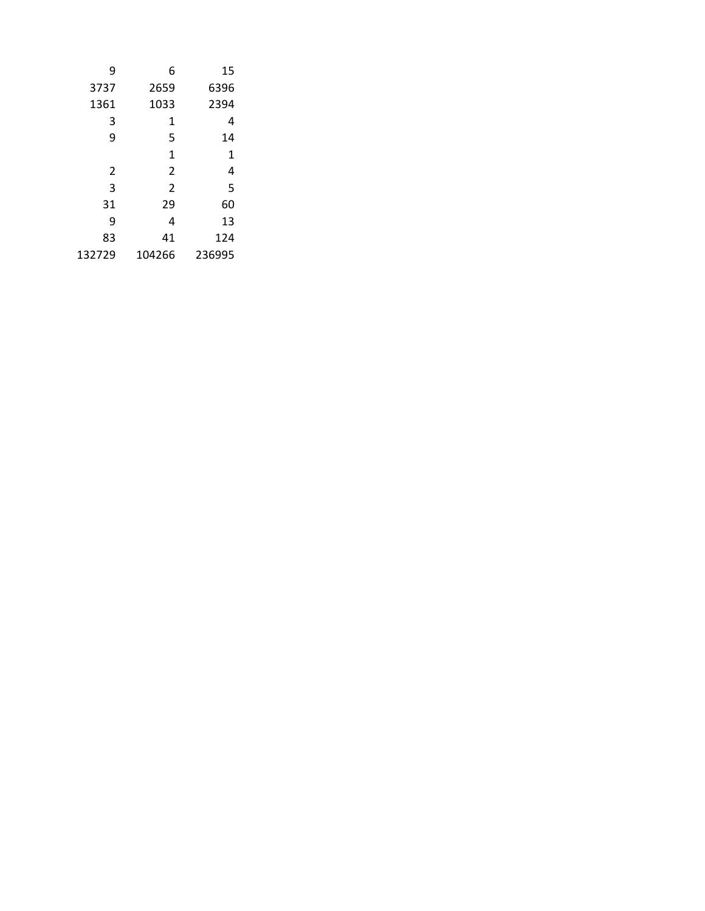| | | |
|---|---|---|
| 9 | 6 | 15 |
| 3737 | 2659 | 6396 |
| 1361 | 1033 | 2394 |
| 3 | 1 | 4 |
| 9 | 5 | 14 |
| | 1 | 1 |
| 2 | 2 | 4 |
| 3 | 2 | 5 |
| 31 | 29 | 60 |
| 9 | 4 | 13 |
| 83 | 41 | 124 |
| 132729 | 104266 | 236995 |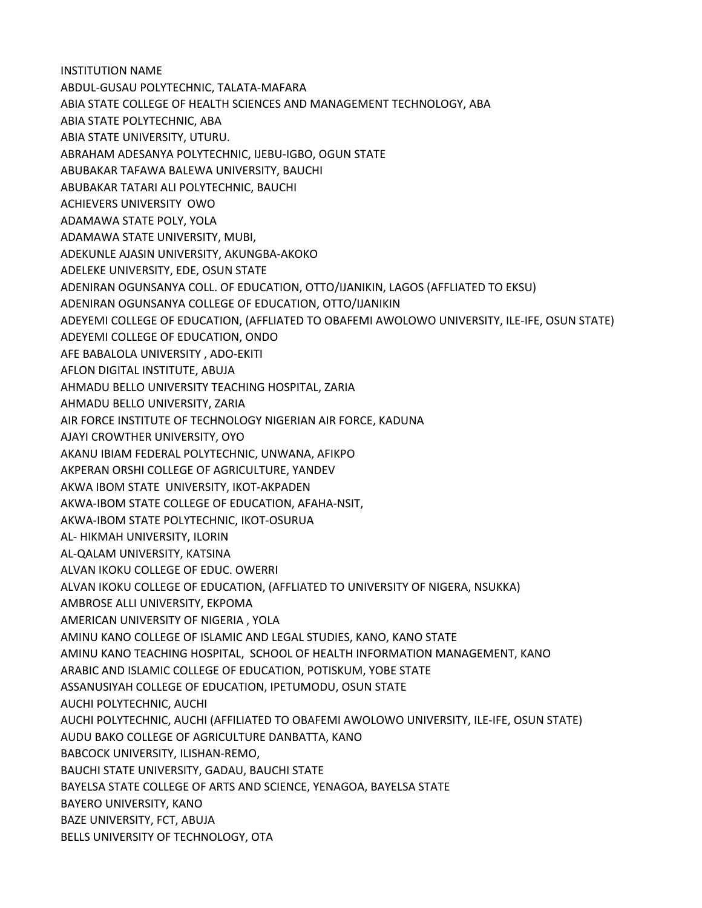INSTITUTION NAME

ABDUL-GUSAU POLYTECHNIC, TALATA-MAFARA

ABIA STATE COLLEGE OF HEALTH SCIENCES AND MANAGEMENT TECHNOLOGY, ABA

ABIA STATE POLYTECHNIC, ABA

ABIA STATE UNIVERSITY, UTURU.

ABRAHAM ADESANYA POLYTECHNIC, IJEBU-IGBO, OGUN STATE

ABUBAKAR TAFAWA BALEWA UNIVERSITY, BAUCHI

ABUBAKAR TATARI ALI POLYTECHNIC, BAUCHI

ACHIEVERS UNIVERSITY OWO

ADAMAWA STATE POLY, YOLA

ADAMAWA STATE UNIVERSITY, MUBI,

ADEKUNLE AJASIN UNIVERSITY, AKUNGBA-AKOKO

ADELEKE UNIVERSITY, EDE, OSUN STATE

ADENIRAN OGUNSANYA COLL. OF EDUCATION, OTTO/IJANIKIN, LAGOS (AFFLIATED TO EKSU)

ADENIRAN OGUNSANYA COLLEGE OF EDUCATION, OTTO/IJANIKIN

ADEYEMI COLLEGE OF EDUCATION, (AFFLIATED TO OBAFEMI AWOLOWO UNIVERSITY, ILE-IFE, OSUN STATE)

ADEYEMI COLLEGE OF EDUCATION, ONDO

AFE BABALOLA UNIVERSITY , ADO-EKITI

AFLON DIGITAL INSTITUTE, ABUJA

AHMADU BELLO UNIVERSITY TEACHING HOSPITAL, ZARIA

AHMADU BELLO UNIVERSITY, ZARIA

AIR FORCE INSTITUTE OF TECHNOLOGY NIGERIAN AIR FORCE, KADUNA

AJAYI CROWTHER UNIVERSITY, OYO

AKANU IBIAM FEDERAL POLYTECHNIC, UNWANA, AFIKPO

AKPERAN ORSHI COLLEGE OF AGRICULTURE, YANDEV

AKWA IBOM STATE UNIVERSITY, IKOT-AKPADEN

AKWA-IBOM STATE COLLEGE OF EDUCATION, AFAHA-NSIT,

AKWA-IBOM STATE POLYTECHNIC, IKOT-OSURUA

AL- HIKMAH UNIVERSITY, ILORIN

AL-QALAM UNIVERSITY, KATSINA

ALVAN IKOKU COLLEGE OF EDUC. OWERRI

ALVAN IKOKU COLLEGE OF EDUCATION, (AFFLIATED TO UNIVERSITY OF NIGERA, NSUKKA)

AMBROSE ALLI UNIVERSITY, EKPOMA

AMERICAN UNIVERSITY OF NIGERIA , YOLA

AMINU KANO COLLEGE OF ISLAMIC AND LEGAL STUDIES, KANO, KANO STATE

AMINU KANO TEACHING HOSPITAL, SCHOOL OF HEALTH INFORMATION MANAGEMENT, KANO

ARABIC AND ISLAMIC COLLEGE OF EDUCATION, POTISKUM, YOBE STATE

ASSANUSIYAH COLLEGE OF EDUCATION, IPETUMODU, OSUN STATE

AUCHI POLYTECHNIC, AUCHI

AUCHI POLYTECHNIC, AUCHI (AFFILIATED TO OBAFEMI AWOLOWO UNIVERSITY, ILE-IFE, OSUN STATE)

AUDU BAKO COLLEGE OF AGRICULTURE DANBATTA, KANO

BABCOCK UNIVERSITY, ILISHAN-REMO,

BAUCHI STATE UNIVERSITY, GADAU, BAUCHI STATE

BAYELSA STATE COLLEGE OF ARTS AND SCIENCE, YENAGOA, BAYELSA STATE

BAYERO UNIVERSITY, KANO

BAZE UNIVERSITY, FCT, ABUJA

BELLS UNIVERSITY OF TECHNOLOGY, OTA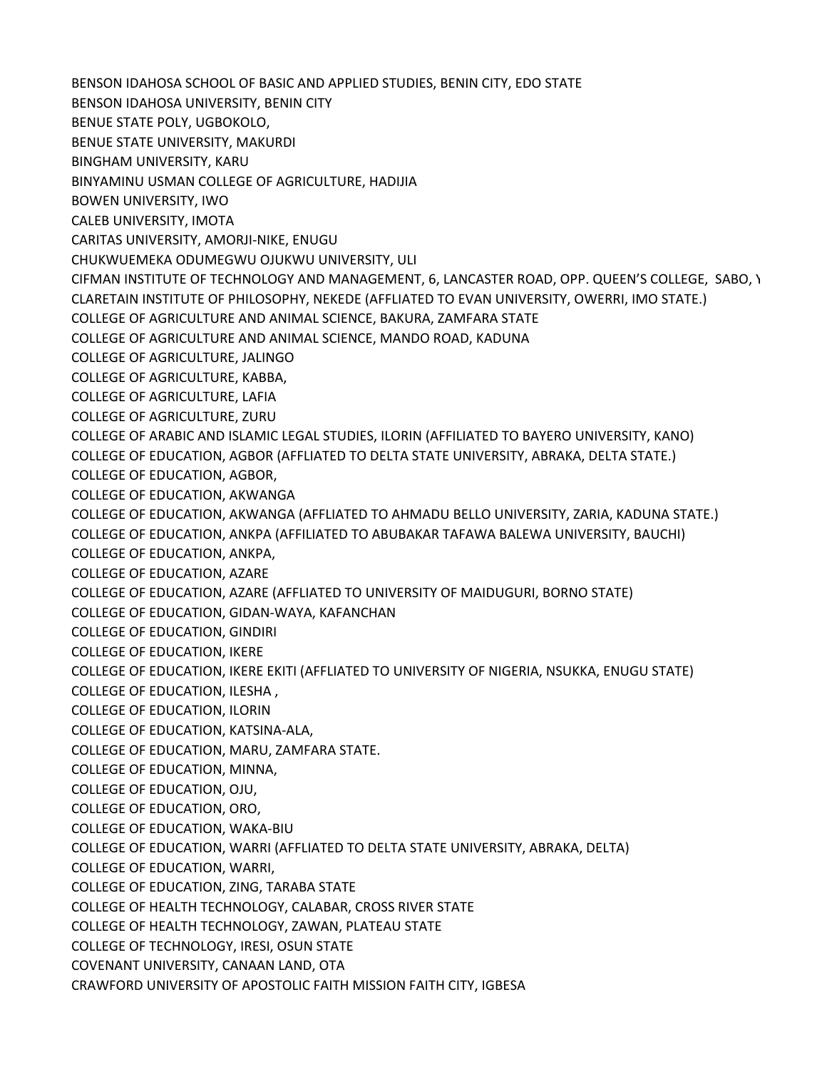BENSON IDAHOSA SCHOOL OF BASIC AND APPLIED STUDIES, BENIN CITY, EDO STATE
BENSON IDAHOSA UNIVERSITY, BENIN CITY
BENUE STATE POLY, UGBOKOLO,
BENUE STATE UNIVERSITY, MAKURDI
BINGHAM UNIVERSITY, KARU
BINYAMINU USMAN COLLEGE OF AGRICULTURE, HADIJIA
BOWEN UNIVERSITY, IWO
CALEB UNIVERSITY, IMOTA
CARITAS UNIVERSITY, AMORJI-NIKE, ENUGU
CHUKWUEMEKA ODUMEGWU OJUKWU UNIVERSITY, ULI
CIFMAN INSTITUTE OF TECHNOLOGY AND MANAGEMENT, 6, LANCASTER ROAD, OPP. QUEEN'S COLLEGE, SABO, Y
CLARETAIN INSTITUTE OF PHILOSOPHY, NEKEDE (AFFLIATED TO EVAN UNIVERSITY, OWERRI, IMO STATE.)
COLLEGE OF AGRICULTURE AND ANIMAL SCIENCE, BAKURA, ZAMFARA STATE
COLLEGE OF AGRICULTURE AND ANIMAL SCIENCE, MANDO ROAD, KADUNA
COLLEGE OF AGRICULTURE, JALINGO
COLLEGE OF AGRICULTURE, KABBA,
COLLEGE OF AGRICULTURE, LAFIA
COLLEGE OF AGRICULTURE, ZURU
COLLEGE OF ARABIC AND ISLAMIC LEGAL STUDIES, ILORIN (AFFILIATED TO BAYERO UNIVERSITY, KANO)
COLLEGE OF EDUCATION, AGBOR (AFFLIATED TO DELTA STATE UNIVERSITY, ABRAKA, DELTA STATE.)
COLLEGE OF EDUCATION, AGBOR,
COLLEGE OF EDUCATION, AKWANGA
COLLEGE OF EDUCATION, AKWANGA (AFFLIATED TO AHMADU BELLO UNIVERSITY, ZARIA, KADUNA STATE.)
COLLEGE OF EDUCATION, ANKPA (AFFILIATED TO ABUBAKAR TAFAWA BALEWA UNIVERSITY, BAUCHI)
COLLEGE OF EDUCATION, ANKPA,
COLLEGE OF EDUCATION, AZARE
COLLEGE OF EDUCATION, AZARE (AFFLIATED TO UNIVERSITY OF MAIDUGURI, BORNO STATE)
COLLEGE OF EDUCATION, GIDAN-WAYA, KAFANCHAN
COLLEGE OF EDUCATION, GINDIRI
COLLEGE OF EDUCATION, IKERE
COLLEGE OF EDUCATION, IKERE EKITI (AFFLIATED TO UNIVERSITY OF NIGERIA, NSUKKA, ENUGU STATE)
COLLEGE OF EDUCATION, ILESHA ,
COLLEGE OF EDUCATION, ILORIN
COLLEGE OF EDUCATION, KATSINA-ALA,
COLLEGE OF EDUCATION, MARU, ZAMFARA STATE.
COLLEGE OF EDUCATION, MINNA,
COLLEGE OF EDUCATION, OJU,
COLLEGE OF EDUCATION, ORO,
COLLEGE OF EDUCATION, WAKA-BIU
COLLEGE OF EDUCATION, WARRI (AFFLIATED TO DELTA STATE UNIVERSITY, ABRAKA, DELTA)
COLLEGE OF EDUCATION, WARRI,
COLLEGE OF EDUCATION, ZING, TARABA STATE
COLLEGE OF HEALTH TECHNOLOGY, CALABAR, CROSS RIVER STATE
COLLEGE OF HEALTH TECHNOLOGY, ZAWAN, PLATEAU STATE
COLLEGE OF TECHNOLOGY, IRESI, OSUN STATE
COVENANT UNIVERSITY, CANAAN LAND, OTA
CRAWFORD UNIVERSITY OF APOSTOLIC FAITH MISSION FAITH CITY, IGBESA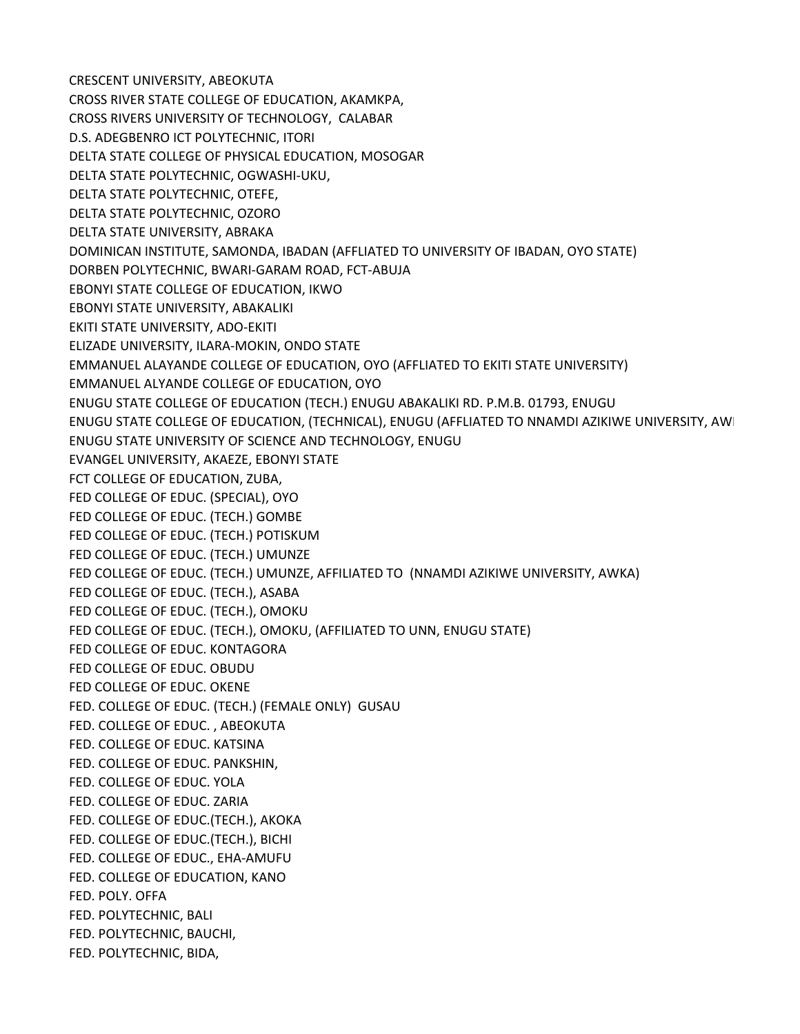CRESCENT UNIVERSITY, ABEOKUTA
CROSS RIVER STATE COLLEGE OF EDUCATION, AKAMKPA,
CROSS RIVERS UNIVERSITY OF TECHNOLOGY,  CALABAR
D.S. ADEGBENRO ICT POLYTECHNIC, ITORI
DELTA STATE COLLEGE OF PHYSICAL EDUCATION, MOSOGAR
DELTA STATE POLYTECHNIC, OGWASHI-UKU,
DELTA STATE POLYTECHNIC, OTEFE,
DELTA STATE POLYTECHNIC, OZORO
DELTA STATE UNIVERSITY, ABRAKA
DOMINICAN INSTITUTE, SAMONDA, IBADAN (AFFLIATED TO UNIVERSITY OF IBADAN, OYO STATE)
DORBEN POLYTECHNIC, BWARI-GARAM ROAD, FCT-ABUJA
EBONYI STATE COLLEGE OF EDUCATION, IKWO
EBONYI STATE UNIVERSITY, ABAKALIKI
EKITI STATE UNIVERSITY, ADO-EKITI
ELIZADE UNIVERSITY, ILARA-MOKIN, ONDO STATE
EMMANUEL ALAYANDE COLLEGE OF EDUCATION, OYO (AFFLIATED TO EKITI STATE UNIVERSITY)
EMMANUEL ALYANDE COLLEGE OF EDUCATION, OYO
ENUGU STATE COLLEGE OF EDUCATION (TECH.) ENUGU ABAKALIKI RD. P.M.B. 01793, ENUGU
ENUGU STATE COLLEGE OF EDUCATION, (TECHNICAL), ENUGU (AFFLIATED TO NNAMDI AZIKIWE UNIVERSITY, AW
ENUGU STATE UNIVERSITY OF SCIENCE AND TECHNOLOGY, ENUGU
EVANGEL UNIVERSITY, AKAEZE, EBONYI STATE
FCT COLLEGE OF EDUCATION, ZUBA,
FED COLLEGE OF EDUC. (SPECIAL), OYO
FED COLLEGE OF EDUC. (TECH.) GOMBE
FED COLLEGE OF EDUC. (TECH.) POTISKUM
FED COLLEGE OF EDUC. (TECH.) UMUNZE
FED COLLEGE OF EDUC. (TECH.) UMUNZE, AFFILIATED TO  (NNAMDI AZIKIWE UNIVERSITY, AWKA)
FED COLLEGE OF EDUC. (TECH.), ASABA
FED COLLEGE OF EDUC. (TECH.), OMOKU
FED COLLEGE OF EDUC. (TECH.), OMOKU, (AFFILIATED TO UNN, ENUGU STATE)
FED COLLEGE OF EDUC. KONTAGORA
FED COLLEGE OF EDUC. OBUDU
FED COLLEGE OF EDUC. OKENE
FED. COLLEGE OF EDUC. (TECH.) (FEMALE ONLY)  GUSAU
FED. COLLEGE OF EDUC. , ABEOKUTA
FED. COLLEGE OF EDUC. KATSINA
FED. COLLEGE OF EDUC. PANKSHIN,
FED. COLLEGE OF EDUC. YOLA
FED. COLLEGE OF EDUC. ZARIA
FED. COLLEGE OF EDUC.(TECH.), AKOKA
FED. COLLEGE OF EDUC.(TECH.), BICHI
FED. COLLEGE OF EDUC., EHA-AMUFU
FED. COLLEGE OF EDUCATION, KANO
FED. POLY. OFFA
FED. POLYTECHNIC, BALI
FED. POLYTECHNIC, BAUCHI,
FED. POLYTECHNIC, BIDA,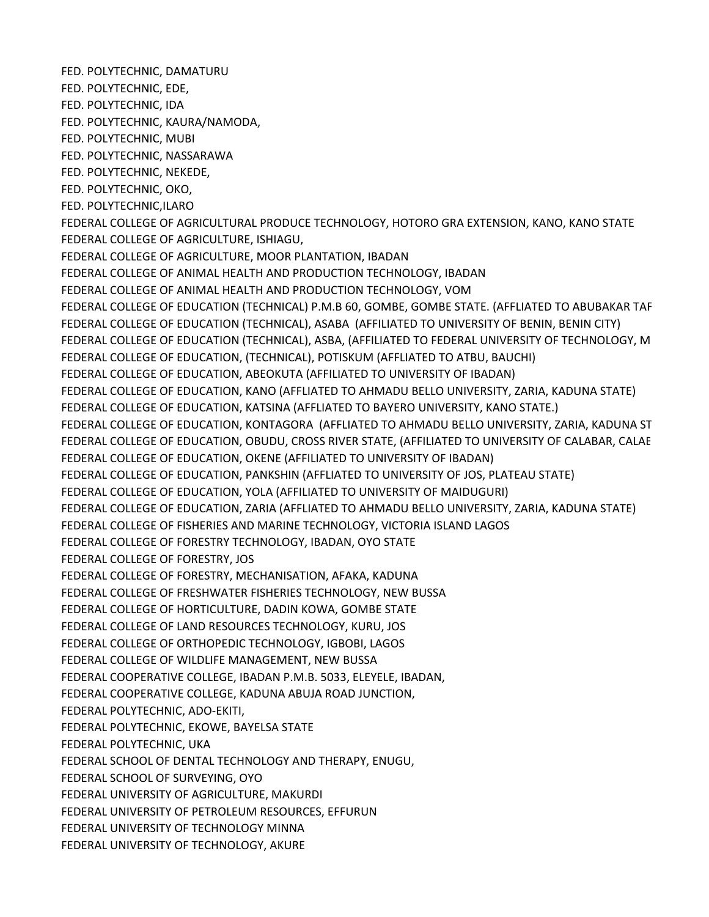FED. POLYTECHNIC, DAMATURU

FED. POLYTECHNIC, EDE,

FED. POLYTECHNIC, IDA

FED. POLYTECHNIC, KAURA/NAMODA,

FED. POLYTECHNIC, MUBI

FED. POLYTECHNIC, NASSARAWA

FED. POLYTECHNIC, NEKEDE,

FED. POLYTECHNIC, OKO,

FED. POLYTECHNIC,ILARO

FEDERAL COLLEGE OF AGRICULTURAL PRODUCE TECHNOLOGY, HOTORO GRA EXTENSION, KANO, KANO STATE

FEDERAL COLLEGE OF AGRICULTURE, ISHIAGU,

FEDERAL COLLEGE OF AGRICULTURE, MOOR PLANTATION, IBADAN

FEDERAL COLLEGE OF ANIMAL HEALTH AND PRODUCTION TECHNOLOGY, IBADAN

FEDERAL COLLEGE OF ANIMAL HEALTH AND PRODUCTION TECHNOLOGY, VOM

FEDERAL COLLEGE OF EDUCATION (TECHNICAL) P.M.B 60, GOMBE, GOMBE STATE. (AFFLIATED TO ABUBAKAR TAF

FEDERAL COLLEGE OF EDUCATION (TECHNICAL), ASABA (AFFILIATED TO UNIVERSITY OF BENIN, BENIN CITY)

FEDERAL COLLEGE OF EDUCATION (TECHNICAL), ASBA, (AFFILIATED TO FEDERAL UNIVERSITY OF TECHNOLOGY, M

FEDERAL COLLEGE OF EDUCATION, (TECHNICAL), POTISKUM (AFFLIATED TO ATBU, BAUCHI)

FEDERAL COLLEGE OF EDUCATION, ABEOKUTA (AFFILIATED TO UNIVERSITY OF IBADAN)

FEDERAL COLLEGE OF EDUCATION, KANO (AFFLIATED TO AHMADU BELLO UNIVERSITY, ZARIA, KADUNA STATE)

FEDERAL COLLEGE OF EDUCATION, KATSINA (AFFLIATED TO BAYERO UNIVERSITY, KANO STATE.)

FEDERAL COLLEGE OF EDUCATION, KONTAGORA (AFFLIATED TO AHMADU BELLO UNIVERSITY, ZARIA, KADUNA ST

FEDERAL COLLEGE OF EDUCATION, OBUDU, CROSS RIVER STATE, (AFFILIATED TO UNIVERSITY OF CALABAR, CALAE

FEDERAL COLLEGE OF EDUCATION, OKENE (AFFILIATED TO UNIVERSITY OF IBADAN)

FEDERAL COLLEGE OF EDUCATION, PANKSHIN (AFFLIATED TO UNIVERSITY OF JOS, PLATEAU STATE)

FEDERAL COLLEGE OF EDUCATION, YOLA (AFFILIATED TO UNIVERSITY OF MAIDUGURI)

FEDERAL COLLEGE OF EDUCATION, ZARIA (AFFLIATED TO AHMADU BELLO UNIVERSITY, ZARIA, KADUNA STATE)

FEDERAL COLLEGE OF FISHERIES AND MARINE TECHNOLOGY, VICTORIA ISLAND LAGOS

FEDERAL COLLEGE OF FORESTRY TECHNOLOGY, IBADAN, OYO STATE

FEDERAL COLLEGE OF FORESTRY, JOS

FEDERAL COLLEGE OF FORESTRY, MECHANISATION, AFAKA, KADUNA

FEDERAL COLLEGE OF FRESHWATER FISHERIES TECHNOLOGY, NEW BUSSA

FEDERAL COLLEGE OF HORTICULTURE, DADIN KOWA, GOMBE STATE

FEDERAL COLLEGE OF LAND RESOURCES TECHNOLOGY, KURU, JOS

FEDERAL COLLEGE OF ORTHOPEDIC TECHNOLOGY, IGBOBI, LAGOS

FEDERAL COLLEGE OF WILDLIFE MANAGEMENT, NEW BUSSA

FEDERAL COOPERATIVE COLLEGE, IBADAN P.M.B. 5033, ELEYELE, IBADAN,

FEDERAL COOPERATIVE COLLEGE, KADUNA ABUJA ROAD JUNCTION,

FEDERAL POLYTECHNIC, ADO-EKITI,

FEDERAL POLYTECHNIC, EKOWE, BAYELSA STATE

FEDERAL POLYTECHNIC, UKA

FEDERAL SCHOOL OF DENTAL TECHNOLOGY AND THERAPY, ENUGU,

FEDERAL SCHOOL OF SURVEYING, OYO

FEDERAL UNIVERSITY OF AGRICULTURE, MAKURDI

FEDERAL UNIVERSITY OF PETROLEUM RESOURCES, EFFURUN

FEDERAL UNIVERSITY OF TECHNOLOGY MINNA

FEDERAL UNIVERSITY OF TECHNOLOGY, AKURE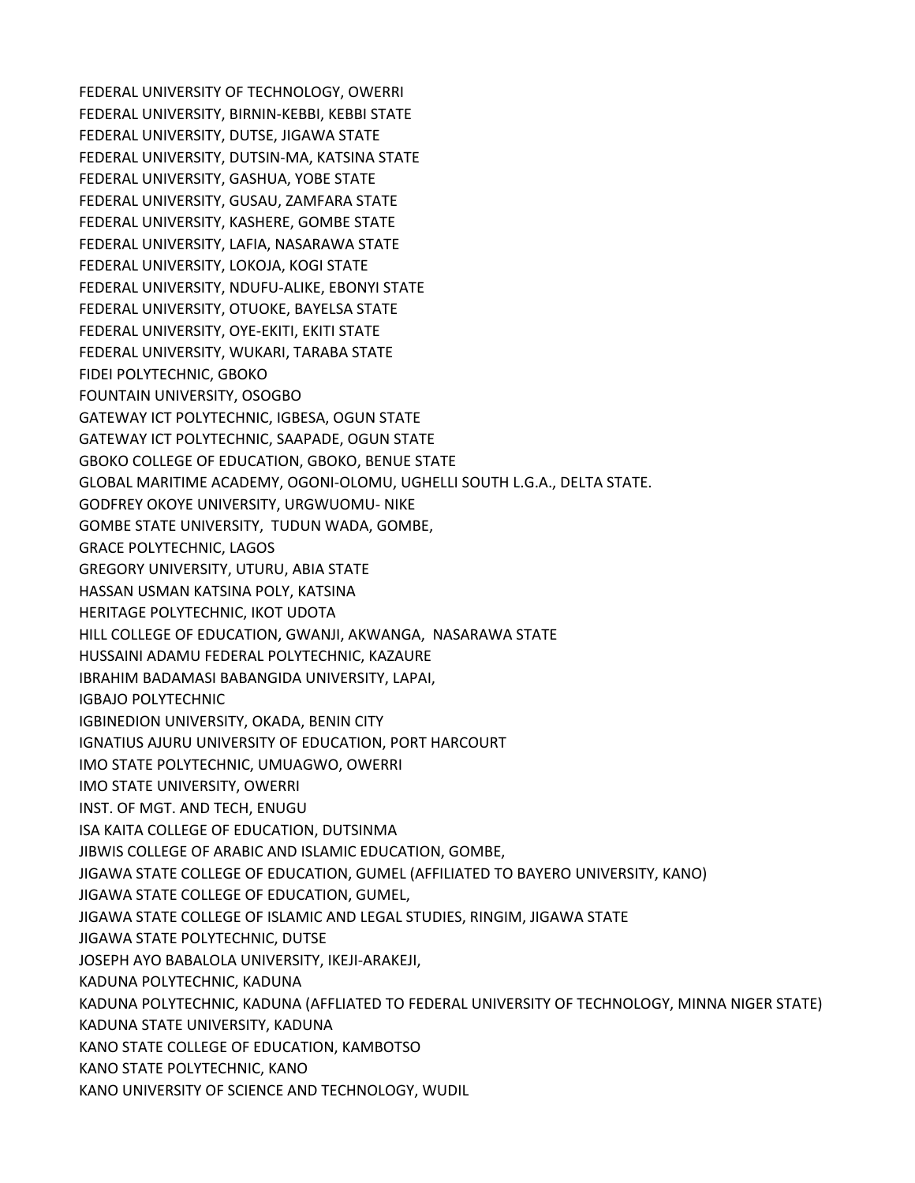FEDERAL UNIVERSITY OF TECHNOLOGY, OWERRI
FEDERAL UNIVERSITY, BIRNIN-KEBBI, KEBBI STATE
FEDERAL UNIVERSITY, DUTSE, JIGAWA STATE
FEDERAL UNIVERSITY, DUTSIN-MA, KATSINA STATE
FEDERAL UNIVERSITY, GASHUA, YOBE STATE
FEDERAL UNIVERSITY, GUSAU, ZAMFARA STATE
FEDERAL UNIVERSITY, KASHERE, GOMBE STATE
FEDERAL UNIVERSITY, LAFIA, NASARAWA STATE
FEDERAL UNIVERSITY, LOKOJA, KOGI STATE
FEDERAL UNIVERSITY, NDUFU-ALIKE, EBONYI STATE
FEDERAL UNIVERSITY, OTUOKE, BAYELSA STATE
FEDERAL UNIVERSITY, OYE-EKITI, EKITI STATE
FEDERAL UNIVERSITY, WUKARI, TARABA STATE
FIDEI POLYTECHNIC, GBOKO
FOUNTAIN UNIVERSITY, OSOGBO
GATEWAY ICT POLYTECHNIC, IGBESA, OGUN STATE
GATEWAY ICT POLYTECHNIC, SAAPADE, OGUN STATE
GBOKO COLLEGE OF EDUCATION, GBOKO, BENUE STATE
GLOBAL MARITIME ACADEMY, OGONI-OLOMU, UGHELLI SOUTH L.G.A., DELTA STATE.
GODFREY OKOYE UNIVERSITY, URGWUOMU- NIKE
GOMBE STATE UNIVERSITY, TUDUN WADA, GOMBE,
GRACE POLYTECHNIC, LAGOS
GREGORY UNIVERSITY, UTURU, ABIA STATE
HASSAN USMAN KATSINA POLY, KATSINA
HERITAGE POLYTECHNIC, IKOT UDOTA
HILL COLLEGE OF EDUCATION, GWANJI, AKWANGA, NASARAWA STATE
HUSSAINI ADAMU FEDERAL POLYTECHNIC, KAZAURE
IBRAHIM BADAMASI BABANGIDA UNIVERSITY, LAPAI,
IGBAJO POLYTECHNIC
IGBINEDION UNIVERSITY, OKADA, BENIN CITY
IGNATIUS AJURU UNIVERSITY OF EDUCATION, PORT HARCOURT
IMO STATE POLYTECHNIC, UMUAGWO, OWERRI
IMO STATE UNIVERSITY, OWERRI
INST. OF MGT. AND TECH, ENUGU
ISA KAITA COLLEGE OF EDUCATION, DUTSINMA
JIBWIS COLLEGE OF ARABIC AND ISLAMIC EDUCATION, GOMBE,
JIGAWA STATE COLLEGE OF EDUCATION, GUMEL (AFFILIATED TO BAYERO UNIVERSITY, KANO)
JIGAWA STATE COLLEGE OF EDUCATION, GUMEL,
JIGAWA STATE COLLEGE OF ISLAMIC AND LEGAL STUDIES, RINGIM, JIGAWA STATE
JIGAWA STATE POLYTECHNIC, DUTSE
JOSEPH AYO BABALOLA UNIVERSITY, IKEJI-ARAKEJI,
KADUNA POLYTECHNIC, KADUNA
KADUNA POLYTECHNIC, KADUNA (AFFLIATED TO FEDERAL UNIVERSITY OF TECHNOLOGY, MINNA NIGER STATE)
KADUNA STATE UNIVERSITY, KADUNA
KANO STATE COLLEGE OF EDUCATION, KAMBOTSO
KANO STATE POLYTECHNIC, KANO
KANO UNIVERSITY OF SCIENCE AND TECHNOLOGY, WUDIL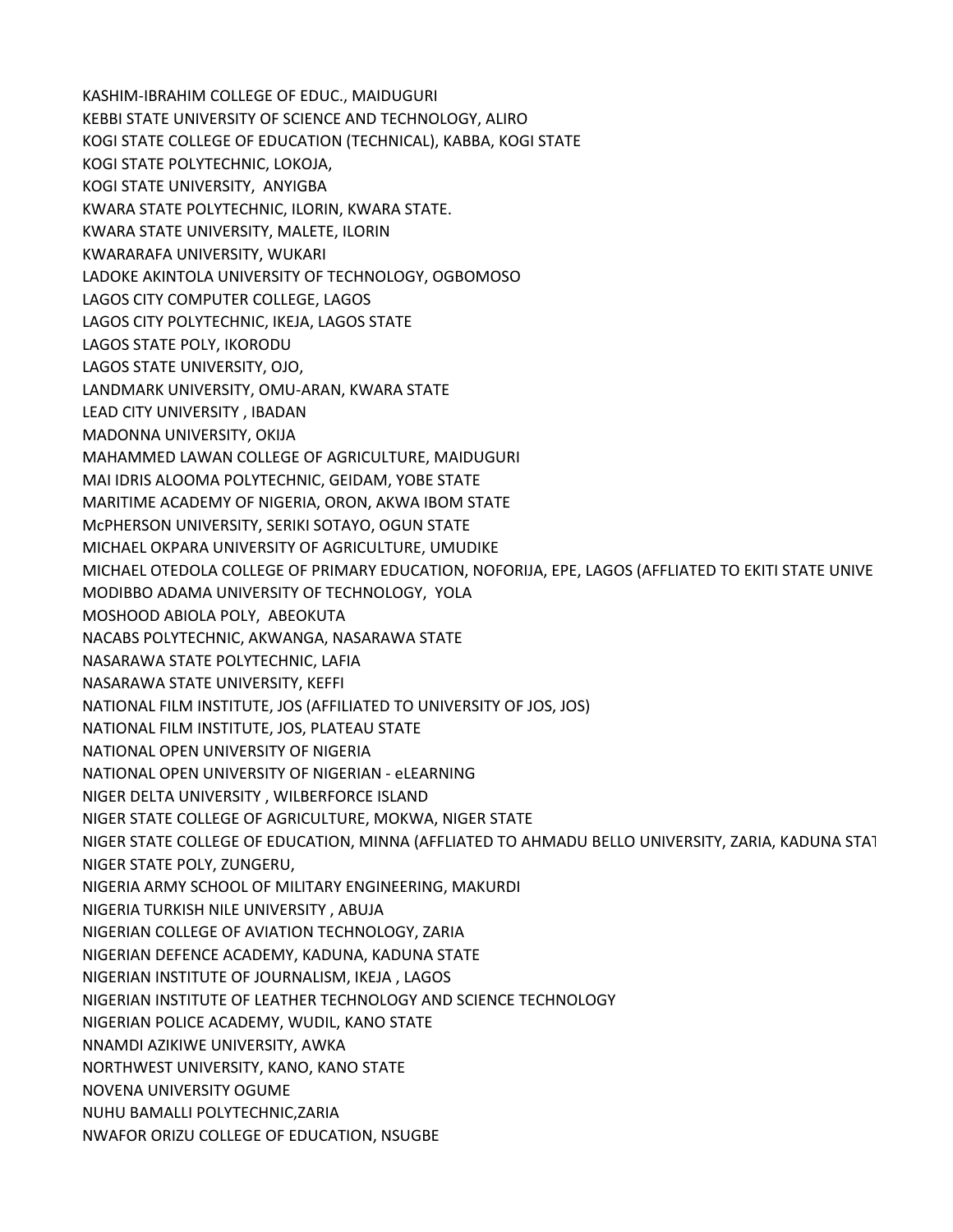KASHIM-IBRAHIM COLLEGE OF EDUC., MAIDUGURI
KEBBI STATE UNIVERSITY OF SCIENCE AND TECHNOLOGY, ALIRO
KOGI STATE COLLEGE OF EDUCATION (TECHNICAL), KABBA, KOGI STATE
KOGI STATE POLYTECHNIC, LOKOJA,
KOGI STATE UNIVERSITY, ANYIGBA
KWARA STATE POLYTECHNIC, ILORIN, KWARA STATE.
KWARA STATE UNIVERSITY, MALETE, ILORIN
KWARARAFA UNIVERSITY, WUKARI
LADOKE AKINTOLA UNIVERSITY OF TECHNOLOGY, OGBOMOSO
LAGOS CITY COMPUTER COLLEGE, LAGOS
LAGOS CITY POLYTECHNIC, IKEJA, LAGOS STATE
LAGOS STATE POLY, IKORODU
LAGOS STATE UNIVERSITY, OJO,
LANDMARK UNIVERSITY, OMU-ARAN, KWARA STATE
LEAD CITY UNIVERSITY , IBADAN
MADONNA UNIVERSITY, OKIJA
MAHAMMED LAWAN COLLEGE OF AGRICULTURE, MAIDUGURI
MAI IDRIS ALOOMA POLYTECHNIC, GEIDAM, YOBE STATE
MARITIME ACADEMY OF NIGERIA, ORON, AKWA IBOM STATE
McPHERSON UNIVERSITY, SERIKI SOTAYO, OGUN STATE
MICHAEL OKPARA UNIVERSITY OF AGRICULTURE, UMUDIKE
MICHAEL OTEDOLA COLLEGE OF PRIMARY EDUCATION, NOFORIJA, EPE, LAGOS (AFFLIATED TO EKITI STATE UNIVE
MODIBBO ADAMA UNIVERSITY OF TECHNOLOGY, YOLA
MOSHOOD ABIOLA POLY, ABEOKUTA
NACABS POLYTECHNIC, AKWANGA, NASARAWA STATE
NASARAWA STATE POLYTECHNIC, LAFIA
NASARAWA STATE UNIVERSITY, KEFFI
NATIONAL FILM INSTITUTE, JOS (AFFILIATED TO UNIVERSITY OF JOS, JOS)
NATIONAL FILM INSTITUTE, JOS, PLATEAU STATE
NATIONAL OPEN UNIVERSITY OF NIGERIA
NATIONAL OPEN UNIVERSITY OF NIGERIAN - eLEARNING
NIGER DELTA UNIVERSITY , WILBERFORCE ISLAND
NIGER STATE COLLEGE OF AGRICULTURE, MOKWA, NIGER STATE
NIGER STATE COLLEGE OF EDUCATION, MINNA (AFFLIATED TO AHMADU BELLO UNIVERSITY, ZARIA, KADUNA STAT
NIGER STATE POLY, ZUNGERU,
NIGERIA ARMY SCHOOL OF MILITARY ENGINEERING, MAKURDI
NIGERIA TURKISH NILE UNIVERSITY , ABUJA
NIGERIAN COLLEGE OF AVIATION TECHNOLOGY, ZARIA
NIGERIAN DEFENCE ACADEMY, KADUNA, KADUNA STATE
NIGERIAN INSTITUTE OF JOURNALISM, IKEJA , LAGOS
NIGERIAN INSTITUTE OF LEATHER TECHNOLOGY AND SCIENCE TECHNOLOGY
NIGERIAN POLICE ACADEMY, WUDIL, KANO STATE
NNAMDI AZIKIWE UNIVERSITY, AWKA
NORTHWEST UNIVERSITY, KANO, KANO STATE
NOVENA UNIVERSITY OGUME
NUHU BAMALLI POLYTECHNIC,ZARIA
NWAFOR ORIZU COLLEGE OF EDUCATION, NSUGBE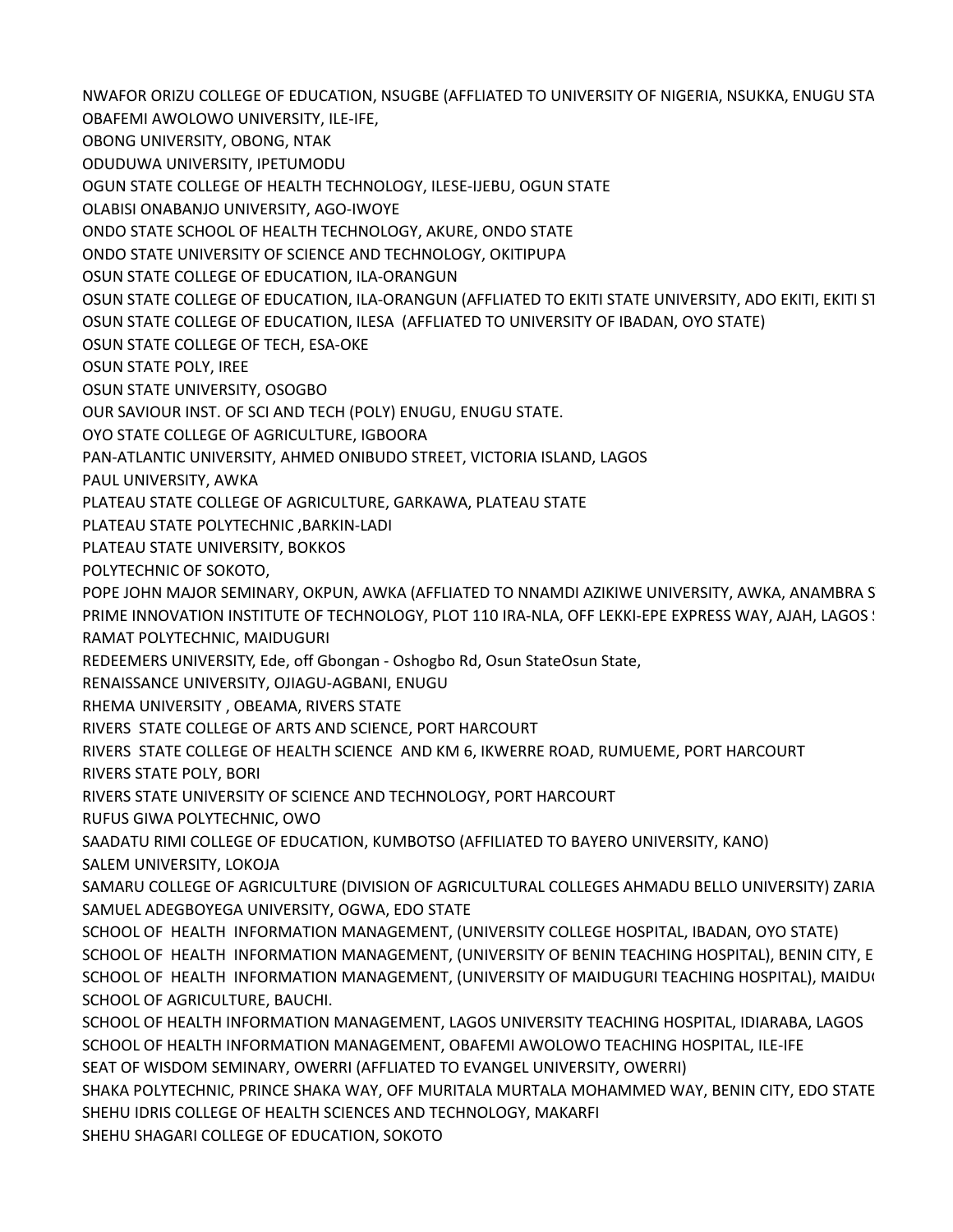NWAFOR ORIZU COLLEGE OF EDUCATION, NSUGBE (AFFLIATED TO UNIVERSITY OF NIGERIA, NSUKKA, ENUGU STA

OBAFEMI AWOLOWO UNIVERSITY, ILE-IFE,

OBONG UNIVERSITY, OBONG, NTAK

ODUDUWA UNIVERSITY, IPETUMODU

OGUN STATE COLLEGE OF HEALTH TECHNOLOGY, ILESE-IJEBU, OGUN STATE

OLABISI ONABANJO UNIVERSITY, AGO-IWOYE

ONDO STATE SCHOOL OF HEALTH TECHNOLOGY, AKURE, ONDO STATE

ONDO STATE UNIVERSITY OF SCIENCE AND TECHNOLOGY, OKITIPUPA

OSUN STATE COLLEGE OF EDUCATION, ILA-ORANGUN

OSUN STATE COLLEGE OF EDUCATION, ILA-ORANGUN (AFFLIATED TO EKITI STATE UNIVERSITY, ADO EKITI, EKITI ST

OSUN STATE COLLEGE OF EDUCATION, ILESA (AFFLIATED TO UNIVERSITY OF IBADAN, OYO STATE)

OSUN STATE COLLEGE OF TECH, ESA-OKE

OSUN STATE POLY, IREE

OSUN STATE UNIVERSITY, OSOGBO

OUR SAVIOUR INST. OF SCI AND TECH (POLY) ENUGU, ENUGU STATE.

OYO STATE COLLEGE OF AGRICULTURE, IGBOORA

PAN-ATLANTIC UNIVERSITY, AHMED ONIBUDO STREET, VICTORIA ISLAND, LAGOS

PAUL UNIVERSITY, AWKA

PLATEAU STATE COLLEGE OF AGRICULTURE, GARKAWA, PLATEAU STATE

PLATEAU STATE POLYTECHNIC ,BARKIN-LADI

PLATEAU STATE UNIVERSITY, BOKKOS

POLYTECHNIC OF SOKOTO,

POPE JOHN MAJOR SEMINARY, OKPUN, AWKA (AFFLIATED TO NNAMDI AZIKIWE UNIVERSITY, AWKA, ANAMBRA S

PRIME INNOVATION INSTITUTE OF TECHNOLOGY, PLOT 110 IRA-NLA, OFF LEKKI-EPE EXPRESS WAY, AJAH, LAGOS S

RAMAT POLYTECHNIC, MAIDUGURI

REDEEMERS UNIVERSITY, Ede, off Gbongan - Oshogbo Rd, Osun StateOsun State,

RENAISSANCE UNIVERSITY, OJIAGU-AGBANI, ENUGU

RHEMA UNIVERSITY , OBEAMA, RIVERS STATE

RIVERS STATE COLLEGE OF ARTS AND SCIENCE, PORT HARCOURT

RIVERS STATE COLLEGE OF HEALTH SCIENCE AND KM 6, IKWERRE ROAD, RUMUEME, PORT HARCOURT

RIVERS STATE POLY, BORI

RIVERS STATE UNIVERSITY OF SCIENCE AND TECHNOLOGY, PORT HARCOURT

RUFUS GIWA POLYTECHNIC, OWO

SAADATU RIMI COLLEGE OF EDUCATION, KUMBOTSO (AFFILIATED TO BAYERO UNIVERSITY, KANO)

SALEM UNIVERSITY, LOKOJA

SAMARU COLLEGE OF AGRICULTURE (DIVISION OF AGRICULTURAL COLLEGES AHMADU BELLO UNIVERSITY) ZARIA

SAMUEL ADEGBOYEGA UNIVERSITY, OGWA, EDO STATE

SCHOOL OF HEALTH INFORMATION MANAGEMENT, (UNIVERSITY COLLEGE HOSPITAL, IBADAN, OYO STATE)

SCHOOL OF HEALTH INFORMATION MANAGEMENT, (UNIVERSITY OF BENIN TEACHING HOSPITAL), BENIN CITY, E

SCHOOL OF HEALTH INFORMATION MANAGEMENT, (UNIVERSITY OF MAIDUGURI TEACHING HOSPITAL), MAIDU

SCHOOL OF AGRICULTURE, BAUCHI.

SCHOOL OF HEALTH INFORMATION MANAGEMENT, LAGOS UNIVERSITY TEACHING HOSPITAL, IDIARABA, LAGOS

SCHOOL OF HEALTH INFORMATION MANAGEMENT, OBAFEMI AWOLOWO TEACHING HOSPITAL, ILE-IFE

SEAT OF WISDOM SEMINARY, OWERRI (AFFLIATED TO EVANGEL UNIVERSITY, OWERRI)

SHAKA POLYTECHNIC, PRINCE SHAKA WAY, OFF MURITALA MURTALA MOHAMMED WAY, BENIN CITY, EDO STATE

SHEHU IDRIS COLLEGE OF HEALTH SCIENCES AND TECHNOLOGY, MAKARFI

SHEHU SHAGARI COLLEGE OF EDUCATION, SOKOTO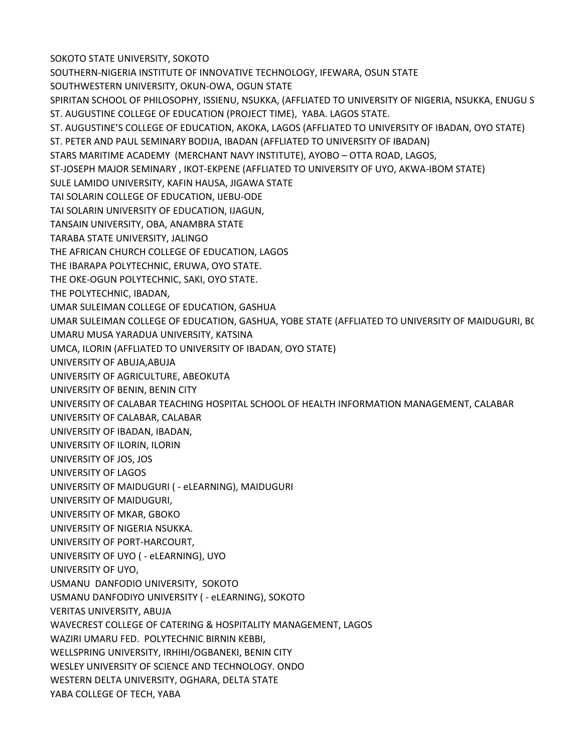SOKOTO STATE UNIVERSITY, SOKOTO
SOUTHERN-NIGERIA INSTITUTE OF INNOVATIVE TECHNOLOGY, IFEWARA, OSUN STATE
SOUTHWESTERN UNIVERSITY, OKUN-OWA, OGUN STATE
SPIRITAN SCHOOL OF PHILOSOPHY, ISSIENU, NSUKKA, (AFFLIATED TO UNIVERSITY OF NIGERIA, NSUKKA, ENUGU S
ST. AUGUSTINE COLLEGE OF EDUCATION (PROJECT TIME), YABA. LAGOS STATE.
ST. AUGUSTINE'S COLLEGE OF EDUCATION, AKOKA, LAGOS (AFFLIATED TO UNIVERSITY OF IBADAN, OYO STATE)
ST. PETER AND PAUL SEMINARY BODIJA, IBADAN (AFFLIATED TO UNIVERSITY OF IBADAN)
STARS MARITIME ACADEMY (MERCHANT NAVY INSTITUTE), AYOBO – OTTA ROAD, LAGOS,
ST-JOSEPH MAJOR SEMINARY , IKOT-EKPENE (AFFLIATED TO UNIVERSITY OF UYO, AKWA-IBOM STATE)
SULE LAMIDO UNIVERSITY, KAFIN HAUSA, JIGAWA STATE
TAI SOLARIN COLLEGE OF EDUCATION, IJEBU-ODE
TAI SOLARIN UNIVERSITY OF EDUCATION, IJAGUN,
TANSAIN UNIVERSITY, OBA, ANAMBRA STATE
TARABA STATE UNIVERSITY, JALINGO
THE AFRICAN CHURCH COLLEGE OF EDUCATION, LAGOS
THE IBARAPA POLYTECHNIC, ERUWA, OYO STATE.
THE OKE-OGUN POLYTECHNIC, SAKI, OYO STATE.
THE POLYTECHNIC, IBADAN,
UMAR SULEIMAN COLLEGE OF EDUCATION, GASHUA
UMAR SULEIMAN COLLEGE OF EDUCATION, GASHUA, YOBE STATE (AFFLIATED TO UNIVERSITY OF MAIDUGURI, B(
UMARU MUSA YARADUA UNIVERSITY, KATSINA
UMCA, ILORIN (AFFLIATED TO UNIVERSITY OF IBADAN, OYO STATE)
UNIVERSITY OF ABUJA,ABUJA
UNIVERSITY OF AGRICULTURE, ABEOKUTA
UNIVERSITY OF BENIN, BENIN CITY
UNIVERSITY OF CALABAR TEACHING HOSPITAL SCHOOL OF HEALTH INFORMATION MANAGEMENT, CALABAR
UNIVERSITY OF CALABAR, CALABAR
UNIVERSITY OF IBADAN, IBADAN,
UNIVERSITY OF ILORIN, ILORIN
UNIVERSITY OF JOS, JOS
UNIVERSITY OF LAGOS
UNIVERSITY OF MAIDUGURI ( - eLEARNING), MAIDUGURI
UNIVERSITY OF MAIDUGURI,
UNIVERSITY OF MKAR, GBOKO
UNIVERSITY OF NIGERIA NSUKKA.
UNIVERSITY OF PORT-HARCOURT,
UNIVERSITY OF UYO ( - eLEARNING), UYO
UNIVERSITY OF UYO,
USMANU DANFODIO UNIVERSITY, SOKOTO
USMANU DANFODIYO UNIVERSITY ( - eLEARNING), SOKOTO
VERITAS UNIVERSITY, ABUJA
WAVECREST COLLEGE OF CATERING & HOSPITALITY MANAGEMENT, LAGOS
WAZIRI UMARU FED. POLYTECHNIC BIRNIN KEBBI,
WELLSPRING UNIVERSITY, IRHIHI/OGBANEKI, BENIN CITY
WESLEY UNIVERSITY OF SCIENCE AND TECHNOLOGY. ONDO
WESTERN DELTA UNIVERSITY, OGHARA, DELTA STATE
YABA COLLEGE OF TECH, YABA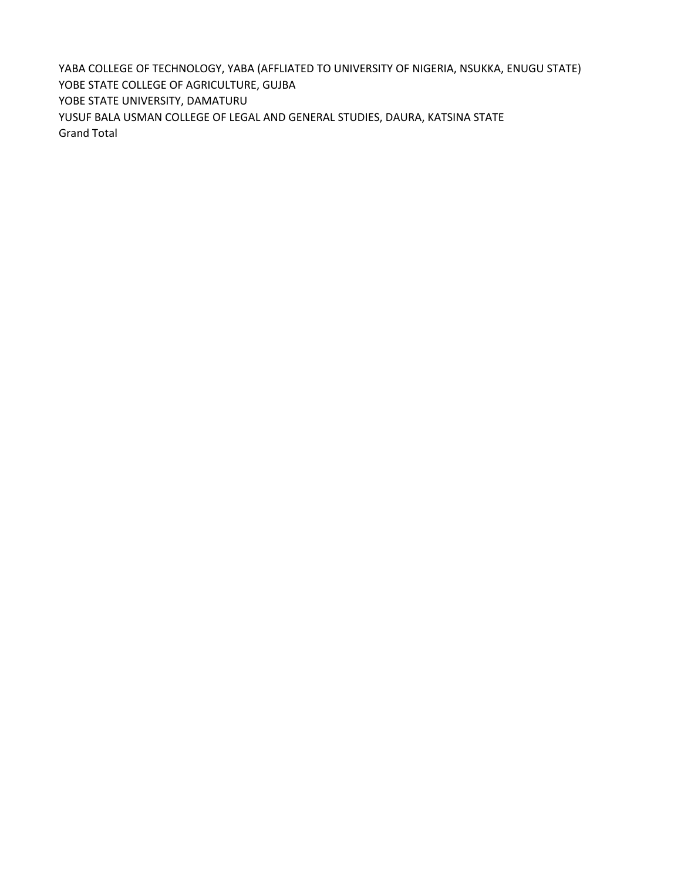YABA COLLEGE OF TECHNOLOGY, YABA (AFFLIATED TO UNIVERSITY OF NIGERIA, NSUKKA, ENUGU STATE)
YOBE STATE COLLEGE OF AGRICULTURE, GUJBA
YOBE STATE UNIVERSITY, DAMATURU
YUSUF BALA USMAN COLLEGE OF LEGAL AND GENERAL STUDIES, DAURA, KATSINA STATE
Grand Total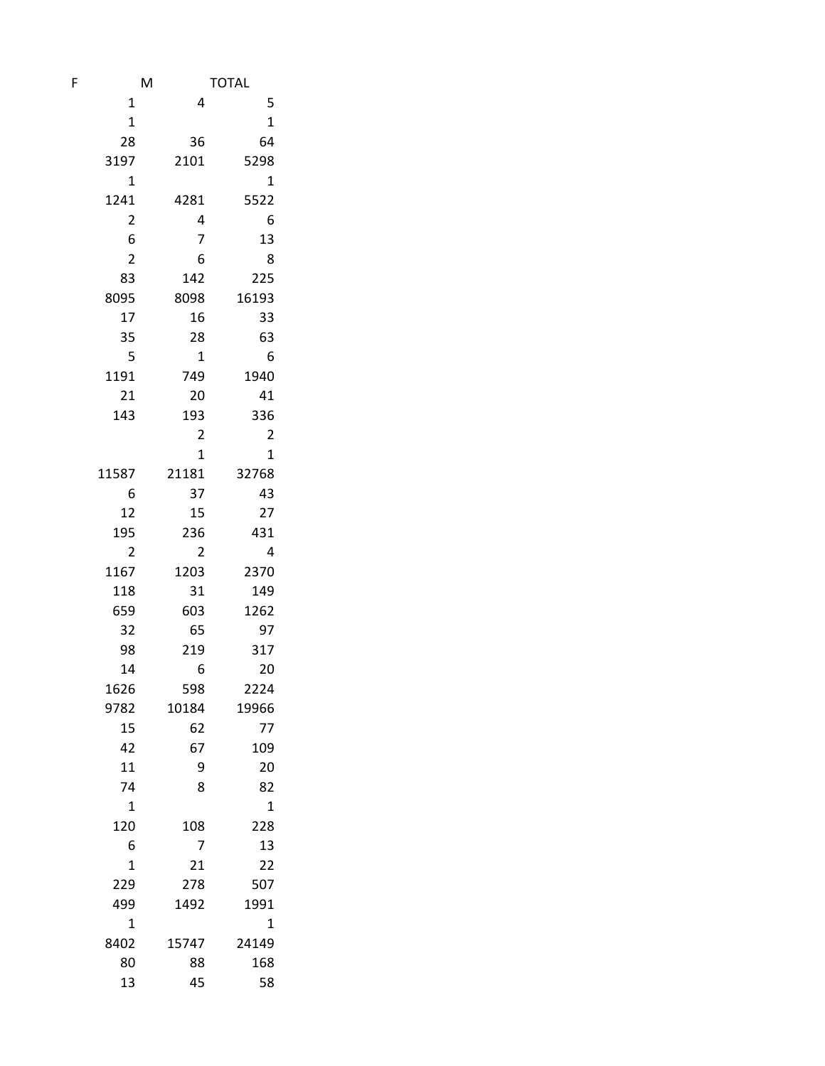| F | M | TOTAL |
|---|---|---|
| 1 | 4 | 5 |
| 1 | | 1 |
| 28 | 36 | 64 |
| 3197 | 2101 | 5298 |
| 1 | | 1 |
| 1241 | 4281 | 5522 |
| 2 | 4 | 6 |
| 6 | 7 | 13 |
| 2 | 6 | 8 |
| 83 | 142 | 225 |
| 8095 | 8098 | 16193 |
| 17 | 16 | 33 |
| 35 | 28 | 63 |
| 5 | 1 | 6 |
| 1191 | 749 | 1940 |
| 21 | 20 | 41 |
| 143 | 193 | 336 |
| | 2 | 2 |
| | 1 | 1 |
| 11587 | 21181 | 32768 |
| 6 | 37 | 43 |
| 12 | 15 | 27 |
| 195 | 236 | 431 |
| 2 | 2 | 4 |
| 1167 | 1203 | 2370 |
| 118 | 31 | 149 |
| 659 | 603 | 1262 |
| 32 | 65 | 97 |
| 98 | 219 | 317 |
| 14 | 6 | 20 |
| 1626 | 598 | 2224 |
| 9782 | 10184 | 19966 |
| 15 | 62 | 77 |
| 42 | 67 | 109 |
| 11 | 9 | 20 |
| 74 | 8 | 82 |
| 1 | | 1 |
| 120 | 108 | 228 |
| 6 | 7 | 13 |
| 1 | 21 | 22 |
| 229 | 278 | 507 |
| 499 | 1492 | 1991 |
| 1 | | 1 |
| 8402 | 15747 | 24149 |
| 80 | 88 | 168 |
| 13 | 45 | 58 |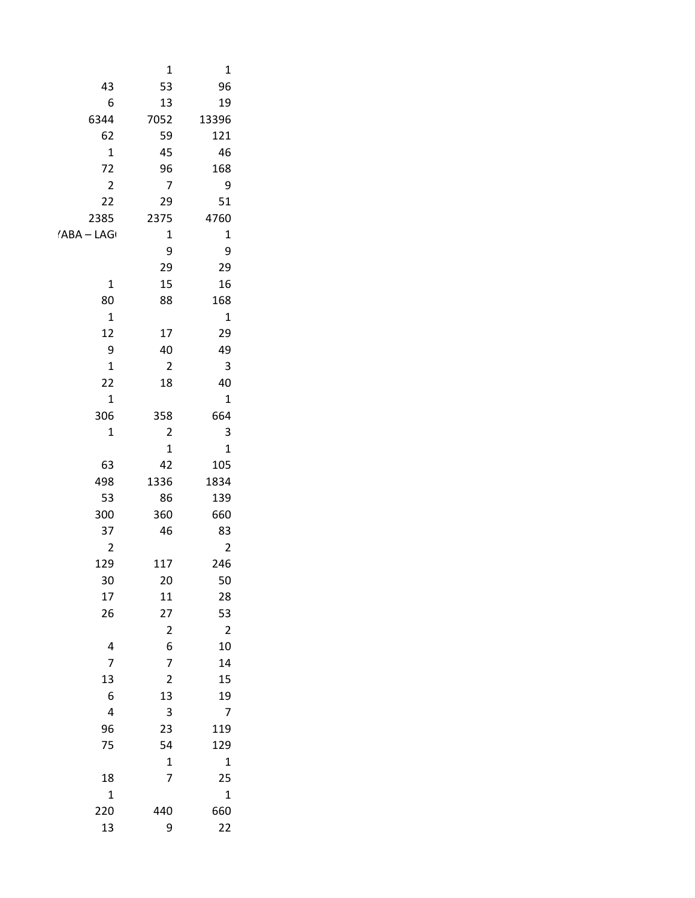| | | |
|---|---|---|
| | 1 | 1 |
| 43 | 53 | 96 |
| 6 | 13 | 19 |
| 6344 | 7052 | 13396 |
| 62 | 59 | 121 |
| 1 | 45 | 46 |
| 72 | 96 | 168 |
| 2 | 7 | 9 |
| 22 | 29 | 51 |
| 2385 | 2375 | 4760 |
| ʼABA – LAG | 1 | 1 |
| | 9 | 9 |
| | 29 | 29 |
| 1 | 15 | 16 |
| 80 | 88 | 168 |
| 1 | | 1 |
| 12 | 17 | 29 |
| 9 | 40 | 49 |
| 1 | 2 | 3 |
| 22 | 18 | 40 |
| 1 | | 1 |
| 306 | 358 | 664 |
| 1 | 2 | 3 |
| | 1 | 1 |
| 63 | 42 | 105 |
| 498 | 1336 | 1834 |
| 53 | 86 | 139 |
| 300 | 360 | 660 |
| 37 | 46 | 83 |
| 2 | | 2 |
| 129 | 117 | 246 |
| 30 | 20 | 50 |
| 17 | 11 | 28 |
| 26 | 27 | 53 |
| | 2 | 2 |
| 4 | 6 | 10 |
| 7 | 7 | 14 |
| 13 | 2 | 15 |
| 6 | 13 | 19 |
| 4 | 3 | 7 |
| 96 | 23 | 119 |
| 75 | 54 | 129 |
| | 1 | 1 |
| 18 | 7 | 25 |
| 1 | | 1 |
| 220 | 440 | 660 |
| 13 | 9 | 22 |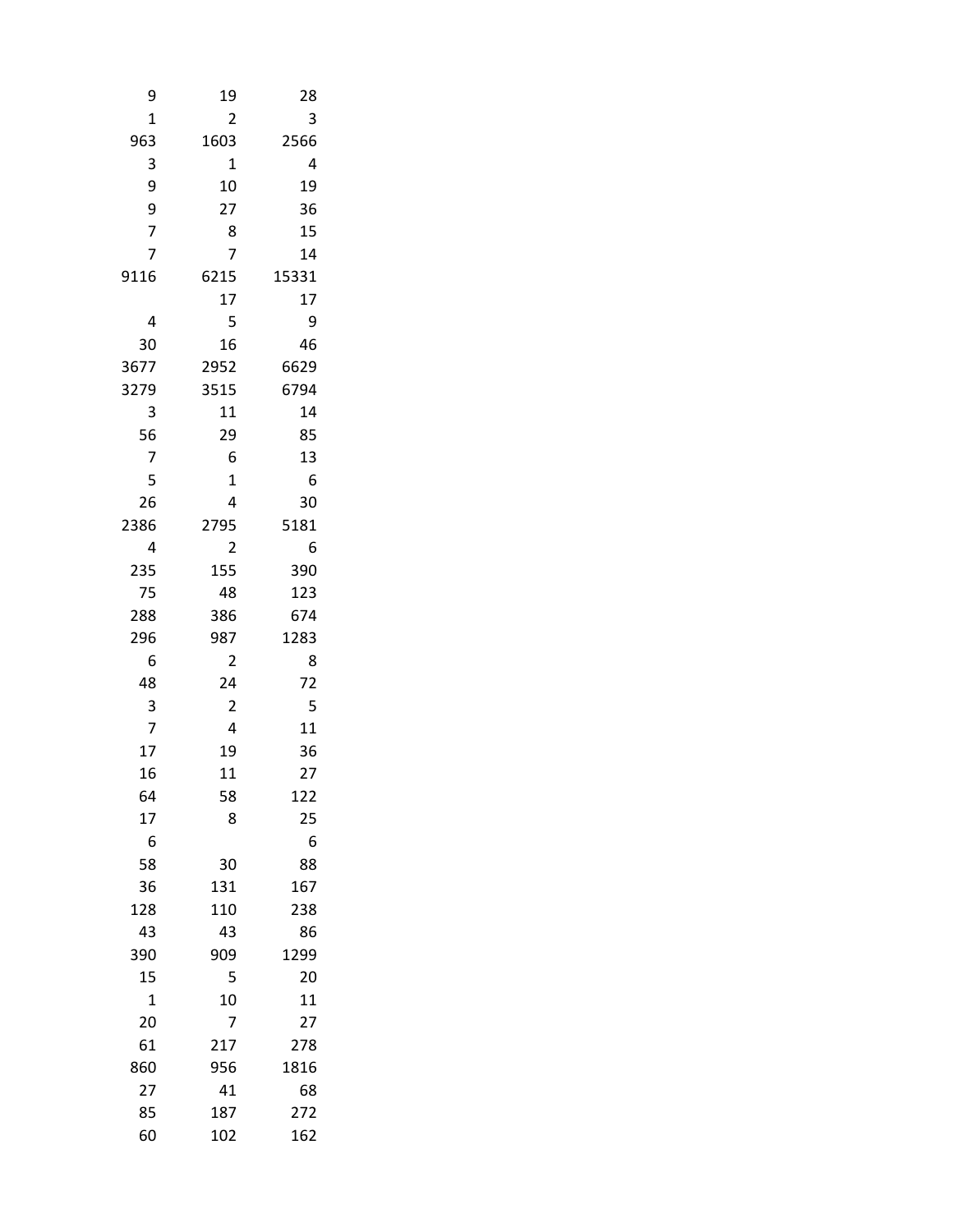| | | |
|---|---|---|
| 9 | 19 | 28 |
| 1 | 2 | 3 |
| 963 | 1603 | 2566 |
| 3 | 1 | 4 |
| 9 | 10 | 19 |
| 9 | 27 | 36 |
| 7 | 8 | 15 |
| 7 | 7 | 14 |
| 9116 | 6215 | 15331 |
| | 17 | 17 |
| 4 | 5 | 9 |
| 30 | 16 | 46 |
| 3677 | 2952 | 6629 |
| 3279 | 3515 | 6794 |
| 3 | 11 | 14 |
| 56 | 29 | 85 |
| 7 | 6 | 13 |
| 5 | 1 | 6 |
| 26 | 4 | 30 |
| 2386 | 2795 | 5181 |
| 4 | 2 | 6 |
| 235 | 155 | 390 |
| 75 | 48 | 123 |
| 288 | 386 | 674 |
| 296 | 987 | 1283 |
| 6 | 2 | 8 |
| 48 | 24 | 72 |
| 3 | 2 | 5 |
| 7 | 4 | 11 |
| 17 | 19 | 36 |
| 16 | 11 | 27 |
| 64 | 58 | 122 |
| 17 | 8 | 25 |
| 6 | | 6 |
| 58 | 30 | 88 |
| 36 | 131 | 167 |
| 128 | 110 | 238 |
| 43 | 43 | 86 |
| 390 | 909 | 1299 |
| 15 | 5 | 20 |
| 1 | 10 | 11 |
| 20 | 7 | 27 |
| 61 | 217 | 278 |
| 860 | 956 | 1816 |
| 27 | 41 | 68 |
| 85 | 187 | 272 |
| 60 | 102 | 162 |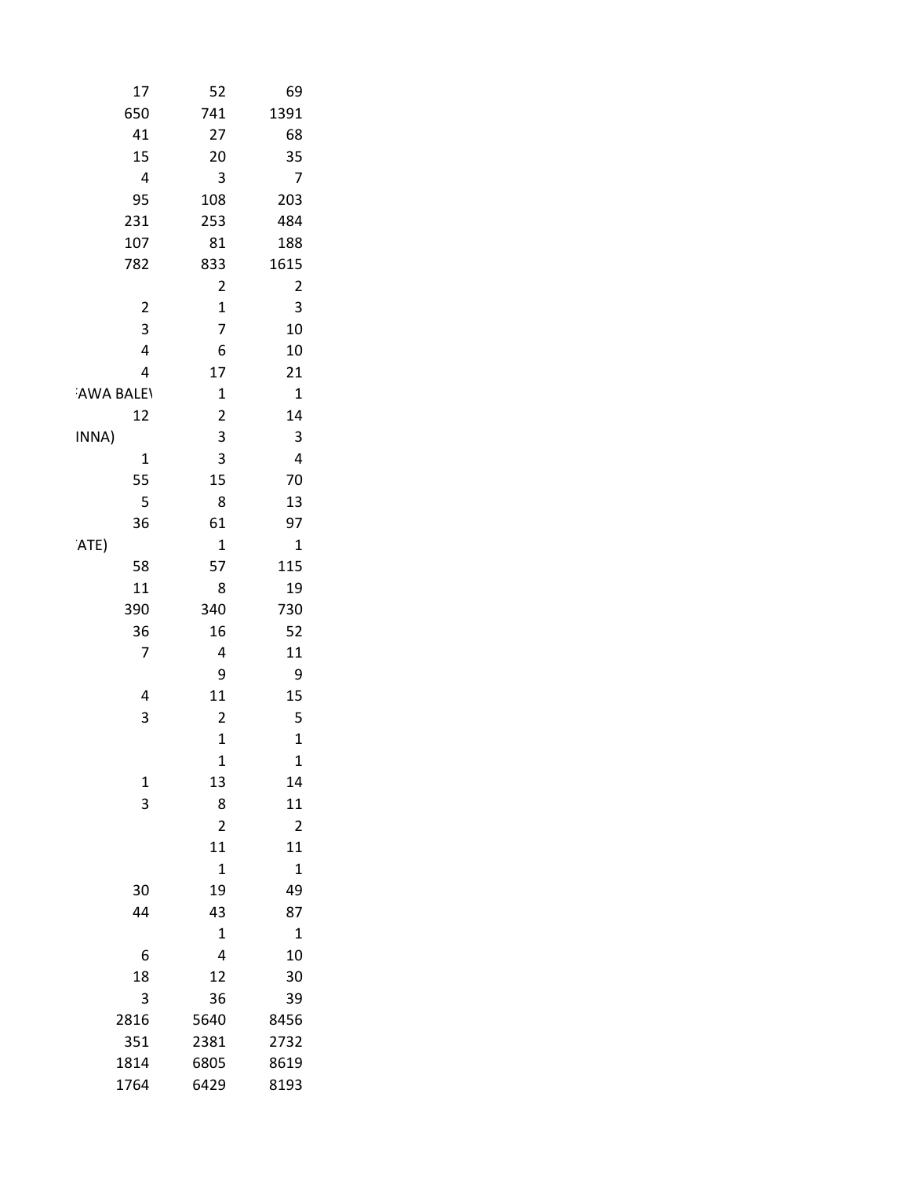| | | |
|---|---|---|
| 17 | 52 | 69 |
| 650 | 741 | 1391 |
| 41 | 27 | 68 |
| 15 | 20 | 35 |
| 4 | 3 | 7 |
| 95 | 108 | 203 |
| 231 | 253 | 484 |
| 107 | 81 | 188 |
| 782 | 833 | 1615 |
| | 2 | 2 |
| 2 | 1 | 3 |
| 3 | 7 | 10 |
| 4 | 6 | 10 |
| 4 | 17 | 21 |
| 'AWA BALE\ | 1 | 1 |
| 12 | 2 | 14 |
| INNA) | 3 | 3 |
| 1 | 3 | 4 |
| 55 | 15 | 70 |
| 5 | 8 | 13 |
| 36 | 61 | 97 |
| 'ATE) | 1 | 1 |
| 58 | 57 | 115 |
| 11 | 8 | 19 |
| 390 | 340 | 730 |
| 36 | 16 | 52 |
| 7 | 4 | 11 |
| | 9 | 9 |
| 4 | 11 | 15 |
| 3 | 2 | 5 |
| | 1 | 1 |
| | 1 | 1 |
| 1 | 13 | 14 |
| 3 | 8 | 11 |
| | 2 | 2 |
| | 11 | 11 |
| | 1 | 1 |
| 30 | 19 | 49 |
| 44 | 43 | 87 |
| | 1 | 1 |
| 6 | 4 | 10 |
| 18 | 12 | 30 |
| 3 | 36 | 39 |
| 2816 | 5640 | 8456 |
| 351 | 2381 | 2732 |
| 1814 | 6805 | 8619 |
| 1764 | 6429 | 8193 |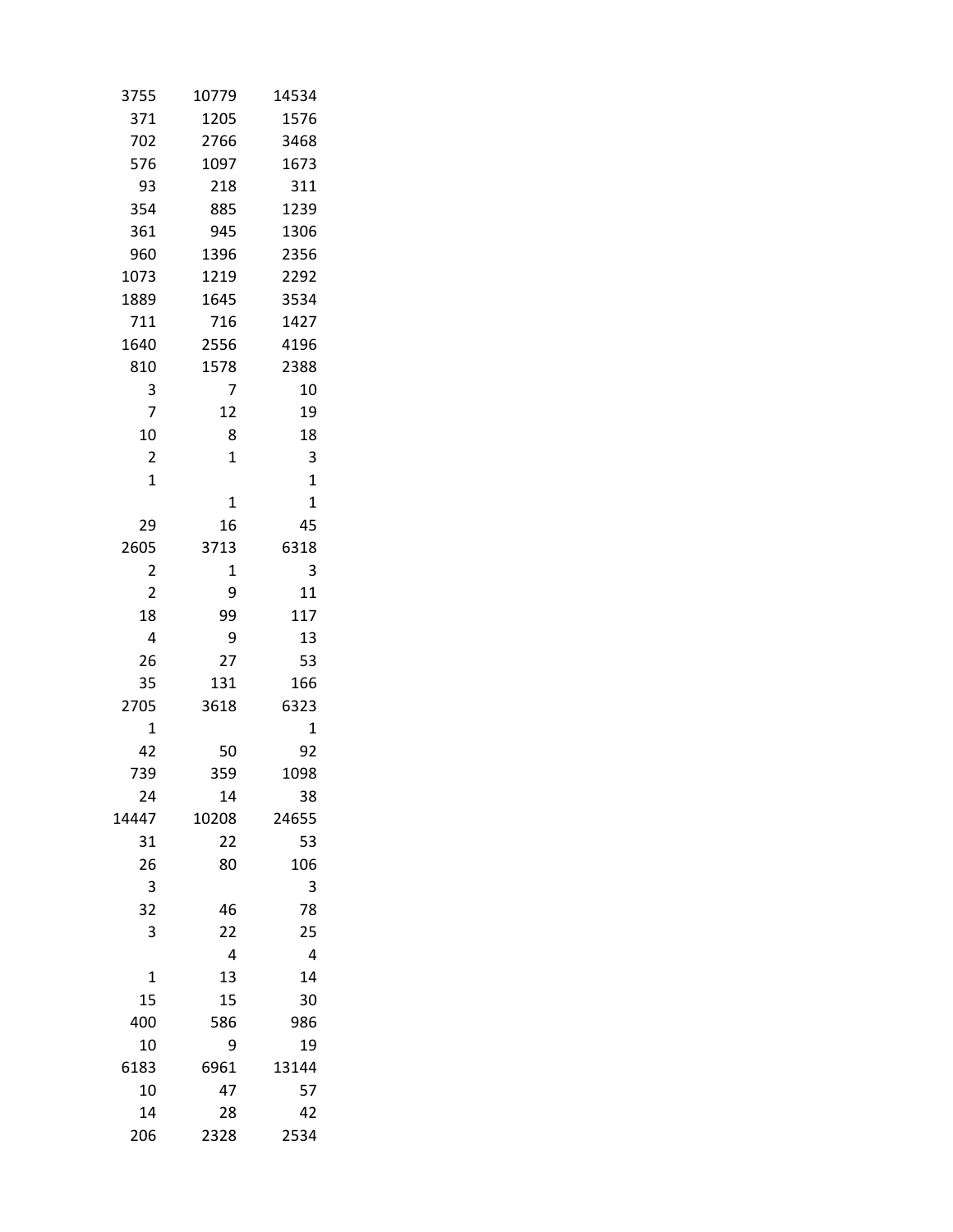| | | |
|---|---|---|
| 3755 | 10779 | 14534 |
| 371 | 1205 | 1576 |
| 702 | 2766 | 3468 |
| 576 | 1097 | 1673 |
| 93 | 218 | 311 |
| 354 | 885 | 1239 |
| 361 | 945 | 1306 |
| 960 | 1396 | 2356 |
| 1073 | 1219 | 2292 |
| 1889 | 1645 | 3534 |
| 711 | 716 | 1427 |
| 1640 | 2556 | 4196 |
| 810 | 1578 | 2388 |
| 3 | 7 | 10 |
| 7 | 12 | 19 |
| 10 | 8 | 18 |
| 2 | 1 | 3 |
| 1 | | 1 |
| | 1 | 1 |
| 29 | 16 | 45 |
| 2605 | 3713 | 6318 |
| 2 | 1 | 3 |
| 2 | 9 | 11 |
| 18 | 99 | 117 |
| 4 | 9 | 13 |
| 26 | 27 | 53 |
| 35 | 131 | 166 |
| 2705 | 3618 | 6323 |
| 1 | | 1 |
| 42 | 50 | 92 |
| 739 | 359 | 1098 |
| 24 | 14 | 38 |
| 14447 | 10208 | 24655 |
| 31 | 22 | 53 |
| 26 | 80 | 106 |
| 3 | | 3 |
| 32 | 46 | 78 |
| 3 | 22 | 25 |
| | 4 | 4 |
| 1 | 13 | 14 |
| 15 | 15 | 30 |
| 400 | 586 | 986 |
| 10 | 9 | 19 |
| 6183 | 6961 | 13144 |
| 10 | 47 | 57 |
| 14 | 28 | 42 |
| 206 | 2328 | 2534 |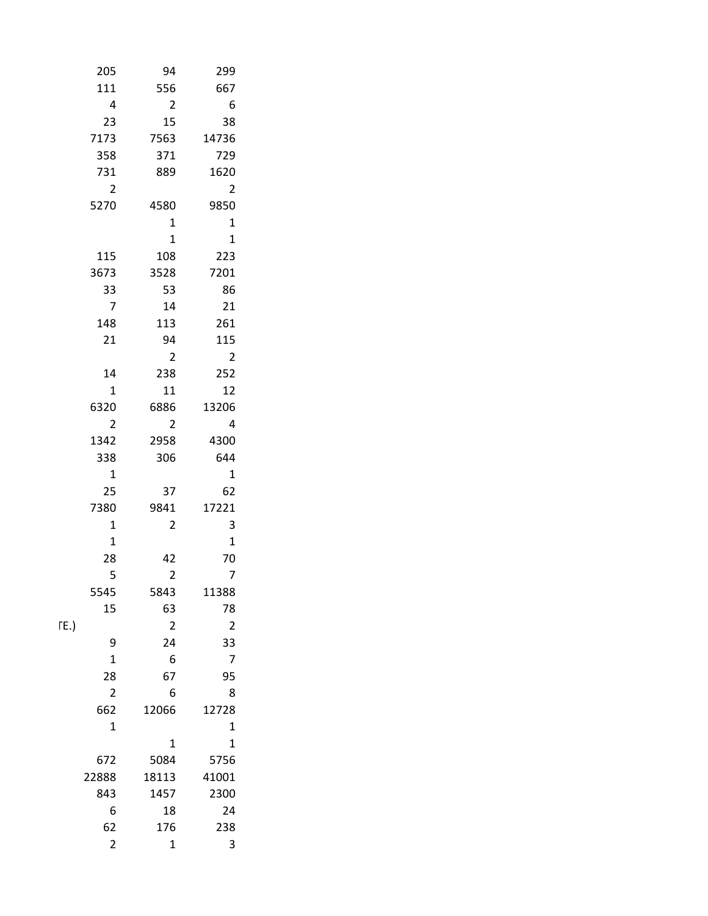| | | | |
|---|---|---|---|
| | 205 | 94 | 299 |
| | 111 | 556 | 667 |
| | 4 | 2 | 6 |
| | 23 | 15 | 38 |
| | 7173 | 7563 | 14736 |
| | 358 | 371 | 729 |
| | 731 | 889 | 1620 |
| | 2 | | 2 |
| | 5270 | 4580 | 9850 |
| | | 1 | 1 |
| | | 1 | 1 |
| | 115 | 108 | 223 |
| | 3673 | 3528 | 7201 |
| | 33 | 53 | 86 |
| | 7 | 14 | 21 |
| | 148 | 113 | 261 |
| | 21 | 94 | 115 |
| | | 2 | 2 |
| | 14 | 238 | 252 |
| | 1 | 11 | 12 |
| | 6320 | 6886 | 13206 |
| | 2 | 2 | 4 |
| | 1342 | 2958 | 4300 |
| | 338 | 306 | 644 |
| | 1 | | 1 |
| | 25 | 37 | 62 |
| | 7380 | 9841 | 17221 |
| | 1 | 2 | 3 |
| | 1 | | 1 |
| | 28 | 42 | 70 |
| | 5 | 2 | 7 |
| | 5545 | 5843 | 11388 |
| | 15 | 63 | 78 |
| TE.) | | 2 | 2 |
| | 9 | 24 | 33 |
| | 1 | 6 | 7 |
| | 28 | 67 | 95 |
| | 2 | 6 | 8 |
| | 662 | 12066 | 12728 |
| | 1 | | 1 |
| | | 1 | 1 |
| | 672 | 5084 | 5756 |
| | 22888 | 18113 | 41001 |
| | 843 | 1457 | 2300 |
| | 6 | 18 | 24 |
| | 62 | 176 | 238 |
| | 2 | 1 | 3 |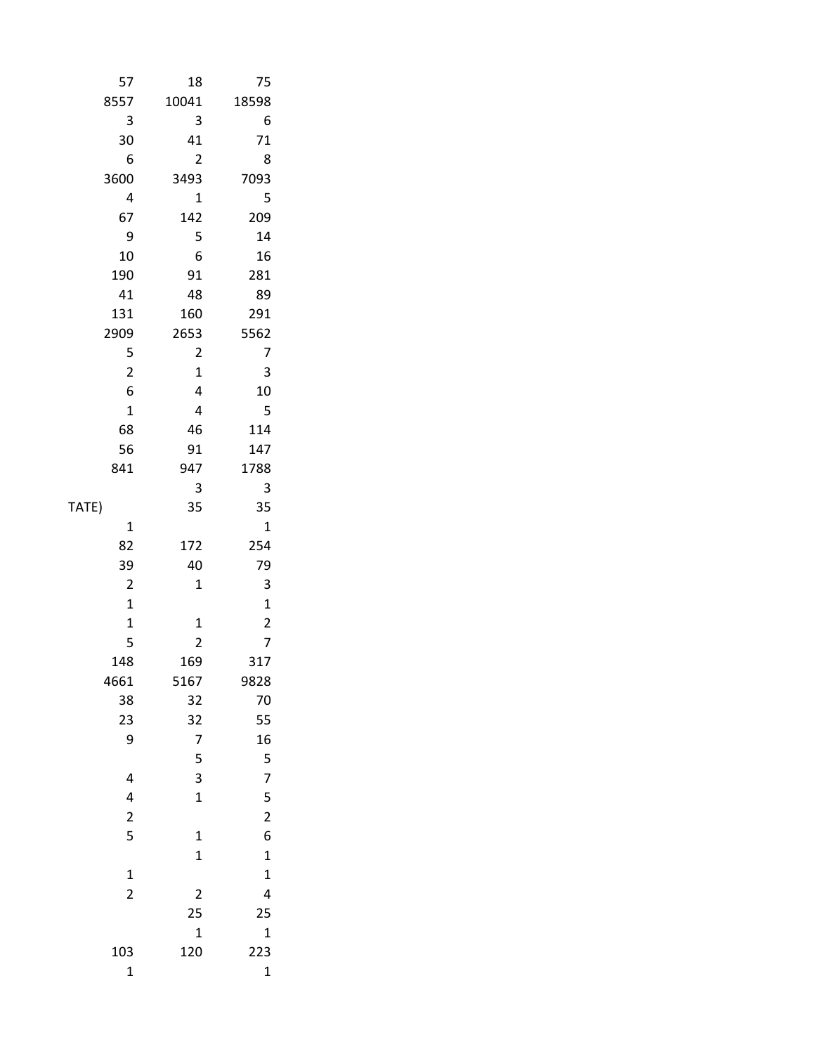| | | | |
|---|---|---|---|
| | 57 | 18 | 75 |
| | 8557 | 10041 | 18598 |
| | 3 | 3 | 6 |
| | 30 | 41 | 71 |
| | 6 | 2 | 8 |
| | 3600 | 3493 | 7093 |
| | 4 | 1 | 5 |
| | 67 | 142 | 209 |
| | 9 | 5 | 14 |
| | 10 | 6 | 16 |
| | 190 | 91 | 281 |
| | 41 | 48 | 89 |
| | 131 | 160 | 291 |
| | 2909 | 2653 | 5562 |
| | 5 | 2 | 7 |
| | 2 | 1 | 3 |
| | 6 | 4 | 10 |
| | 1 | 4 | 5 |
| | 68 | 46 | 114 |
| | 56 | 91 | 147 |
| | 841 | 947 | 1788 |
| | | 3 | 3 |
| TATE) | | 35 | 35 |
| | 1 | | 1 |
| | 82 | 172 | 254 |
| | 39 | 40 | 79 |
| | 2 | 1 | 3 |
| | 1 | | 1 |
| | 1 | 1 | 2 |
| | 5 | 2 | 7 |
| | 148 | 169 | 317 |
| | 4661 | 5167 | 9828 |
| | 38 | 32 | 70 |
| | 23 | 32 | 55 |
| | 9 | 7 | 16 |
| | | 5 | 5 |
| | 4 | 3 | 7 |
| | 4 | 1 | 5 |
| | 2 | | 2 |
| | 5 | 1 | 6 |
| | | 1 | 1 |
| | 1 | | 1 |
| | 2 | 2 | 4 |
| | | 25 | 25 |
| | | 1 | 1 |
| | 103 | 120 | 223 |
| | 1 | | 1 |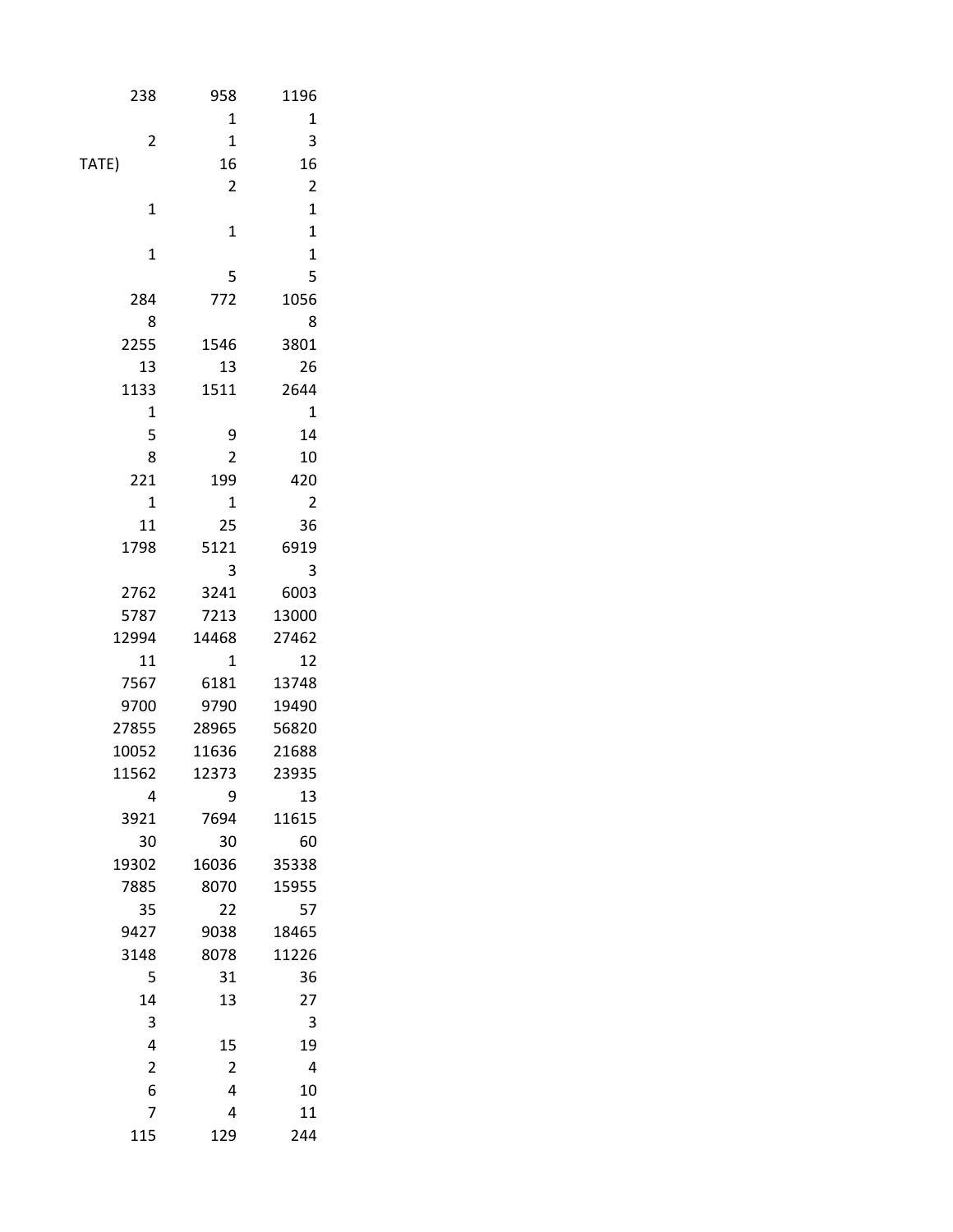| | | | |
|---|---|---|---|
| | 238 | 958 | 1196 |
| | | 1 | 1 |
| | 2 | 1 | 3 |
| TATE) | | 16 | 16 |
| | | 2 | 2 |
| | 1 | | 1 |
| | | 1 | 1 |
| | 1 | | 1 |
| | | 5 | 5 |
| | 284 | 772 | 1056 |
| | 8 | | 8 |
| | 2255 | 1546 | 3801 |
| | 13 | 13 | 26 |
| | 1133 | 1511 | 2644 |
| | 1 | | 1 |
| | 5 | 9 | 14 |
| | 8 | 2 | 10 |
| | 221 | 199 | 420 |
| | 1 | 1 | 2 |
| | 11 | 25 | 36 |
| | 1798 | 5121 | 6919 |
| | | 3 | 3 |
| | 2762 | 3241 | 6003 |
| | 5787 | 7213 | 13000 |
| | 12994 | 14468 | 27462 |
| | 11 | 1 | 12 |
| | 7567 | 6181 | 13748 |
| | 9700 | 9790 | 19490 |
| | 27855 | 28965 | 56820 |
| | 10052 | 11636 | 21688 |
| | 11562 | 12373 | 23935 |
| | 4 | 9 | 13 |
| | 3921 | 7694 | 11615 |
| | 30 | 30 | 60 |
| | 19302 | 16036 | 35338 |
| | 7885 | 8070 | 15955 |
| | 35 | 22 | 57 |
| | 9427 | 9038 | 18465 |
| | 3148 | 8078 | 11226 |
| | 5 | 31 | 36 |
| | 14 | 13 | 27 |
| | 3 | | 3 |
| | 4 | 15 | 19 |
| | 2 | 2 | 4 |
| | 6 | 4 | 10 |
| | 7 | 4 | 11 |
| | 115 | 129 | 244 |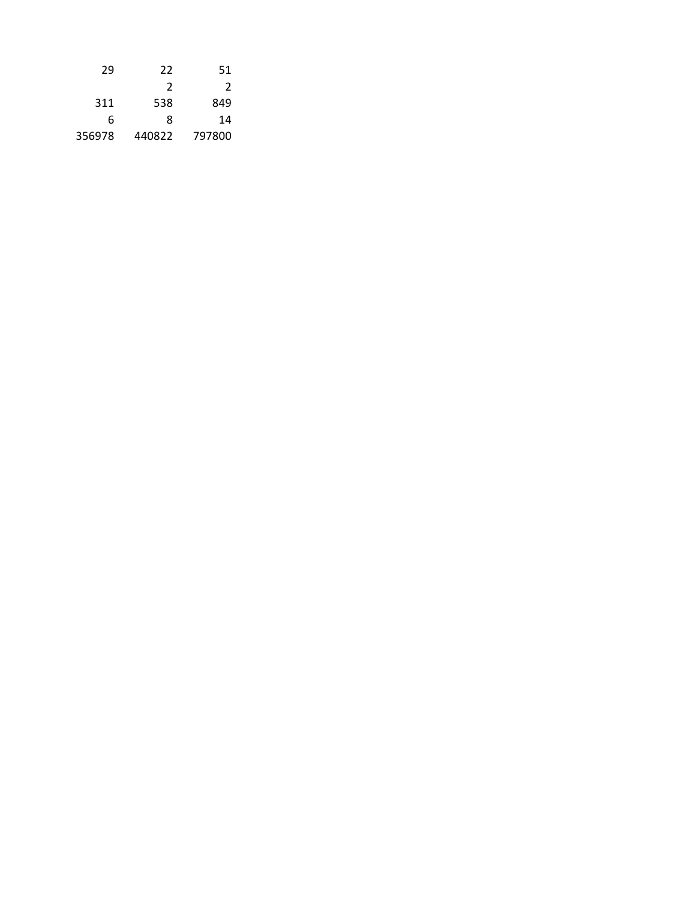| | | |
|---|---|---|
| 29 | 22 | 51 |
| | 2 | 2 |
| 311 | 538 | 849 |
| 6 | 8 | 14 |
| 356978 | 440822 | 797800 |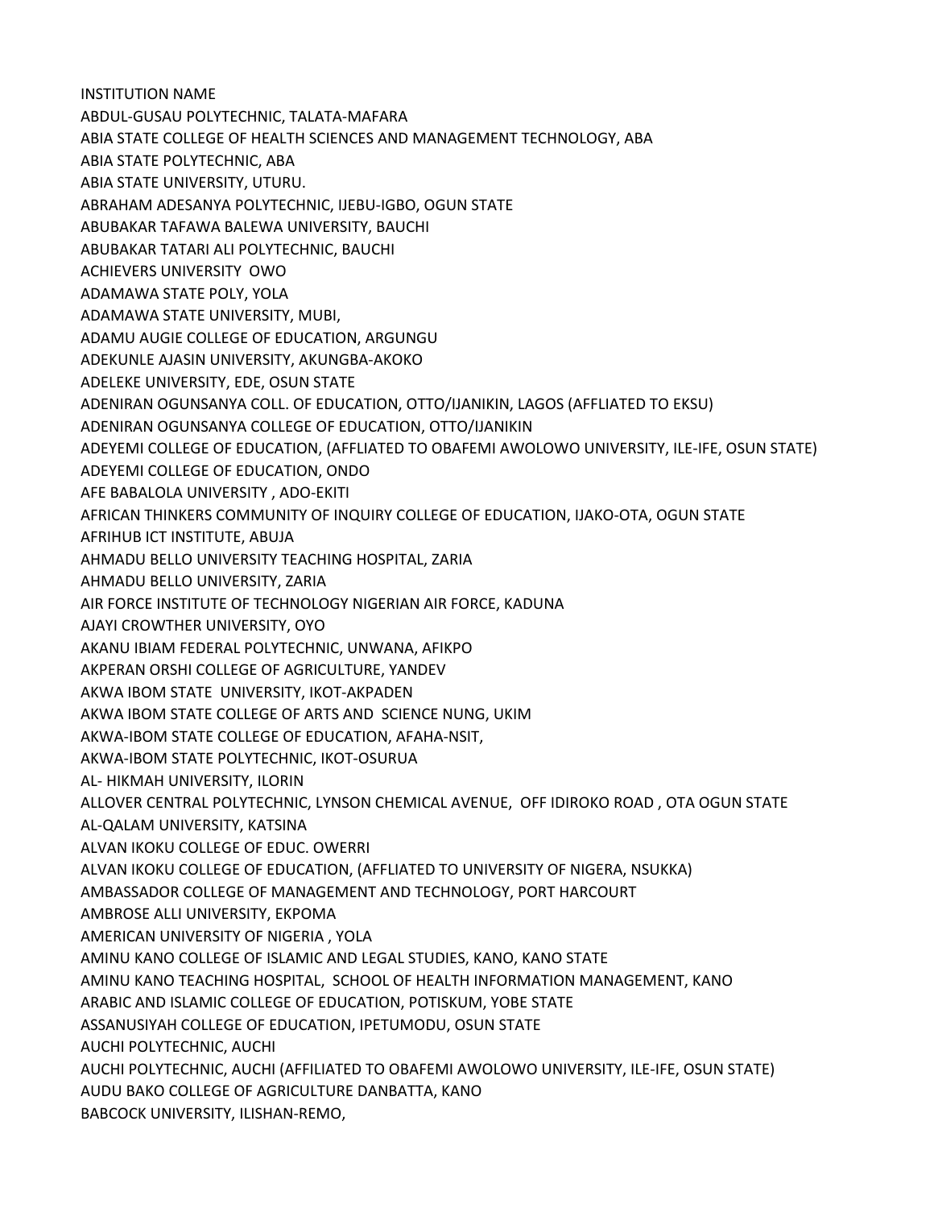INSTITUTION NAME

ABDUL-GUSAU POLYTECHNIC, TALATA-MAFARA

ABIA STATE COLLEGE OF HEALTH SCIENCES AND MANAGEMENT TECHNOLOGY, ABA

ABIA STATE POLYTECHNIC, ABA

ABIA STATE UNIVERSITY, UTURU.

ABRAHAM ADESANYA POLYTECHNIC, IJEBU-IGBO, OGUN STATE

ABUBAKAR TAFAWA BALEWA UNIVERSITY, BAUCHI

ABUBAKAR TATARI ALI POLYTECHNIC, BAUCHI

ACHIEVERS UNIVERSITY OWO

ADAMAWA STATE POLY, YOLA

ADAMAWA STATE UNIVERSITY, MUBI,

ADAMU AUGIE COLLEGE OF EDUCATION, ARGUNGU

ADEKUNLE AJASIN UNIVERSITY, AKUNGBA-AKOKO

ADELEKE UNIVERSITY, EDE, OSUN STATE

ADENIRAN OGUNSANYA COLL. OF EDUCATION, OTTO/IJANIKIN, LAGOS (AFFLIATED TO EKSU)

ADENIRAN OGUNSANYA COLLEGE OF EDUCATION, OTTO/IJANIKIN

ADEYEMI COLLEGE OF EDUCATION, (AFFLIATED TO OBAFEMI AWOLOWO UNIVERSITY, ILE-IFE, OSUN STATE)

ADEYEMI COLLEGE OF EDUCATION, ONDO

AFE BABALOLA UNIVERSITY , ADO-EKITI

AFRICAN THINKERS COMMUNITY OF INQUIRY COLLEGE OF EDUCATION, IJAKO-OTA, OGUN STATE

AFRIHUB ICT INSTITUTE, ABUJA

AHMADU BELLO UNIVERSITY TEACHING HOSPITAL, ZARIA

AHMADU BELLO UNIVERSITY, ZARIA

AIR FORCE INSTITUTE OF TECHNOLOGY NIGERIAN AIR FORCE, KADUNA

AJAYI CROWTHER UNIVERSITY, OYO

AKANU IBIAM FEDERAL POLYTECHNIC, UNWANA, AFIKPO

AKPERAN ORSHI COLLEGE OF AGRICULTURE, YANDEV

AKWA IBOM STATE UNIVERSITY, IKOT-AKPADEN

AKWA IBOM STATE COLLEGE OF ARTS AND SCIENCE NUNG, UKIM

AKWA-IBOM STATE COLLEGE OF EDUCATION, AFAHA-NSIT,

AKWA-IBOM STATE POLYTECHNIC, IKOT-OSURUA

AL- HIKMAH UNIVERSITY, ILORIN

ALLOVER CENTRAL POLYTECHNIC, LYNSON CHEMICAL AVENUE, OFF IDIROKO ROAD , OTA OGUN STATE

AL-QALAM UNIVERSITY, KATSINA

ALVAN IKOKU COLLEGE OF EDUC. OWERRI

ALVAN IKOKU COLLEGE OF EDUCATION, (AFFLIATED TO UNIVERSITY OF NIGERA, NSUKKA)

AMBASSADOR COLLEGE OF MANAGEMENT AND TECHNOLOGY, PORT HARCOURT

AMBROSE ALLI UNIVERSITY, EKPOMA

AMERICAN UNIVERSITY OF NIGERIA , YOLA

AMINU KANO COLLEGE OF ISLAMIC AND LEGAL STUDIES, KANO, KANO STATE

AMINU KANO TEACHING HOSPITAL, SCHOOL OF HEALTH INFORMATION MANAGEMENT, KANO

ARABIC AND ISLAMIC COLLEGE OF EDUCATION, POTISKUM, YOBE STATE

ASSANUSIYAH COLLEGE OF EDUCATION, IPETUMODU, OSUN STATE

AUCHI POLYTECHNIC, AUCHI

AUCHI POLYTECHNIC, AUCHI (AFFILIATED TO OBAFEMI AWOLOWO UNIVERSITY, ILE-IFE, OSUN STATE)

AUDU BAKO COLLEGE OF AGRICULTURE DANBATTA, KANO

BABCOCK UNIVERSITY, ILISHAN-REMO,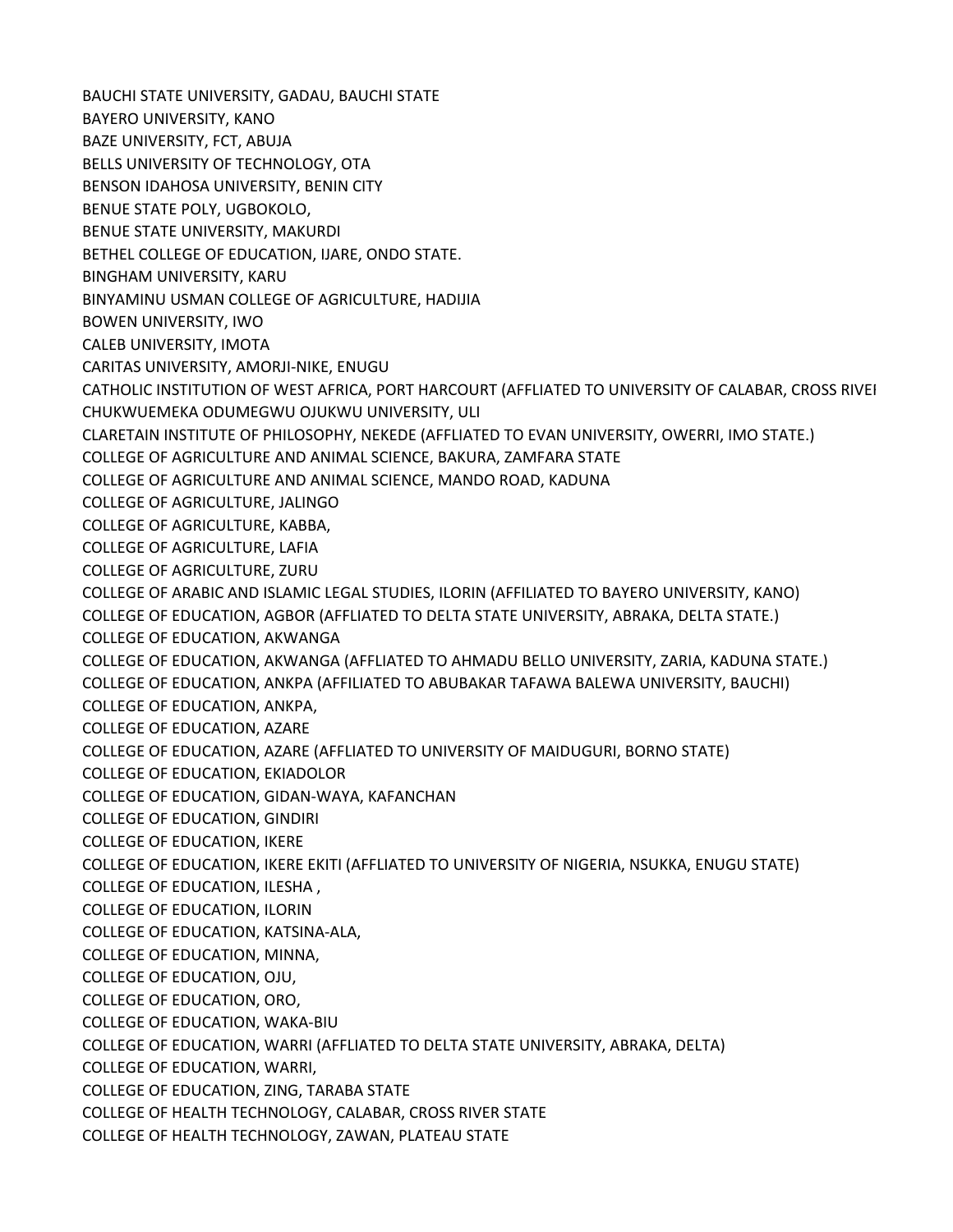BAUCHI STATE UNIVERSITY, GADAU, BAUCHI STATE
BAYERO UNIVERSITY, KANO
BAZE UNIVERSITY, FCT, ABUJA
BELLS UNIVERSITY OF TECHNOLOGY, OTA
BENSON IDAHOSA UNIVERSITY, BENIN CITY
BENUE STATE POLY, UGBOKOLO,
BENUE STATE UNIVERSITY, MAKURDI
BETHEL COLLEGE OF EDUCATION, IJARE, ONDO STATE.
BINGHAM UNIVERSITY, KARU
BINYAMINU USMAN COLLEGE OF AGRICULTURE, HADIJIA
BOWEN UNIVERSITY, IWO
CALEB UNIVERSITY, IMOTA
CARITAS UNIVERSITY, AMORJI-NIKE, ENUGU
CATHOLIC INSTITUTION OF WEST AFRICA, PORT HARCOURT (AFFLIATED TO UNIVERSITY OF CALABAR, CROSS RIVEI
CHUKWUEMEKA ODUMEGWU OJUKWU UNIVERSITY, ULI
CLARETAIN INSTITUTE OF PHILOSOPHY, NEKEDE (AFFLIATED TO EVAN UNIVERSITY, OWERRI, IMO STATE.)
COLLEGE OF AGRICULTURE AND ANIMAL SCIENCE, BAKURA, ZAMFARA STATE
COLLEGE OF AGRICULTURE AND ANIMAL SCIENCE, MANDO ROAD, KADUNA
COLLEGE OF AGRICULTURE, JALINGO
COLLEGE OF AGRICULTURE, KABBA,
COLLEGE OF AGRICULTURE, LAFIA
COLLEGE OF AGRICULTURE, ZURU
COLLEGE OF ARABIC AND ISLAMIC LEGAL STUDIES, ILORIN (AFFILIATED TO BAYERO UNIVERSITY, KANO)
COLLEGE OF EDUCATION, AGBOR (AFFLIATED TO DELTA STATE UNIVERSITY, ABRAKA, DELTA STATE.)
COLLEGE OF EDUCATION, AKWANGA
COLLEGE OF EDUCATION, AKWANGA (AFFLIATED TO AHMADU BELLO UNIVERSITY, ZARIA, KADUNA STATE.)
COLLEGE OF EDUCATION, ANKPA (AFFILIATED TO ABUBAKAR TAFAWA BALEWA UNIVERSITY, BAUCHI)
COLLEGE OF EDUCATION, ANKPA,
COLLEGE OF EDUCATION, AZARE
COLLEGE OF EDUCATION, AZARE (AFFLIATED TO UNIVERSITY OF MAIDUGURI, BORNO STATE)
COLLEGE OF EDUCATION, EKIADOLOR
COLLEGE OF EDUCATION, GIDAN-WAYA, KAFANCHAN
COLLEGE OF EDUCATION, GINDIRI
COLLEGE OF EDUCATION, IKERE
COLLEGE OF EDUCATION, IKERE EKITI (AFFLIATED TO UNIVERSITY OF NIGERIA, NSUKKA, ENUGU STATE)
COLLEGE OF EDUCATION, ILESHA ,
COLLEGE OF EDUCATION, ILORIN
COLLEGE OF EDUCATION, KATSINA-ALA,
COLLEGE OF EDUCATION, MINNA,
COLLEGE OF EDUCATION, OJU,
COLLEGE OF EDUCATION, ORO,
COLLEGE OF EDUCATION, WAKA-BIU
COLLEGE OF EDUCATION, WARRI (AFFLIATED TO DELTA STATE UNIVERSITY, ABRAKA, DELTA)
COLLEGE OF EDUCATION, WARRI,
COLLEGE OF EDUCATION, ZING, TARABA STATE
COLLEGE OF HEALTH TECHNOLOGY, CALABAR, CROSS RIVER STATE
COLLEGE OF HEALTH TECHNOLOGY, ZAWAN, PLATEAU STATE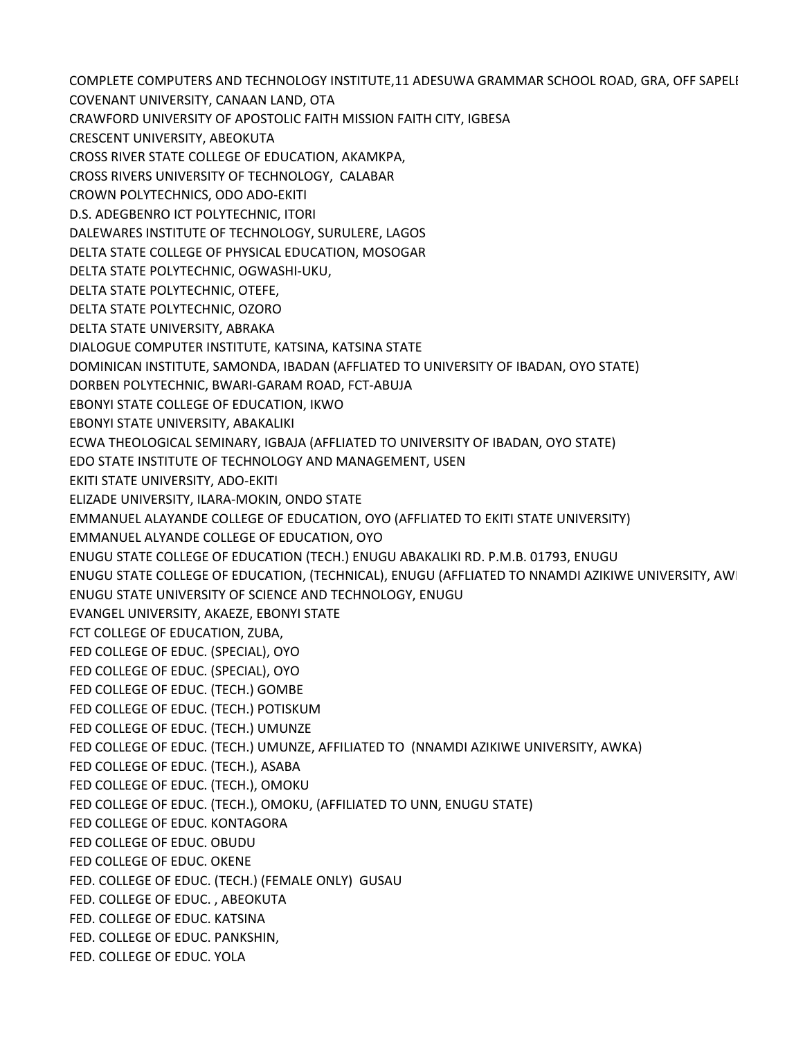COMPLETE COMPUTERS AND TECHNOLOGY INSTITUTE,11 ADESUWA GRAMMAR SCHOOL ROAD, GRA, OFF SAPELE
COVENANT UNIVERSITY, CANAAN LAND, OTA
CRAWFORD UNIVERSITY OF APOSTOLIC FAITH MISSION FAITH CITY, IGBESA
CRESCENT UNIVERSITY, ABEOKUTA
CROSS RIVER STATE COLLEGE OF EDUCATION, AKAMKPA,
CROSS RIVERS UNIVERSITY OF TECHNOLOGY, CALABAR
CROWN POLYTECHNICS, ODO ADO-EKITI
D.S. ADEGBENRO ICT POLYTECHNIC, ITORI
DALEWARES INSTITUTE OF TECHNOLOGY, SURULERE, LAGOS
DELTA STATE COLLEGE OF PHYSICAL EDUCATION, MOSOGAR
DELTA STATE POLYTECHNIC, OGWASHI-UKU,
DELTA STATE POLYTECHNIC, OTEFE,
DELTA STATE POLYTECHNIC, OZORO
DELTA STATE UNIVERSITY, ABRAKA
DIALOGUE COMPUTER INSTITUTE, KATSINA, KATSINA STATE
DOMINICAN INSTITUTE, SAMONDA, IBADAN (AFFLIATED TO UNIVERSITY OF IBADAN, OYO STATE)
DORBEN POLYTECHNIC, BWARI-GARAM ROAD, FCT-ABUJA
EBONYI STATE COLLEGE OF EDUCATION, IKWO
EBONYI STATE UNIVERSITY, ABAKALIKI
ECWA THEOLOGICAL SEMINARY, IGBAJA (AFFLIATED TO UNIVERSITY OF IBADAN, OYO STATE)
EDO STATE INSTITUTE OF TECHNOLOGY AND MANAGEMENT, USEN
EKITI STATE UNIVERSITY, ADO-EKITI
ELIZADE UNIVERSITY, ILARA-MOKIN, ONDO STATE
EMMANUEL ALAYANDE COLLEGE OF EDUCATION, OYO (AFFLIATED TO EKITI STATE UNIVERSITY)
EMMANUEL ALYANDE COLLEGE OF EDUCATION, OYO
ENUGU STATE COLLEGE OF EDUCATION (TECH.) ENUGU ABAKALIKI RD. P.M.B. 01793, ENUGU
ENUGU STATE COLLEGE OF EDUCATION, (TECHNICAL), ENUGU (AFFLIATED TO NNAMDI AZIKIWE UNIVERSITY, AWI
ENUGU STATE UNIVERSITY OF SCIENCE AND TECHNOLOGY, ENUGU
EVANGEL UNIVERSITY, AKAEZE, EBONYI STATE
FCT COLLEGE OF EDUCATION, ZUBA,
FED COLLEGE OF EDUC. (SPECIAL), OYO
FED COLLEGE OF EDUC. (SPECIAL), OYO
FED COLLEGE OF EDUC. (TECH.) GOMBE
FED COLLEGE OF EDUC. (TECH.) POTISKUM
FED COLLEGE OF EDUC. (TECH.) UMUNZE
FED COLLEGE OF EDUC. (TECH.) UMUNZE, AFFILIATED TO (NNAMDI AZIKIWE UNIVERSITY, AWKA)
FED COLLEGE OF EDUC. (TECH.), ASABA
FED COLLEGE OF EDUC. (TECH.), OMOKU
FED COLLEGE OF EDUC. (TECH.), OMOKU, (AFFILIATED TO UNN, ENUGU STATE)
FED COLLEGE OF EDUC. KONTAGORA
FED COLLEGE OF EDUC. OBUDU
FED COLLEGE OF EDUC. OKENE
FED. COLLEGE OF EDUC. (TECH.) (FEMALE ONLY) GUSAU
FED. COLLEGE OF EDUC. , ABEOKUTA
FED. COLLEGE OF EDUC. KATSINA
FED. COLLEGE OF EDUC. PANKSHIN,
FED. COLLEGE OF EDUC. YOLA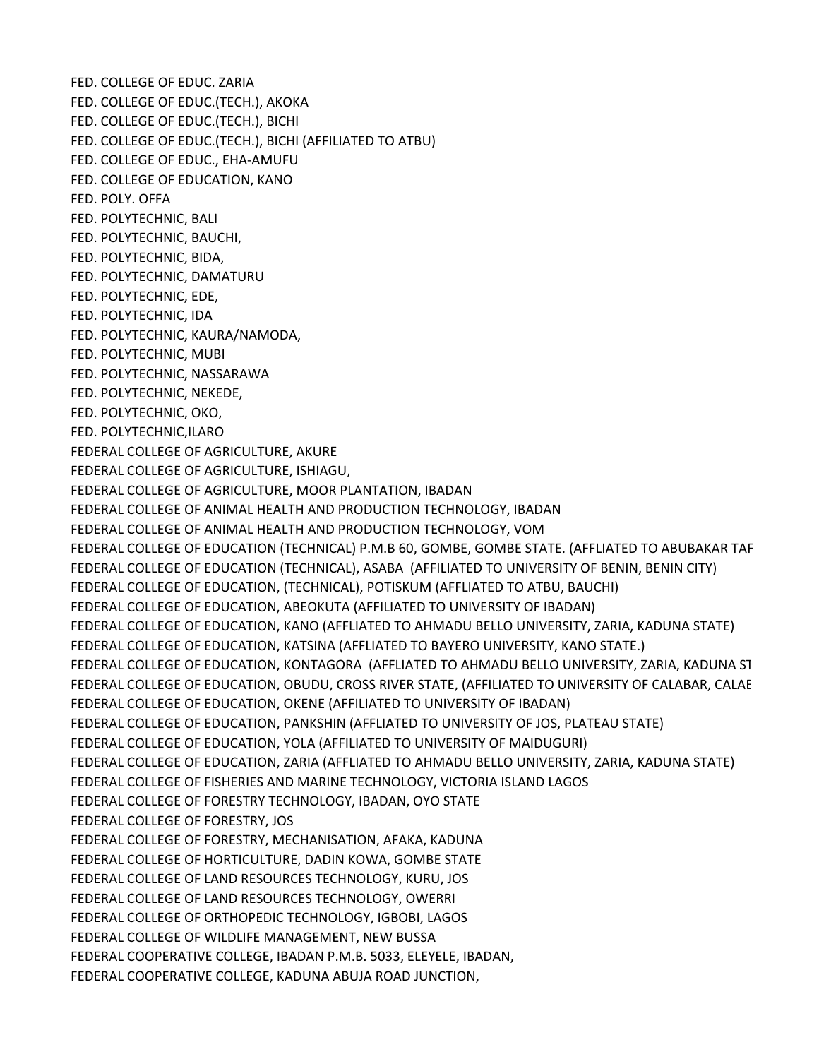FED. COLLEGE OF EDUC. ZARIA
FED. COLLEGE OF EDUC.(TECH.), AKOKA
FED. COLLEGE OF EDUC.(TECH.), BICHI
FED. COLLEGE OF EDUC.(TECH.), BICHI (AFFILIATED TO ATBU)
FED. COLLEGE OF EDUC., EHA-AMUFU
FED. COLLEGE OF EDUCATION, KANO
FED. POLY. OFFA
FED. POLYTECHNIC, BALI
FED. POLYTECHNIC, BAUCHI,
FED. POLYTECHNIC, BIDA,
FED. POLYTECHNIC, DAMATURU
FED. POLYTECHNIC, EDE,
FED. POLYTECHNIC, IDA
FED. POLYTECHNIC, KAURA/NAMODA,
FED. POLYTECHNIC, MUBI
FED. POLYTECHNIC, NASSARAWA
FED. POLYTECHNIC, NEKEDE,
FED. POLYTECHNIC, OKO,
FED. POLYTECHNIC,ILARO
FEDERAL COLLEGE OF AGRICULTURE, AKURE
FEDERAL COLLEGE OF AGRICULTURE, ISHIAGU,
FEDERAL COLLEGE OF AGRICULTURE, MOOR PLANTATION, IBADAN
FEDERAL COLLEGE OF ANIMAL HEALTH AND PRODUCTION TECHNOLOGY, IBADAN
FEDERAL COLLEGE OF ANIMAL HEALTH AND PRODUCTION TECHNOLOGY, VOM
FEDERAL COLLEGE OF EDUCATION (TECHNICAL) P.M.B 60, GOMBE, GOMBE STATE. (AFFLIATED TO ABUBAKAR TAF
FEDERAL COLLEGE OF EDUCATION (TECHNICAL), ASABA (AFFILIATED TO UNIVERSITY OF BENIN, BENIN CITY)
FEDERAL COLLEGE OF EDUCATION, (TECHNICAL), POTISKUM (AFFLIATED TO ATBU, BAUCHI)
FEDERAL COLLEGE OF EDUCATION, ABEOKUTA (AFFILIATED TO UNIVERSITY OF IBADAN)
FEDERAL COLLEGE OF EDUCATION, KANO (AFFLIATED TO AHMADU BELLO UNIVERSITY, ZARIA, KADUNA STATE)
FEDERAL COLLEGE OF EDUCATION, KATSINA (AFFLIATED TO BAYERO UNIVERSITY, KANO STATE.)
FEDERAL COLLEGE OF EDUCATION, KONTAGORA (AFFLIATED TO AHMADU BELLO UNIVERSITY, ZARIA, KADUNA ST
FEDERAL COLLEGE OF EDUCATION, OBUDU, CROSS RIVER STATE, (AFFILIATED TO UNIVERSITY OF CALABAR, CALAE
FEDERAL COLLEGE OF EDUCATION, OKENE (AFFILIATED TO UNIVERSITY OF IBADAN)
FEDERAL COLLEGE OF EDUCATION, PANKSHIN (AFFLIATED TO UNIVERSITY OF JOS, PLATEAU STATE)
FEDERAL COLLEGE OF EDUCATION, YOLA (AFFILIATED TO UNIVERSITY OF MAIDUGURI)
FEDERAL COLLEGE OF EDUCATION, ZARIA (AFFLIATED TO AHMADU BELLO UNIVERSITY, ZARIA, KADUNA STATE)
FEDERAL COLLEGE OF FISHERIES AND MARINE TECHNOLOGY, VICTORIA ISLAND LAGOS
FEDERAL COLLEGE OF FORESTRY TECHNOLOGY, IBADAN, OYO STATE
FEDERAL COLLEGE OF FORESTRY, JOS
FEDERAL COLLEGE OF FORESTRY, MECHANISATION, AFAKA, KADUNA
FEDERAL COLLEGE OF HORTICULTURE, DADIN KOWA, GOMBE STATE
FEDERAL COLLEGE OF LAND RESOURCES TECHNOLOGY, KURU, JOS
FEDERAL COLLEGE OF LAND RESOURCES TECHNOLOGY, OWERRI
FEDERAL COLLEGE OF ORTHOPEDIC TECHNOLOGY, IGBOBI, LAGOS
FEDERAL COLLEGE OF WILDLIFE MANAGEMENT, NEW BUSSA
FEDERAL COOPERATIVE COLLEGE, IBADAN P.M.B. 5033, ELEYELE, IBADAN,
FEDERAL COOPERATIVE COLLEGE, KADUNA ABUJA ROAD JUNCTION,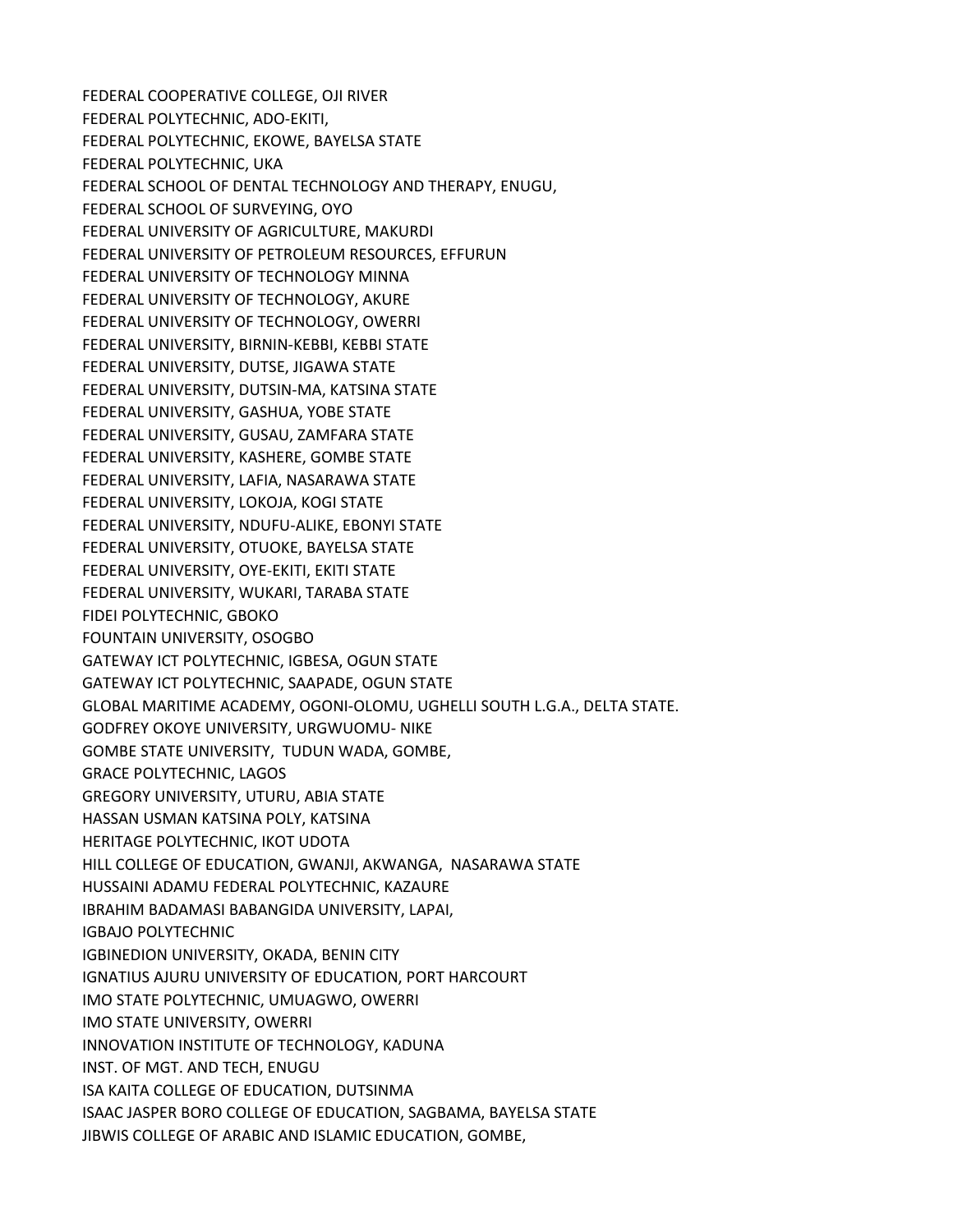FEDERAL COOPERATIVE COLLEGE, OJI RIVER
FEDERAL POLYTECHNIC, ADO-EKITI,
FEDERAL POLYTECHNIC, EKOWE, BAYELSA STATE
FEDERAL POLYTECHNIC, UKA
FEDERAL SCHOOL OF DENTAL TECHNOLOGY AND THERAPY, ENUGU,
FEDERAL SCHOOL OF SURVEYING, OYO
FEDERAL UNIVERSITY OF AGRICULTURE, MAKURDI
FEDERAL UNIVERSITY OF PETROLEUM RESOURCES, EFFURUN
FEDERAL UNIVERSITY OF TECHNOLOGY MINNA
FEDERAL UNIVERSITY OF TECHNOLOGY, AKURE
FEDERAL UNIVERSITY OF TECHNOLOGY, OWERRI
FEDERAL UNIVERSITY, BIRNIN-KEBBI, KEBBI STATE
FEDERAL UNIVERSITY, DUTSE, JIGAWA STATE
FEDERAL UNIVERSITY, DUTSIN-MA, KATSINA STATE
FEDERAL UNIVERSITY, GASHUA, YOBE STATE
FEDERAL UNIVERSITY, GUSAU, ZAMFARA STATE
FEDERAL UNIVERSITY, KASHERE, GOMBE STATE
FEDERAL UNIVERSITY, LAFIA, NASARAWA STATE
FEDERAL UNIVERSITY, LOKOJA, KOGI STATE
FEDERAL UNIVERSITY, NDUFU-ALIKE, EBONYI STATE
FEDERAL UNIVERSITY, OTUOKE, BAYELSA STATE
FEDERAL UNIVERSITY, OYE-EKITI, EKITI STATE
FEDERAL UNIVERSITY, WUKARI, TARABA STATE
FIDEI POLYTECHNIC, GBOKO
FOUNTAIN UNIVERSITY, OSOGBO
GATEWAY ICT POLYTECHNIC, IGBESA, OGUN STATE
GATEWAY ICT POLYTECHNIC, SAAPADE, OGUN STATE
GLOBAL MARITIME ACADEMY, OGONI-OLOMU, UGHELLI SOUTH L.G.A., DELTA STATE.
GODFREY OKOYE UNIVERSITY, URGWUOMU- NIKE
GOMBE STATE UNIVERSITY, TUDUN WADA, GOMBE,
GRACE POLYTECHNIC, LAGOS
GREGORY UNIVERSITY, UTURU, ABIA STATE
HASSAN USMAN KATSINA POLY, KATSINA
HERITAGE POLYTECHNIC, IKOT UDOTA
HILL COLLEGE OF EDUCATION, GWANJI, AKWANGA, NASARAWA STATE
HUSSAINI ADAMU FEDERAL POLYTECHNIC, KAZAURE
IBRAHIM BADAMASI BABANGIDA UNIVERSITY, LAPAI,
IGBAJO POLYTECHNIC
IGBINEDION UNIVERSITY, OKADA, BENIN CITY
IGNATIUS AJURU UNIVERSITY OF EDUCATION, PORT HARCOURT
IMO STATE POLYTECHNIC, UMUAGWO, OWERRI
IMO STATE UNIVERSITY, OWERRI
INNOVATION INSTITUTE OF TECHNOLOGY, KADUNA
INST. OF MGT. AND TECH, ENUGU
ISA KAITA COLLEGE OF EDUCATION, DUTSINMA
ISAAC JASPER BORO COLLEGE OF EDUCATION, SAGBAMA, BAYELSA STATE
JIBWIS COLLEGE OF ARABIC AND ISLAMIC EDUCATION, GOMBE,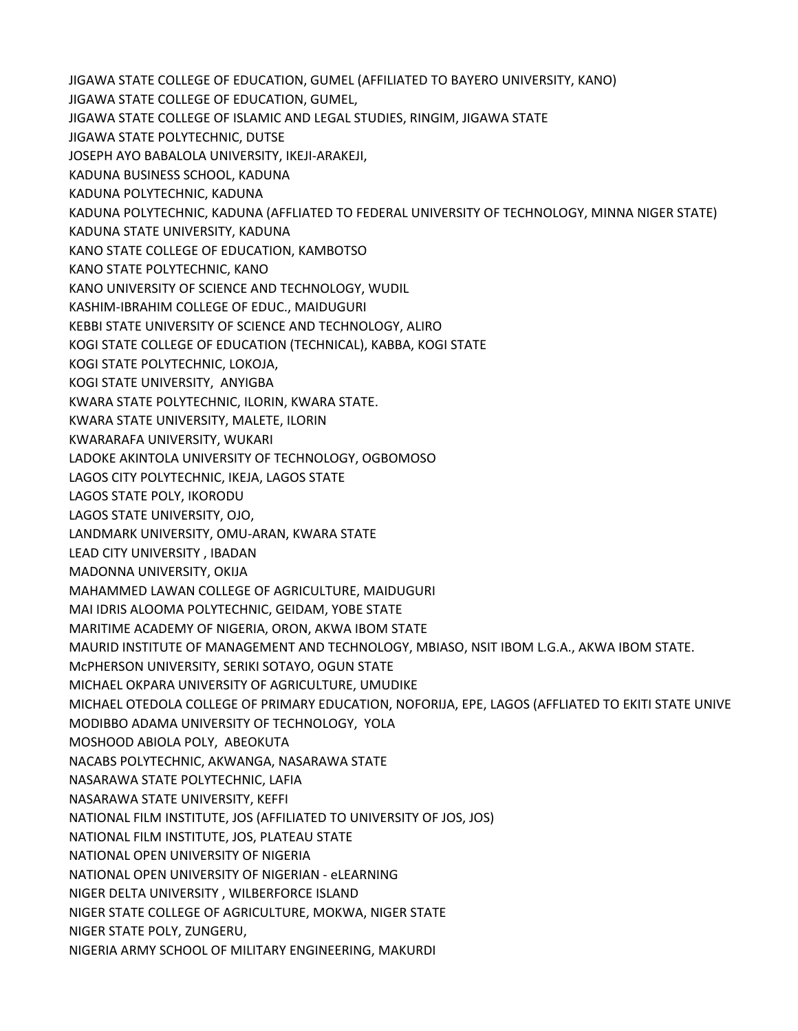JIGAWA STATE COLLEGE OF EDUCATION, GUMEL (AFFILIATED TO BAYERO UNIVERSITY, KANO)
JIGAWA STATE COLLEGE OF EDUCATION, GUMEL,
JIGAWA STATE COLLEGE OF ISLAMIC AND LEGAL STUDIES, RINGIM, JIGAWA STATE
JIGAWA STATE POLYTECHNIC, DUTSE
JOSEPH AYO BABALOLA UNIVERSITY, IKEJI-ARAKEJI,
KADUNA BUSINESS SCHOOL, KADUNA
KADUNA POLYTECHNIC, KADUNA
KADUNA POLYTECHNIC, KADUNA (AFFLIATED TO FEDERAL UNIVERSITY OF TECHNOLOGY, MINNA NIGER STATE)
KADUNA STATE UNIVERSITY, KADUNA
KANO STATE COLLEGE OF EDUCATION, KAMBOTSO
KANO STATE POLYTECHNIC, KANO
KANO UNIVERSITY OF SCIENCE AND TECHNOLOGY, WUDIL
KASHIM-IBRAHIM COLLEGE OF EDUC., MAIDUGURI
KEBBI STATE UNIVERSITY OF SCIENCE AND TECHNOLOGY, ALIRO
KOGI STATE COLLEGE OF EDUCATION (TECHNICAL), KABBA, KOGI STATE
KOGI STATE POLYTECHNIC, LOKOJA,
KOGI STATE UNIVERSITY, ANYIGBA
KWARA STATE POLYTECHNIC, ILORIN, KWARA STATE.
KWARA STATE UNIVERSITY, MALETE, ILORIN
KWARARAFA UNIVERSITY, WUKARI
LADOKE AKINTOLA UNIVERSITY OF TECHNOLOGY, OGBOMOSO
LAGOS CITY POLYTECHNIC, IKEJA, LAGOS STATE
LAGOS STATE POLY, IKORODU
LAGOS STATE UNIVERSITY, OJO,
LANDMARK UNIVERSITY, OMU-ARAN, KWARA STATE
LEAD CITY UNIVERSITY , IBADAN
MADONNA UNIVERSITY, OKIJA
MAHAMMED LAWAN COLLEGE OF AGRICULTURE, MAIDUGURI
MAI IDRIS ALOOMA POLYTECHNIC, GEIDAM, YOBE STATE
MARITIME ACADEMY OF NIGERIA, ORON, AKWA IBOM STATE
MAURID INSTITUTE OF MANAGEMENT AND TECHNOLOGY, MBIASO, NSIT IBOM L.G.A., AKWA IBOM STATE.
McPHERSON UNIVERSITY, SERIKI SOTAYO, OGUN STATE
MICHAEL OKPARA UNIVERSITY OF AGRICULTURE, UMUDIKE
MICHAEL OTEDOLA COLLEGE OF PRIMARY EDUCATION, NOFORIJA, EPE, LAGOS (AFFLIATED TO EKITI STATE UNIVE
MODIBBO ADAMA UNIVERSITY OF TECHNOLOGY, YOLA
MOSHOOD ABIOLA POLY, ABEOKUTA
NACABS POLYTECHNIC, AKWANGA, NASARAWA STATE
NASARAWA STATE POLYTECHNIC, LAFIA
NASARAWA STATE UNIVERSITY, KEFFI
NATIONAL FILM INSTITUTE, JOS (AFFILIATED TO UNIVERSITY OF JOS, JOS)
NATIONAL FILM INSTITUTE, JOS, PLATEAU STATE
NATIONAL OPEN UNIVERSITY OF NIGERIA
NATIONAL OPEN UNIVERSITY OF NIGERIAN - eLEARNING
NIGER DELTA UNIVERSITY , WILBERFORCE ISLAND
NIGER STATE COLLEGE OF AGRICULTURE, MOKWA, NIGER STATE
NIGER STATE POLY, ZUNGERU,
NIGERIA ARMY SCHOOL OF MILITARY ENGINEERING, MAKURDI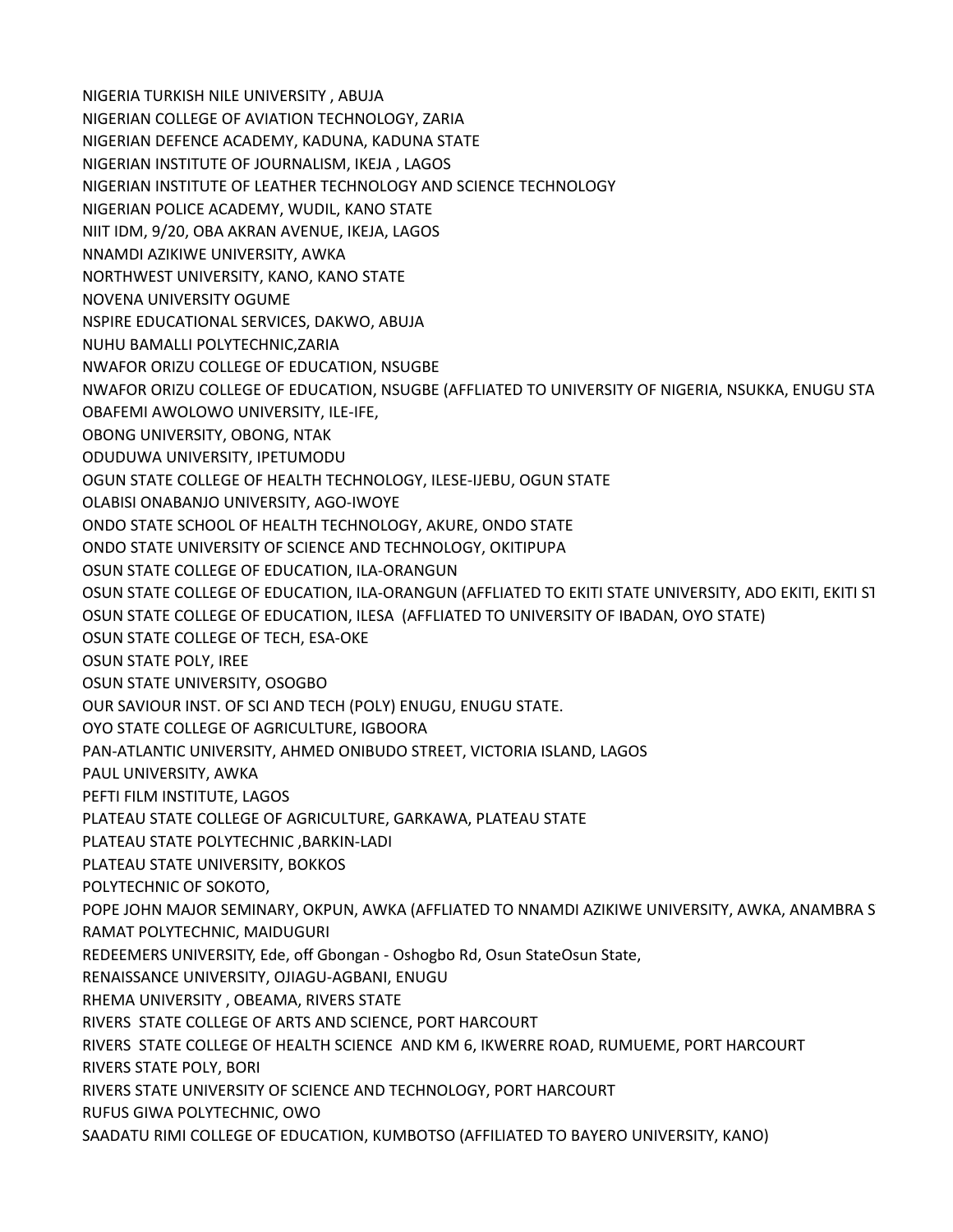NIGERIA TURKISH NILE UNIVERSITY , ABUJA
NIGERIAN COLLEGE OF AVIATION TECHNOLOGY, ZARIA
NIGERIAN DEFENCE ACADEMY, KADUNA, KADUNA STATE
NIGERIAN INSTITUTE OF JOURNALISM, IKEJA , LAGOS
NIGERIAN INSTITUTE OF LEATHER TECHNOLOGY AND SCIENCE TECHNOLOGY
NIGERIAN POLICE ACADEMY, WUDIL, KANO STATE
NIIT IDM, 9/20, OBA AKRAN AVENUE, IKEJA, LAGOS
NNAMDI AZIKIWE UNIVERSITY, AWKA
NORTHWEST UNIVERSITY, KANO, KANO STATE
NOVENA UNIVERSITY OGUME
NSPIRE EDUCATIONAL SERVICES, DAKWO, ABUJA
NUHU BAMALLI POLYTECHNIC,ZARIA
NWAFOR ORIZU COLLEGE OF EDUCATION, NSUGBE
NWAFOR ORIZU COLLEGE OF EDUCATION, NSUGBE (AFFLIATED TO UNIVERSITY OF NIGERIA, NSUKKA, ENUGU STA
OBAFEMI AWOLOWO UNIVERSITY, ILE-IFE,
OBONG UNIVERSITY, OBONG, NTAK
ODUDUWA UNIVERSITY, IPETUMODU
OGUN STATE COLLEGE OF HEALTH TECHNOLOGY, ILESE-IJEBU, OGUN STATE
OLABISI ONABANJO UNIVERSITY, AGO-IWOYE
ONDO STATE SCHOOL OF HEALTH TECHNOLOGY, AKURE, ONDO STATE
ONDO STATE UNIVERSITY OF SCIENCE AND TECHNOLOGY, OKITIPUPA
OSUN STATE COLLEGE OF EDUCATION, ILA-ORANGUN
OSUN STATE COLLEGE OF EDUCATION, ILA-ORANGUN (AFFLIATED TO EKITI STATE UNIVERSITY, ADO EKITI, EKITI ST
OSUN STATE COLLEGE OF EDUCATION, ILESA (AFFLIATED TO UNIVERSITY OF IBADAN, OYO STATE)
OSUN STATE COLLEGE OF TECH, ESA-OKE
OSUN STATE POLY, IREE
OSUN STATE UNIVERSITY, OSOGBO
OUR SAVIOUR INST. OF SCI AND TECH (POLY) ENUGU, ENUGU STATE.
OYO STATE COLLEGE OF AGRICULTURE, IGBOORA
PAN-ATLANTIC UNIVERSITY, AHMED ONIBUDO STREET, VICTORIA ISLAND, LAGOS
PAUL UNIVERSITY, AWKA
PEFTI FILM INSTITUTE, LAGOS
PLATEAU STATE COLLEGE OF AGRICULTURE, GARKAWA, PLATEAU STATE
PLATEAU STATE POLYTECHNIC ,BARKIN-LADI
PLATEAU STATE UNIVERSITY, BOKKOS
POLYTECHNIC OF SOKOTO,
POPE JOHN MAJOR SEMINARY, OKPUN, AWKA (AFFLIATED TO NNAMDI AZIKIWE UNIVERSITY, AWKA, ANAMBRA S
RAMAT POLYTECHNIC, MAIDUGURI
REDEEMERS UNIVERSITY, Ede, off Gbongan - Oshogbo Rd, Osun StateOsun State,
RENAISSANCE UNIVERSITY, OJIAGU-AGBANI, ENUGU
RHEMA UNIVERSITY , OBEAMA, RIVERS STATE
RIVERS STATE COLLEGE OF ARTS AND SCIENCE, PORT HARCOURT
RIVERS STATE COLLEGE OF HEALTH SCIENCE AND KM 6, IKWERRE ROAD, RUMUEME, PORT HARCOURT
RIVERS STATE POLY, BORI
RIVERS STATE UNIVERSITY OF SCIENCE AND TECHNOLOGY, PORT HARCOURT
RUFUS GIWA POLYTECHNIC, OWO
SAADATU RIMI COLLEGE OF EDUCATION, KUMBOTSO (AFFILIATED TO BAYERO UNIVERSITY, KANO)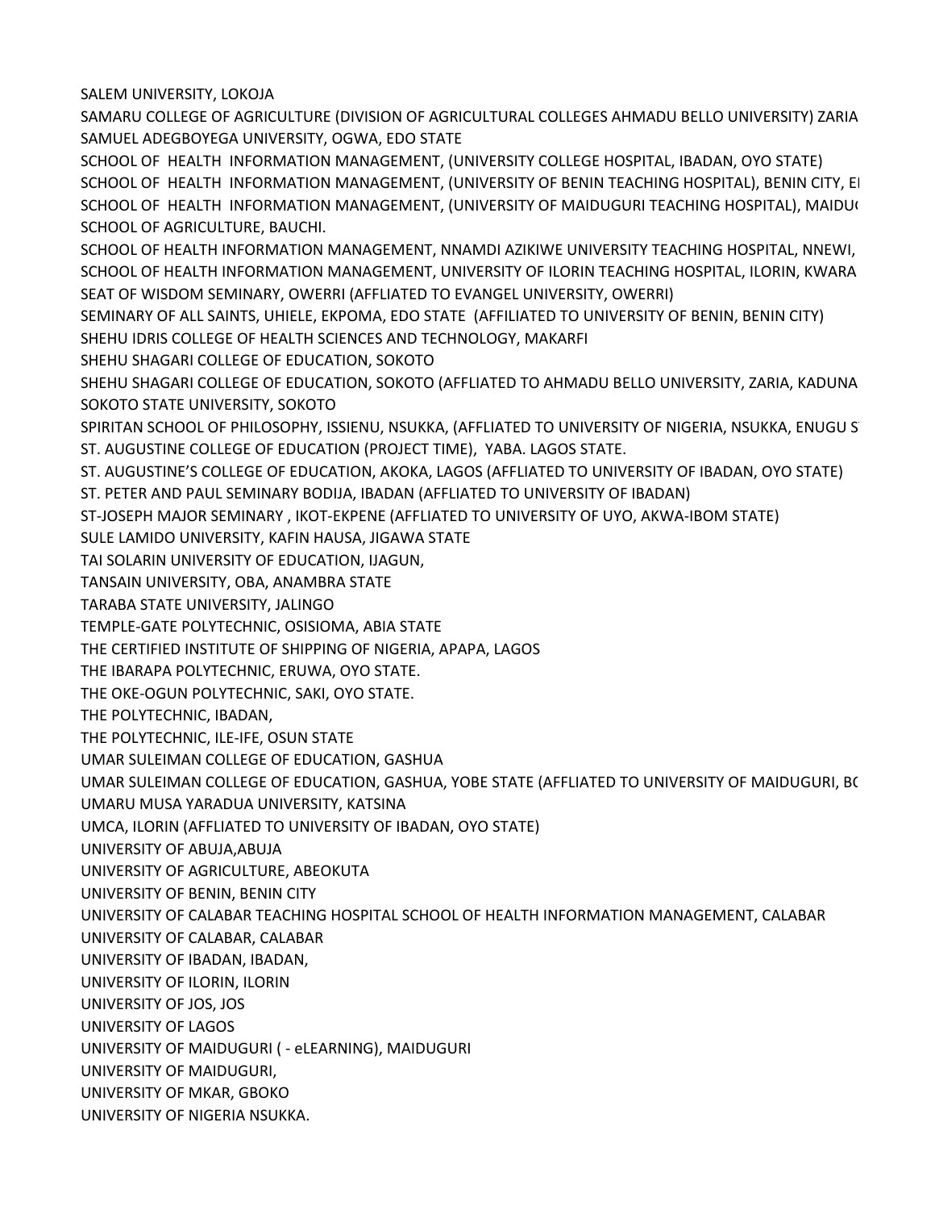SALEM UNIVERSITY, LOKOJA

SAMARU COLLEGE OF AGRICULTURE (DIVISION OF AGRICULTURAL COLLEGES AHMADU BELLO UNIVERSITY) ZARIA

SAMUEL ADEGBOYEGA UNIVERSITY, OGWA, EDO STATE

SCHOOL OF HEALTH INFORMATION MANAGEMENT, (UNIVERSITY COLLEGE HOSPITAL, IBADAN, OYO STATE)

SCHOOL OF HEALTH INFORMATION MANAGEMENT, (UNIVERSITY OF BENIN TEACHING HOSPITAL), BENIN CITY, EI

SCHOOL OF HEALTH INFORMATION MANAGEMENT, (UNIVERSITY OF MAIDUGURI TEACHING HOSPITAL), MAIDU(

SCHOOL OF AGRICULTURE, BAUCHI.

SCHOOL OF HEALTH INFORMATION MANAGEMENT, NNAMDI AZIKIWE UNIVERSITY TEACHING HOSPITAL, NNEWI,

SCHOOL OF HEALTH INFORMATION MANAGEMENT, UNIVERSITY OF ILORIN TEACHING HOSPITAL, ILORIN, KWARA

SEAT OF WISDOM SEMINARY, OWERRI (AFFLIATED TO EVANGEL UNIVERSITY, OWERRI)

SEMINARY OF ALL SAINTS, UHIELE, EKPOMA, EDO STATE (AFFILIATED TO UNIVERSITY OF BENIN, BENIN CITY)

SHEHU IDRIS COLLEGE OF HEALTH SCIENCES AND TECHNOLOGY, MAKARFI

SHEHU SHAGARI COLLEGE OF EDUCATION, SOKOTO

SHEHU SHAGARI COLLEGE OF EDUCATION, SOKOTO (AFFLIATED TO AHMADU BELLO UNIVERSITY, ZARIA, KADUNA

SOKOTO STATE UNIVERSITY, SOKOTO

SPIRITAN SCHOOL OF PHILOSOPHY, ISSIENU, NSUKKA, (AFFLIATED TO UNIVERSITY OF NIGERIA, NSUKKA, ENUGU S

ST. AUGUSTINE COLLEGE OF EDUCATION (PROJECT TIME), YABA. LAGOS STATE.

ST. AUGUSTINE'S COLLEGE OF EDUCATION, AKOKA, LAGOS (AFFLIATED TO UNIVERSITY OF IBADAN, OYO STATE)

ST. PETER AND PAUL SEMINARY BODIJA, IBADAN (AFFLIATED TO UNIVERSITY OF IBADAN)

ST-JOSEPH MAJOR SEMINARY , IKOT-EKPENE (AFFLIATED TO UNIVERSITY OF UYO, AKWA-IBOM STATE)

SULE LAMIDO UNIVERSITY, KAFIN HAUSA, JIGAWA STATE

TAI SOLARIN UNIVERSITY OF EDUCATION, IJAGUN,

TANSAIN UNIVERSITY, OBA, ANAMBRA STATE

TARABA STATE UNIVERSITY, JALINGO

TEMPLE-GATE POLYTECHNIC, OSISIOMA, ABIA STATE

THE CERTIFIED INSTITUTE OF SHIPPING OF NIGERIA, APAPA, LAGOS

THE IBARAPA POLYTECHNIC, ERUWA, OYO STATE.

THE OKE-OGUN POLYTECHNIC, SAKI, OYO STATE.

THE POLYTECHNIC, IBADAN,

THE POLYTECHNIC, ILE-IFE, OSUN STATE

UMAR SULEIMAN COLLEGE OF EDUCATION, GASHUA

UMAR SULEIMAN COLLEGE OF EDUCATION, GASHUA, YOBE STATE (AFFLIATED TO UNIVERSITY OF MAIDUGURI, BC

UMARU MUSA YARADUA UNIVERSITY, KATSINA

UMCA, ILORIN (AFFLIATED TO UNIVERSITY OF IBADAN, OYO STATE)

UNIVERSITY OF ABUJA,ABUJA

UNIVERSITY OF AGRICULTURE, ABEOKUTA

UNIVERSITY OF BENIN, BENIN CITY

UNIVERSITY OF CALABAR TEACHING HOSPITAL SCHOOL OF HEALTH INFORMATION MANAGEMENT, CALABAR

UNIVERSITY OF CALABAR, CALABAR

UNIVERSITY OF IBADAN, IBADAN,

UNIVERSITY OF ILORIN, ILORIN

UNIVERSITY OF JOS, JOS

UNIVERSITY OF LAGOS

UNIVERSITY OF MAIDUGURI ( - eLEARNING), MAIDUGURI

UNIVERSITY OF MAIDUGURI,

UNIVERSITY OF MKAR, GBOKO

UNIVERSITY OF NIGERIA NSUKKA.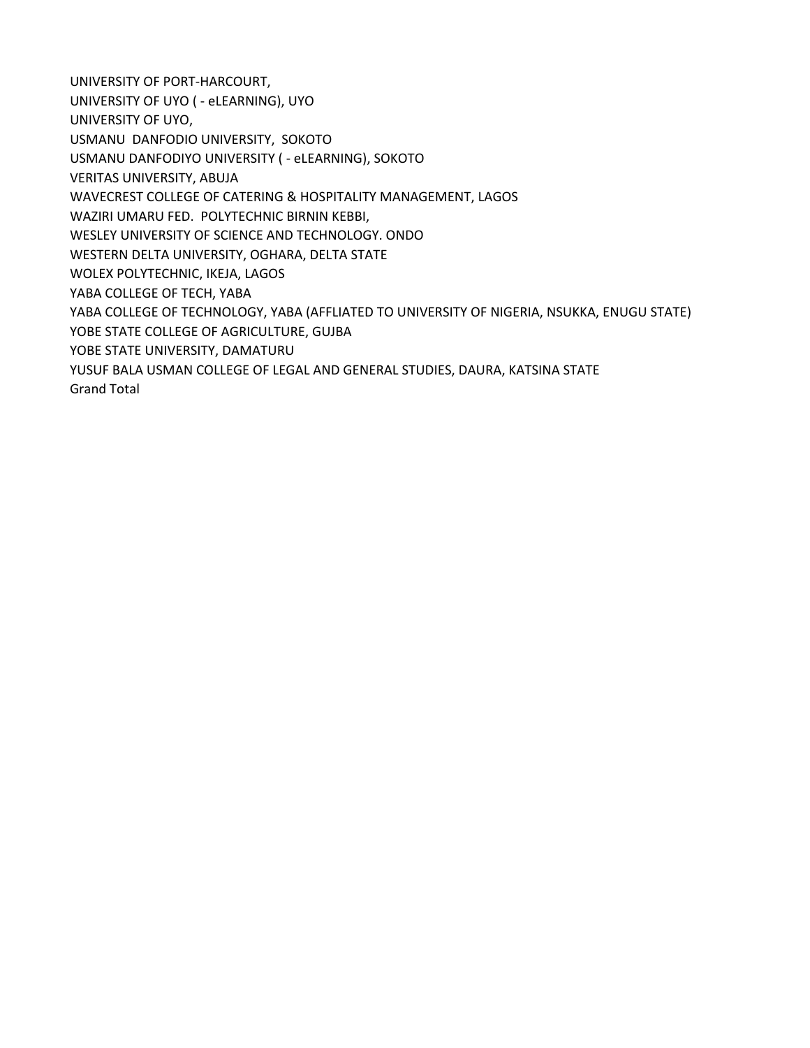UNIVERSITY OF PORT-HARCOURT,
UNIVERSITY OF UYO ( - eLEARNING), UYO
UNIVERSITY OF UYO,
USMANU DANFODIO UNIVERSITY, SOKOTO
USMANU DANFODIYO UNIVERSITY ( - eLEARNING), SOKOTO
VERITAS UNIVERSITY, ABUJA
WAVECREST COLLEGE OF CATERING & HOSPITALITY MANAGEMENT, LAGOS
WAZIRI UMARU FED. POLYTECHNIC BIRNIN KEBBI,
WESLEY UNIVERSITY OF SCIENCE AND TECHNOLOGY. ONDO
WESTERN DELTA UNIVERSITY, OGHARA, DELTA STATE
WOLEX POLYTECHNIC, IKEJA, LAGOS
YABA COLLEGE OF TECH, YABA
YABA COLLEGE OF TECHNOLOGY, YABA (AFFLIATED TO UNIVERSITY OF NIGERIA, NSUKKA, ENUGU STATE)
YOBE STATE COLLEGE OF AGRICULTURE, GUJBA
YOBE STATE UNIVERSITY, DAMATURU
YUSUF BALA USMAN COLLEGE OF LEGAL AND GENERAL STUDIES, DAURA, KATSINA STATE
Grand Total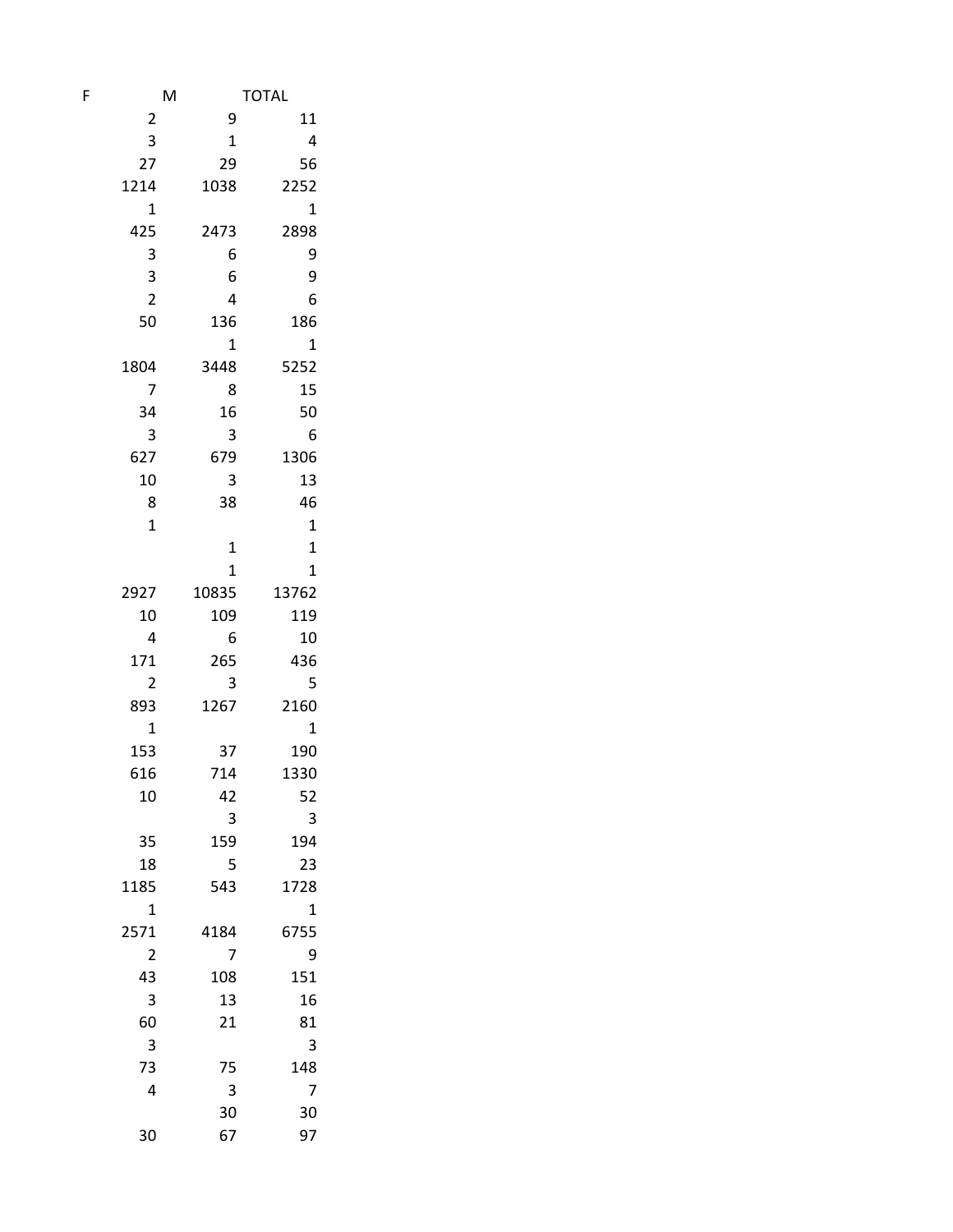| F | M | TOTAL |
|---|---|---|
| 2 | 9 | 11 |
| 3 | 1 | 4 |
| 27 | 29 | 56 |
| 1214 | 1038 | 2252 |
| 1 | | 1 |
| 425 | 2473 | 2898 |
| 3 | 6 | 9 |
| 3 | 6 | 9 |
| 2 | 4 | 6 |
| 50 | 136 | 186 |
| | 1 | 1 |
| 1804 | 3448 | 5252 |
| 7 | 8 | 15 |
| 34 | 16 | 50 |
| 3 | 3 | 6 |
| 627 | 679 | 1306 |
| 10 | 3 | 13 |
| 8 | 38 | 46 |
| 1 | | 1 |
| | 1 | 1 |
| | 1 | 1 |
| 2927 | 10835 | 13762 |
| 10 | 109 | 119 |
| 4 | 6 | 10 |
| 171 | 265 | 436 |
| 2 | 3 | 5 |
| 893 | 1267 | 2160 |
| 1 | | 1 |
| 153 | 37 | 190 |
| 616 | 714 | 1330 |
| 10 | 42 | 52 |
| | 3 | 3 |
| 35 | 159 | 194 |
| 18 | 5 | 23 |
| 1185 | 543 | 1728 |
| 1 | | 1 |
| 2571 | 4184 | 6755 |
| 2 | 7 | 9 |
| 43 | 108 | 151 |
| 3 | 13 | 16 |
| 60 | 21 | 81 |
| 3 | | 3 |
| 73 | 75 | 148 |
| 4 | 3 | 7 |
| | 30 | 30 |
| 30 | 67 | 97 |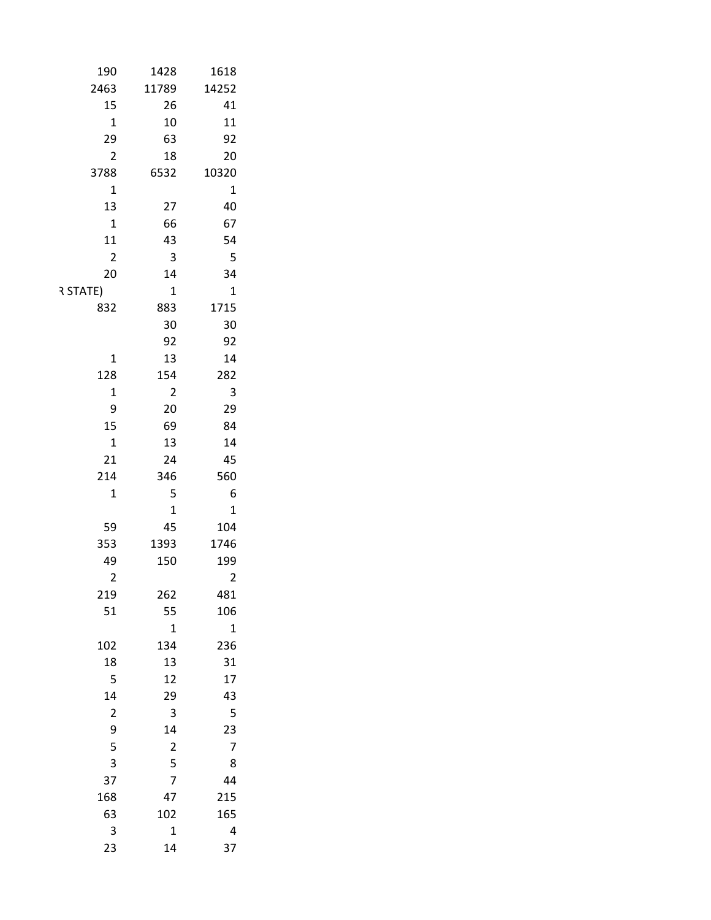| | | |
|---|---|---|
| 190 | 1428 | 1618 |
| 2463 | 11789 | 14252 |
| 15 | 26 | 41 |
| 1 | 10 | 11 |
| 29 | 63 | 92 |
| 2 | 18 | 20 |
| 3788 | 6532 | 10320 |
| 1 | | 1 |
| 13 | 27 | 40 |
| 1 | 66 | 67 |
| 11 | 43 | 54 |
| 2 | 3 | 5 |
| 20 | 14 | 34 |
| R STATE) | 1 | 1 |
| 832 | 883 | 1715 |
| | 30 | 30 |
| | 92 | 92 |
| 1 | 13 | 14 |
| 128 | 154 | 282 |
| 1 | 2 | 3 |
| 9 | 20 | 29 |
| 15 | 69 | 84 |
| 1 | 13 | 14 |
| 21 | 24 | 45 |
| 214 | 346 | 560 |
| 1 | 5 | 6 |
| | 1 | 1 |
| 59 | 45 | 104 |
| 353 | 1393 | 1746 |
| 49 | 150 | 199 |
| 2 | | 2 |
| 219 | 262 | 481 |
| 51 | 55 | 106 |
| | 1 | 1 |
| 102 | 134 | 236 |
| 18 | 13 | 31 |
| 5 | 12 | 17 |
| 14 | 29 | 43 |
| 2 | 3 | 5 |
| 9 | 14 | 23 |
| 5 | 2 | 7 |
| 3 | 5 | 8 |
| 37 | 7 | 44 |
| 168 | 47 | 215 |
| 63 | 102 | 165 |
| 3 | 1 | 4 |
| 23 | 14 | 37 |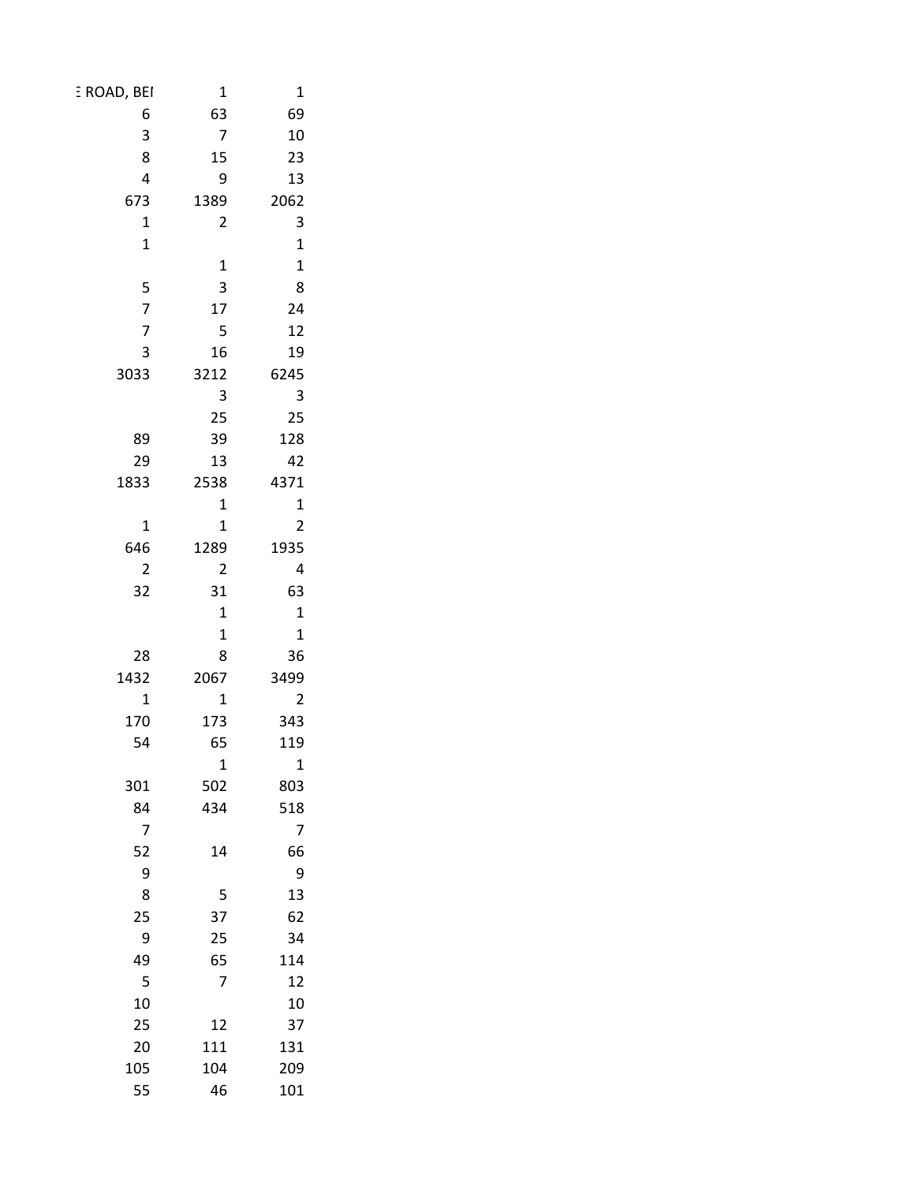| | | |
|---|---|---|
| E ROAD, BEI | 1 | 1 |
| 6 | 63 | 69 |
| 3 | 7 | 10 |
| 8 | 15 | 23 |
| 4 | 9 | 13 |
| 673 | 1389 | 2062 |
| 1 | 2 | 3 |
| 1 | | 1 |
| | 1 | 1 |
| 5 | 3 | 8 |
| 7 | 17 | 24 |
| 7 | 5 | 12 |
| 3 | 16 | 19 |
| 3033 | 3212 | 6245 |
| | 3 | 3 |
| | 25 | 25 |
| 89 | 39 | 128 |
| 29 | 13 | 42 |
| 1833 | 2538 | 4371 |
| | 1 | 1 |
| 1 | 1 | 2 |
| 646 | 1289 | 1935 |
| 2 | 2 | 4 |
| 32 | 31 | 63 |
| | 1 | 1 |
| | 1 | 1 |
| 28 | 8 | 36 |
| 1432 | 2067 | 3499 |
| 1 | 1 | 2 |
| 170 | 173 | 343 |
| 54 | 65 | 119 |
| | 1 | 1 |
| 301 | 502 | 803 |
| 84 | 434 | 518 |
| 7 | | 7 |
| 52 | 14 | 66 |
| 9 | | 9 |
| 8 | 5 | 13 |
| 25 | 37 | 62 |
| 9 | 25 | 34 |
| 49 | 65 | 114 |
| 5 | 7 | 12 |
| 10 | | 10 |
| 25 | 12 | 37 |
| 20 | 111 | 131 |
| 105 | 104 | 209 |
| 55 | 46 | 101 |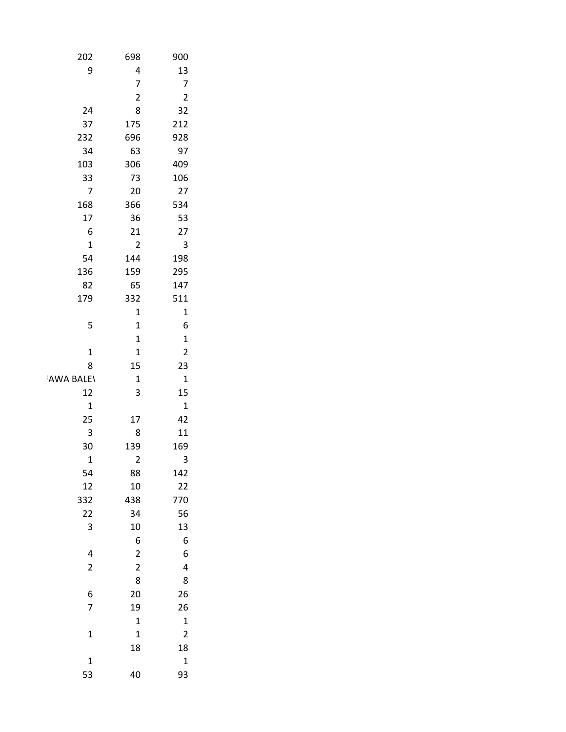| | | |
|---|---|---|
| 202 | 698 | 900 |
| 9 | 4 | 13 |
| | 7 | 7 |
| | 2 | 2 |
| 24 | 8 | 32 |
| 37 | 175 | 212 |
| 232 | 696 | 928 |
| 34 | 63 | 97 |
| 103 | 306 | 409 |
| 33 | 73 | 106 |
| 7 | 20 | 27 |
| 168 | 366 | 534 |
| 17 | 36 | 53 |
| 6 | 21 | 27 |
| 1 | 2 | 3 |
| 54 | 144 | 198 |
| 136 | 159 | 295 |
| 82 | 65 | 147 |
| 179 | 332 | 511 |
| | 1 | 1 |
| 5 | 1 | 6 |
| | 1 | 1 |
| 1 | 1 | 2 |
| 8 | 15 | 23 |
| AWA BALE\ | 1 | 1 |
| 12 | 3 | 15 |
| 1 | | 1 |
| 25 | 17 | 42 |
| 3 | 8 | 11 |
| 30 | 139 | 169 |
| 1 | 2 | 3 |
| 54 | 88 | 142 |
| 12 | 10 | 22 |
| 332 | 438 | 770 |
| 22 | 34 | 56 |
| 3 | 10 | 13 |
| | 6 | 6 |
| 4 | 2 | 6 |
| 2 | 2 | 4 |
| | 8 | 8 |
| 6 | 20 | 26 |
| 7 | 19 | 26 |
| | 1 | 1 |
| 1 | 1 | 2 |
| | 18 | 18 |
| 1 | | 1 |
| 53 | 40 | 93 |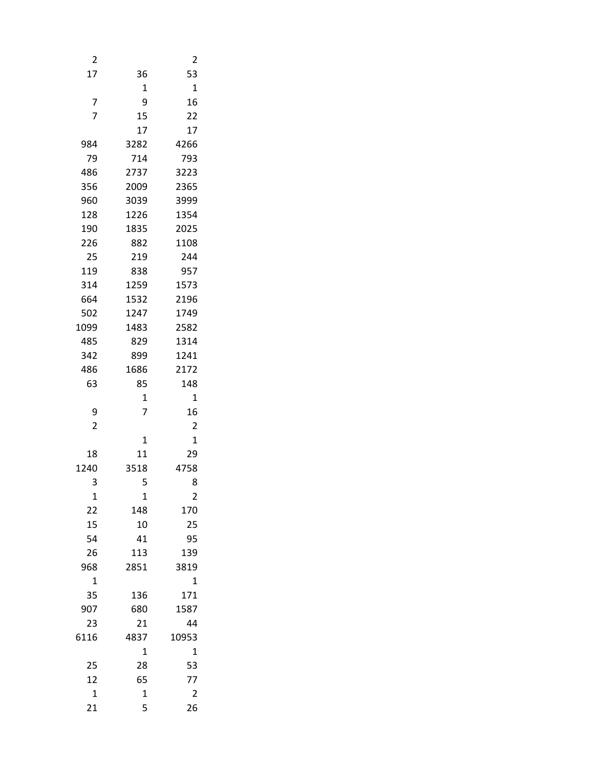| | | |
|---|---|---|
| 2 | | 2 |
| 17 | 36 | 53 |
| | 1 | 1 |
| 7 | 9 | 16 |
| 7 | 15 | 22 |
| | 17 | 17 |
| 984 | 3282 | 4266 |
| 79 | 714 | 793 |
| 486 | 2737 | 3223 |
| 356 | 2009 | 2365 |
| 960 | 3039 | 3999 |
| 128 | 1226 | 1354 |
| 190 | 1835 | 2025 |
| 226 | 882 | 1108 |
| 25 | 219 | 244 |
| 119 | 838 | 957 |
| 314 | 1259 | 1573 |
| 664 | 1532 | 2196 |
| 502 | 1247 | 1749 |
| 1099 | 1483 | 2582 |
| 485 | 829 | 1314 |
| 342 | 899 | 1241 |
| 486 | 1686 | 2172 |
| 63 | 85 | 148 |
| | 1 | 1 |
| 9 | 7 | 16 |
| 2 | | 2 |
| | 1 | 1 |
| 18 | 11 | 29 |
| 1240 | 3518 | 4758 |
| 3 | 5 | 8 |
| 1 | 1 | 2 |
| 22 | 148 | 170 |
| 15 | 10 | 25 |
| 54 | 41 | 95 |
| 26 | 113 | 139 |
| 968 | 2851 | 3819 |
| 1 | | 1 |
| 35 | 136 | 171 |
| 907 | 680 | 1587 |
| 23 | 21 | 44 |
| 6116 | 4837 | 10953 |
| | 1 | 1 |
| 25 | 28 | 53 |
| 12 | 65 | 77 |
| 1 | 1 | 2 |
| 21 | 5 | 26 |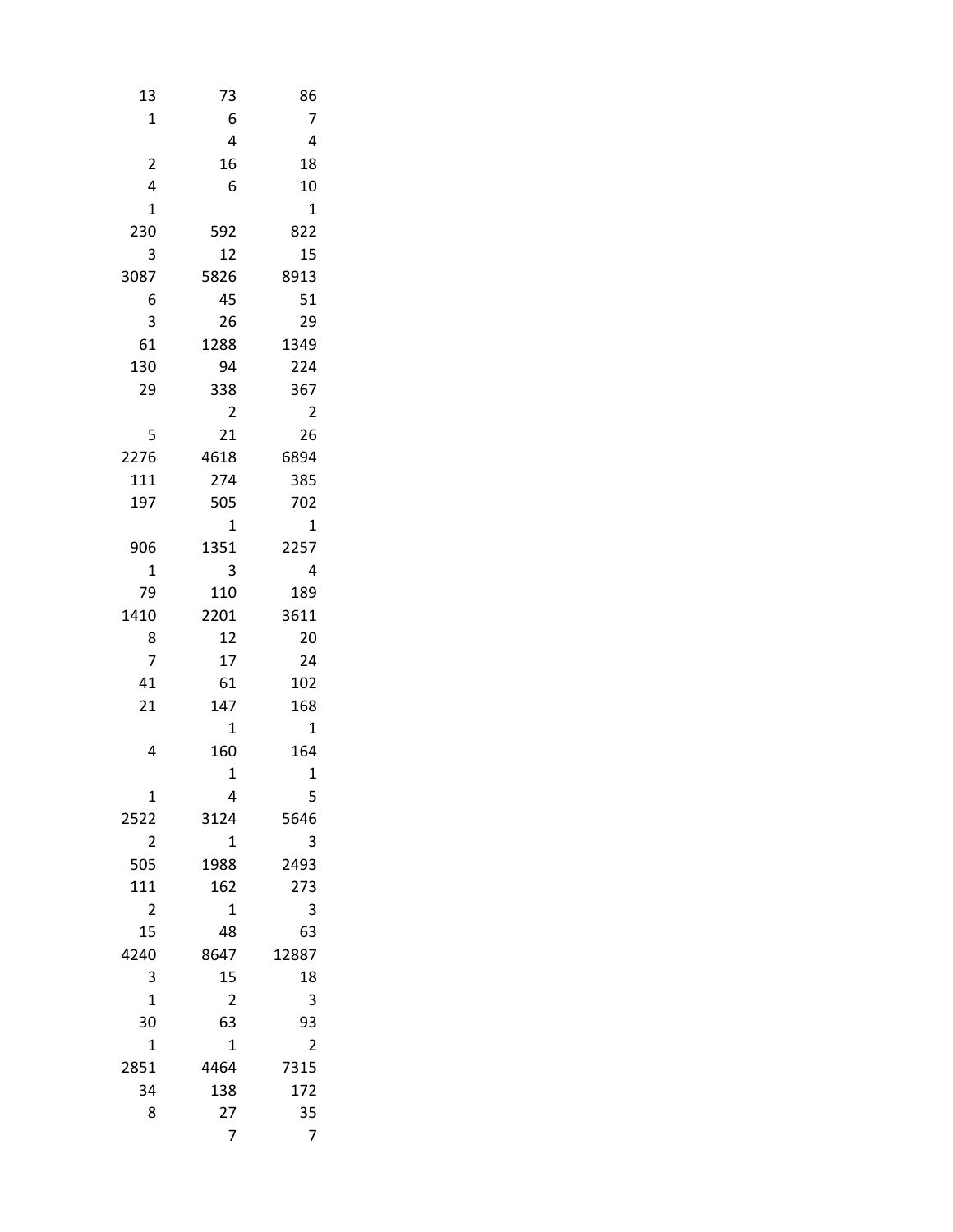| | | |
|---|---|---|
| 13 | 73 | 86 |
| 1 | 6 | 7 |
| | 4 | 4 |
| 2 | 16 | 18 |
| 4 | 6 | 10 |
| 1 | | 1 |
| 230 | 592 | 822 |
| 3 | 12 | 15 |
| 3087 | 5826 | 8913 |
| 6 | 45 | 51 |
| 3 | 26 | 29 |
| 61 | 1288 | 1349 |
| 130 | 94 | 224 |
| 29 | 338 | 367 |
| | 2 | 2 |
| 5 | 21 | 26 |
| 2276 | 4618 | 6894 |
| 111 | 274 | 385 |
| 197 | 505 | 702 |
| | 1 | 1 |
| 906 | 1351 | 2257 |
| 1 | 3 | 4 |
| 79 | 110 | 189 |
| 1410 | 2201 | 3611 |
| 8 | 12 | 20 |
| 7 | 17 | 24 |
| 41 | 61 | 102 |
| 21 | 147 | 168 |
| | 1 | 1 |
| 4 | 160 | 164 |
| | 1 | 1 |
| 1 | 4 | 5 |
| 2522 | 3124 | 5646 |
| 2 | 1 | 3 |
| 505 | 1988 | 2493 |
| 111 | 162 | 273 |
| 2 | 1 | 3 |
| 15 | 48 | 63 |
| 4240 | 8647 | 12887 |
| 3 | 15 | 18 |
| 1 | 2 | 3 |
| 30 | 63 | 93 |
| 1 | 1 | 2 |
| 2851 | 4464 | 7315 |
| 34 | 138 | 172 |
| 8 | 27 | 35 |
| | 7 | 7 |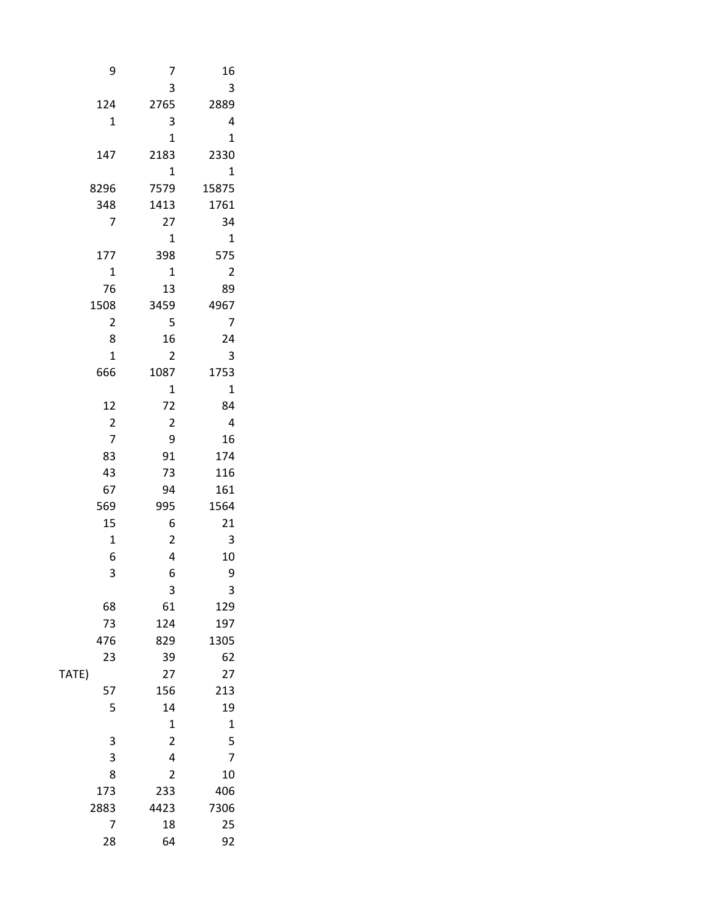| | | | |
|---|---|---|---|
| | 9 | 7 | 16 |
| | | 3 | 3 |
| | 124 | 2765 | 2889 |
| | 1 | 3 | 4 |
| | | 1 | 1 |
| | 147 | 2183 | 2330 |
| | | 1 | 1 |
| | 8296 | 7579 | 15875 |
| | 348 | 1413 | 1761 |
| | 7 | 27 | 34 |
| | | 1 | 1 |
| | 177 | 398 | 575 |
| | 1 | 1 | 2 |
| | 76 | 13 | 89 |
| | 1508 | 3459 | 4967 |
| | 2 | 5 | 7 |
| | 8 | 16 | 24 |
| | 1 | 2 | 3 |
| | 666 | 1087 | 1753 |
| | | 1 | 1 |
| | 12 | 72 | 84 |
| | 2 | 2 | 4 |
| | 7 | 9 | 16 |
| | 83 | 91 | 174 |
| | 43 | 73 | 116 |
| | 67 | 94 | 161 |
| | 569 | 995 | 1564 |
| | 15 | 6 | 21 |
| | 1 | 2 | 3 |
| | 6 | 4 | 10 |
| | 3 | 6 | 9 |
| | | 3 | 3 |
| | 68 | 61 | 129 |
| | 73 | 124 | 197 |
| | 476 | 829 | 1305 |
| | 23 | 39 | 62 |
| TATE) | | 27 | 27 |
| | 57 | 156 | 213 |
| | 5 | 14 | 19 |
| | | 1 | 1 |
| | 3 | 2 | 5 |
| | 3 | 4 | 7 |
| | 8 | 2 | 10 |
| | 173 | 233 | 406 |
| | 2883 | 4423 | 7306 |
| | 7 | 18 | 25 |
| | 28 | 64 | 92 |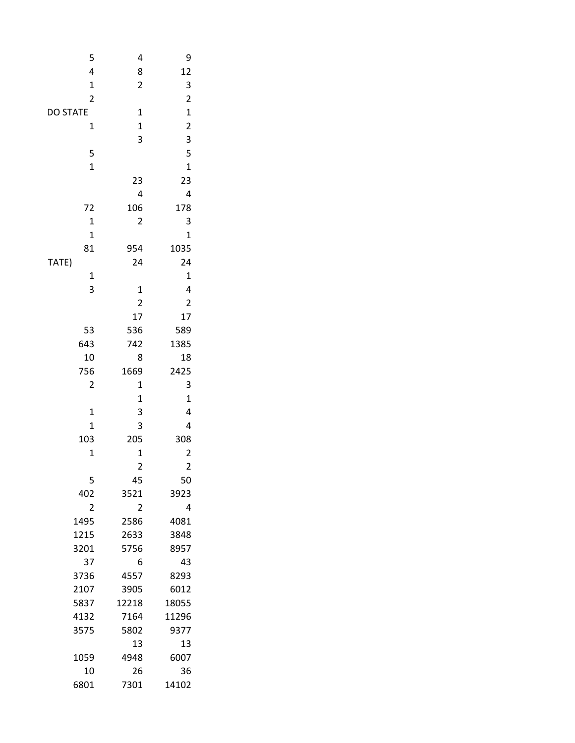| | | |
|---|---|---|
| 5 | 4 | 9 |
| 4 | 8 | 12 |
| 1 | 2 | 3 |
| 2 | | 2 |
| DO STATE | 1 | 1 |
| 1 | 1 | 2 |
| | 3 | 3 |
| 5 | | 5 |
| 1 | | 1 |
| | 23 | 23 |
| | 4 | 4 |
| 72 | 106 | 178 |
| 1 | 2 | 3 |
| 1 | | 1 |
| 81 | 954 | 1035 |
| TATE) | 24 | 24 |
| 1 | | 1 |
| 3 | 1 | 4 |
| | 2 | 2 |
| | 17 | 17 |
| 53 | 536 | 589 |
| 643 | 742 | 1385 |
| 10 | 8 | 18 |
| 756 | 1669 | 2425 |
| 2 | 1 | 3 |
| | 1 | 1 |
| 1 | 3 | 4 |
| 1 | 3 | 4 |
| 103 | 205 | 308 |
| 1 | 1 | 2 |
| | 2 | 2 |
| 5 | 45 | 50 |
| 402 | 3521 | 3923 |
| 2 | 2 | 4 |
| 1495 | 2586 | 4081 |
| 1215 | 2633 | 3848 |
| 3201 | 5756 | 8957 |
| 37 | 6 | 43 |
| 3736 | 4557 | 8293 |
| 2107 | 3905 | 6012 |
| 5837 | 12218 | 18055 |
| 4132 | 7164 | 11296 |
| 3575 | 5802 | 9377 |
| | 13 | 13 |
| 1059 | 4948 | 6007 |
| 10 | 26 | 36 |
| 6801 | 7301 | 14102 |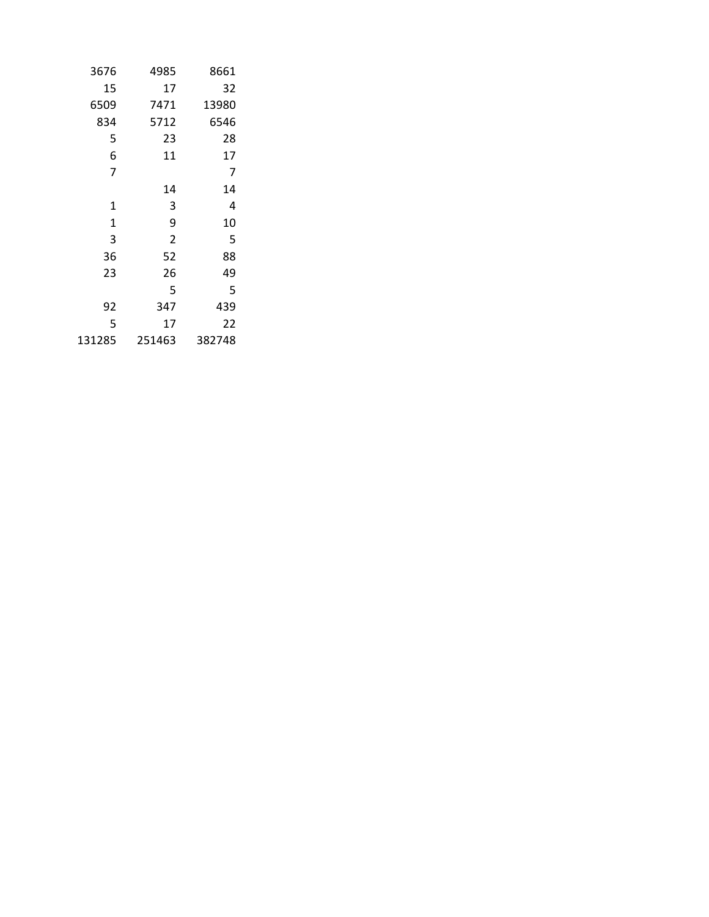| | | |
|---|---|---|
| 3676 | 4985 | 8661 |
| 15 | 17 | 32 |
| 6509 | 7471 | 13980 |
| 834 | 5712 | 6546 |
| 5 | 23 | 28 |
| 6 | 11 | 17 |
| 7 | | 7 |
| | 14 | 14 |
| 1 | 3 | 4 |
| 1 | 9 | 10 |
| 3 | 2 | 5 |
| 36 | 52 | 88 |
| 23 | 26 | 49 |
| | 5 | 5 |
| 92 | 347 | 439 |
| 5 | 17 | 22 |
| 131285 | 251463 | 382748 |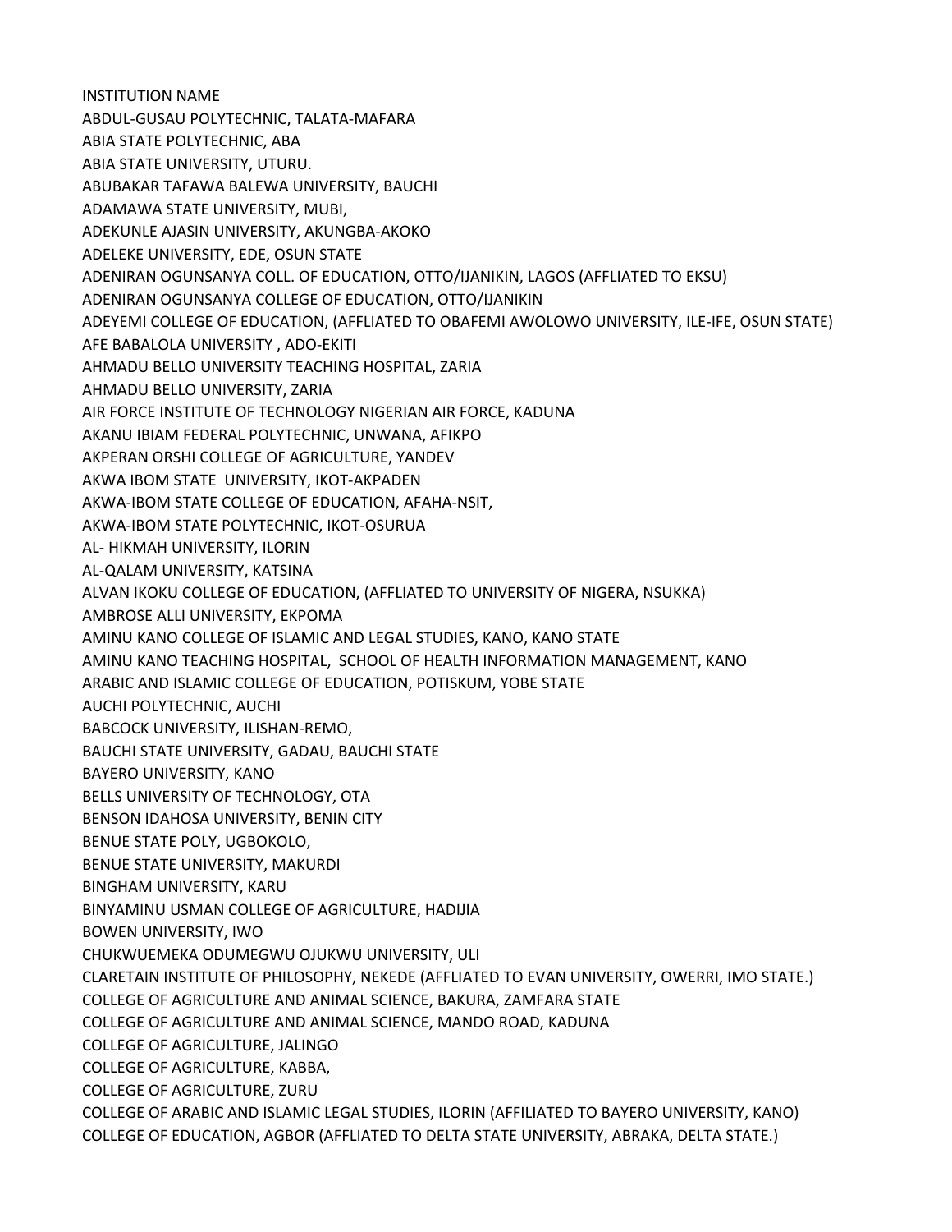INSTITUTION NAME

ABDUL-GUSAU POLYTECHNIC, TALATA-MAFARA

ABIA STATE POLYTECHNIC, ABA

ABIA STATE UNIVERSITY, UTURU.

ABUBAKAR TAFAWA BALEWA UNIVERSITY, BAUCHI

ADAMAWA STATE UNIVERSITY, MUBI,

ADEKUNLE AJASIN UNIVERSITY, AKUNGBA-AKOKO

ADELEKE UNIVERSITY, EDE, OSUN STATE

ADENIRAN OGUNSANYA COLL. OF EDUCATION, OTTO/IJANIKIN, LAGOS (AFFLIATED TO EKSU)

ADENIRAN OGUNSANYA COLLEGE OF EDUCATION, OTTO/IJANIKIN

ADEYEMI COLLEGE OF EDUCATION, (AFFLIATED TO OBAFEMI AWOLOWO UNIVERSITY, ILE-IFE, OSUN STATE)

AFE BABALOLA UNIVERSITY , ADO-EKITI

AHMADU BELLO UNIVERSITY TEACHING HOSPITAL, ZARIA

AHMADU BELLO UNIVERSITY, ZARIA

AIR FORCE INSTITUTE OF TECHNOLOGY NIGERIAN AIR FORCE, KADUNA

AKANU IBIAM FEDERAL POLYTECHNIC, UNWANA, AFIKPO

AKPERAN ORSHI COLLEGE OF AGRICULTURE, YANDEV

AKWA IBOM STATE UNIVERSITY, IKOT-AKPADEN

AKWA-IBOM STATE COLLEGE OF EDUCATION, AFAHA-NSIT,

AKWA-IBOM STATE POLYTECHNIC, IKOT-OSURUA

AL- HIKMAH UNIVERSITY, ILORIN

AL-QALAM UNIVERSITY, KATSINA

ALVAN IKOKU COLLEGE OF EDUCATION, (AFFLIATED TO UNIVERSITY OF NIGERA, NSUKKA)

AMBROSE ALLI UNIVERSITY, EKPOMA

AMINU KANO COLLEGE OF ISLAMIC AND LEGAL STUDIES, KANO, KANO STATE

AMINU KANO TEACHING HOSPITAL, SCHOOL OF HEALTH INFORMATION MANAGEMENT, KANO

ARABIC AND ISLAMIC COLLEGE OF EDUCATION, POTISKUM, YOBE STATE

AUCHI POLYTECHNIC, AUCHI

BABCOCK UNIVERSITY, ILISHAN-REMO,

BAUCHI STATE UNIVERSITY, GADAU, BAUCHI STATE

BAYERO UNIVERSITY, KANO

BELLS UNIVERSITY OF TECHNOLOGY, OTA

BENSON IDAHOSA UNIVERSITY, BENIN CITY

BENUE STATE POLY, UGBOKOLO,

BENUE STATE UNIVERSITY, MAKURDI

BINGHAM UNIVERSITY, KARU

BINYAMINU USMAN COLLEGE OF AGRICULTURE, HADIJIA

BOWEN UNIVERSITY, IWO

CHUKWUEMEKA ODUMEGWU OJUKWU UNIVERSITY, ULI

CLARETAIN INSTITUTE OF PHILOSOPHY, NEKEDE (AFFLIATED TO EVAN UNIVERSITY, OWERRI, IMO STATE.)

COLLEGE OF AGRICULTURE AND ANIMAL SCIENCE, BAKURA, ZAMFARA STATE

COLLEGE OF AGRICULTURE AND ANIMAL SCIENCE, MANDO ROAD, KADUNA

COLLEGE OF AGRICULTURE, JALINGO

COLLEGE OF AGRICULTURE, KABBA,

COLLEGE OF AGRICULTURE, ZURU

COLLEGE OF ARABIC AND ISLAMIC LEGAL STUDIES, ILORIN (AFFILIATED TO BAYERO UNIVERSITY, KANO)

COLLEGE OF EDUCATION, AGBOR (AFFLIATED TO DELTA STATE UNIVERSITY, ABRAKA, DELTA STATE.)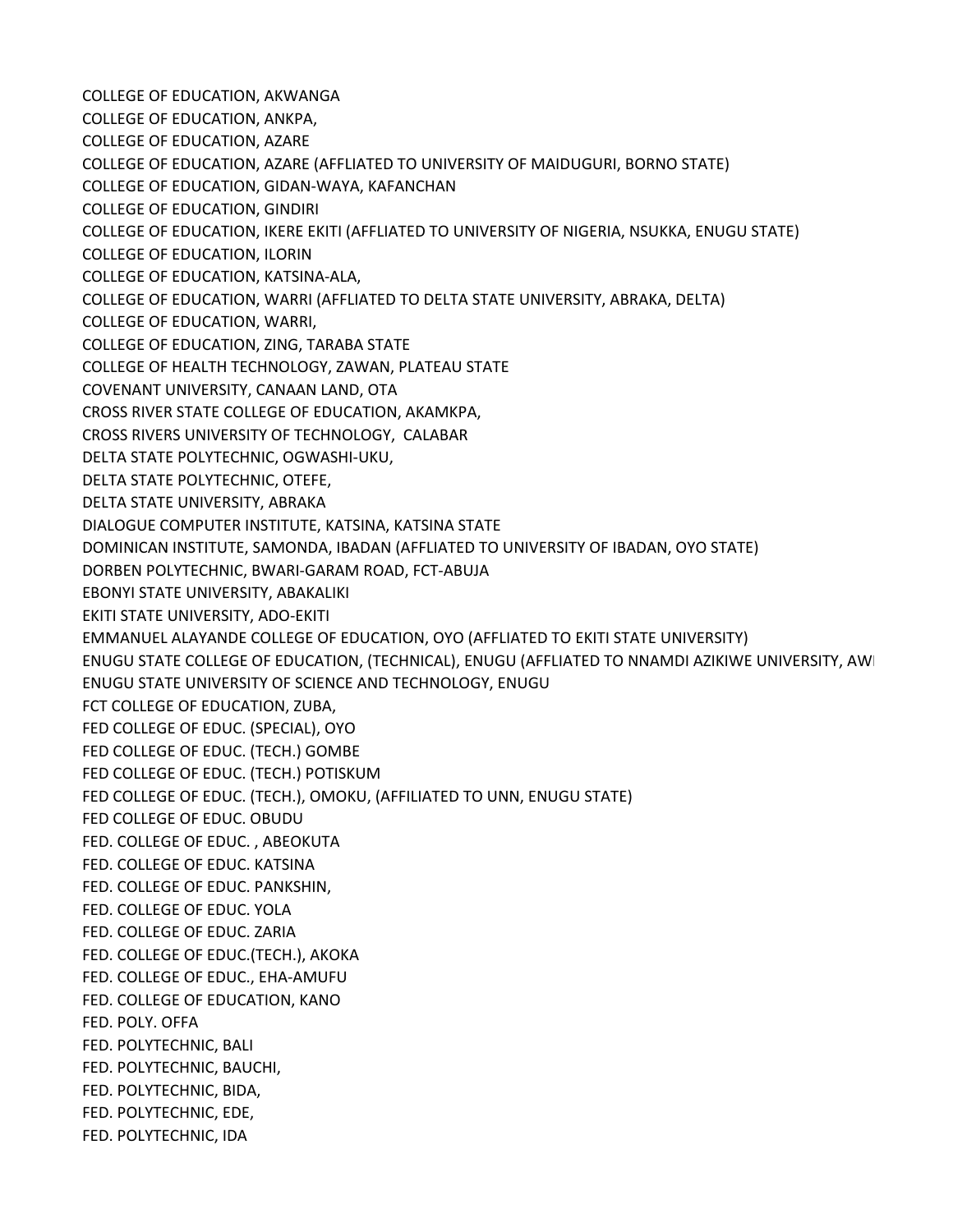COLLEGE OF EDUCATION, AKWANGA
COLLEGE OF EDUCATION, ANKPA,
COLLEGE OF EDUCATION, AZARE
COLLEGE OF EDUCATION, AZARE (AFFLIATED TO UNIVERSITY OF MAIDUGURI, BORNO STATE)
COLLEGE OF EDUCATION, GIDAN-WAYA, KAFANCHAN
COLLEGE OF EDUCATION, GINDIRI
COLLEGE OF EDUCATION, IKERE EKITI (AFFLIATED TO UNIVERSITY OF NIGERIA, NSUKKA, ENUGU STATE)
COLLEGE OF EDUCATION, ILORIN
COLLEGE OF EDUCATION, KATSINA-ALA,
COLLEGE OF EDUCATION, WARRI (AFFLIATED TO DELTA STATE UNIVERSITY, ABRAKA, DELTA)
COLLEGE OF EDUCATION, WARRI,
COLLEGE OF EDUCATION, ZING, TARABA STATE
COLLEGE OF HEALTH TECHNOLOGY, ZAWAN, PLATEAU STATE
COVENANT UNIVERSITY, CANAAN LAND, OTA
CROSS RIVER STATE COLLEGE OF EDUCATION, AKAMKPA,
CROSS RIVERS UNIVERSITY OF TECHNOLOGY, CALABAR
DELTA STATE POLYTECHNIC, OGWASHI-UKU,
DELTA STATE POLYTECHNIC, OTEFE,
DELTA STATE UNIVERSITY, ABRAKA
DIALOGUE COMPUTER INSTITUTE, KATSINA, KATSINA STATE
DOMINICAN INSTITUTE, SAMONDA, IBADAN (AFFLIATED TO UNIVERSITY OF IBADAN, OYO STATE)
DORBEN POLYTECHNIC, BWARI-GARAM ROAD, FCT-ABUJA
EBONYI STATE UNIVERSITY, ABAKALIKI
EKITI STATE UNIVERSITY, ADO-EKITI
EMMANUEL ALAYANDE COLLEGE OF EDUCATION, OYO (AFFLIATED TO EKITI STATE UNIVERSITY)
ENUGU STATE COLLEGE OF EDUCATION, (TECHNICAL), ENUGU (AFFLIATED TO NNAMDI AZIKIWE UNIVERSITY, AW
ENUGU STATE UNIVERSITY OF SCIENCE AND TECHNOLOGY, ENUGU
FCT COLLEGE OF EDUCATION, ZUBA,
FED COLLEGE OF EDUC. (SPECIAL), OYO
FED COLLEGE OF EDUC. (TECH.) GOMBE
FED COLLEGE OF EDUC. (TECH.) POTISKUM
FED COLLEGE OF EDUC. (TECH.), OMOKU, (AFFILIATED TO UNN, ENUGU STATE)
FED COLLEGE OF EDUC. OBUDU
FED. COLLEGE OF EDUC. , ABEOKUTA
FED. COLLEGE OF EDUC. KATSINA
FED. COLLEGE OF EDUC. PANKSHIN,
FED. COLLEGE OF EDUC. YOLA
FED. COLLEGE OF EDUC. ZARIA
FED. COLLEGE OF EDUC.(TECH.), AKOKA
FED. COLLEGE OF EDUC., EHA-AMUFU
FED. COLLEGE OF EDUCATION, KANO
FED. POLY. OFFA
FED. POLYTECHNIC, BALI
FED. POLYTECHNIC, BAUCHI,
FED. POLYTECHNIC, BIDA,
FED. POLYTECHNIC, EDE,
FED. POLYTECHNIC, IDA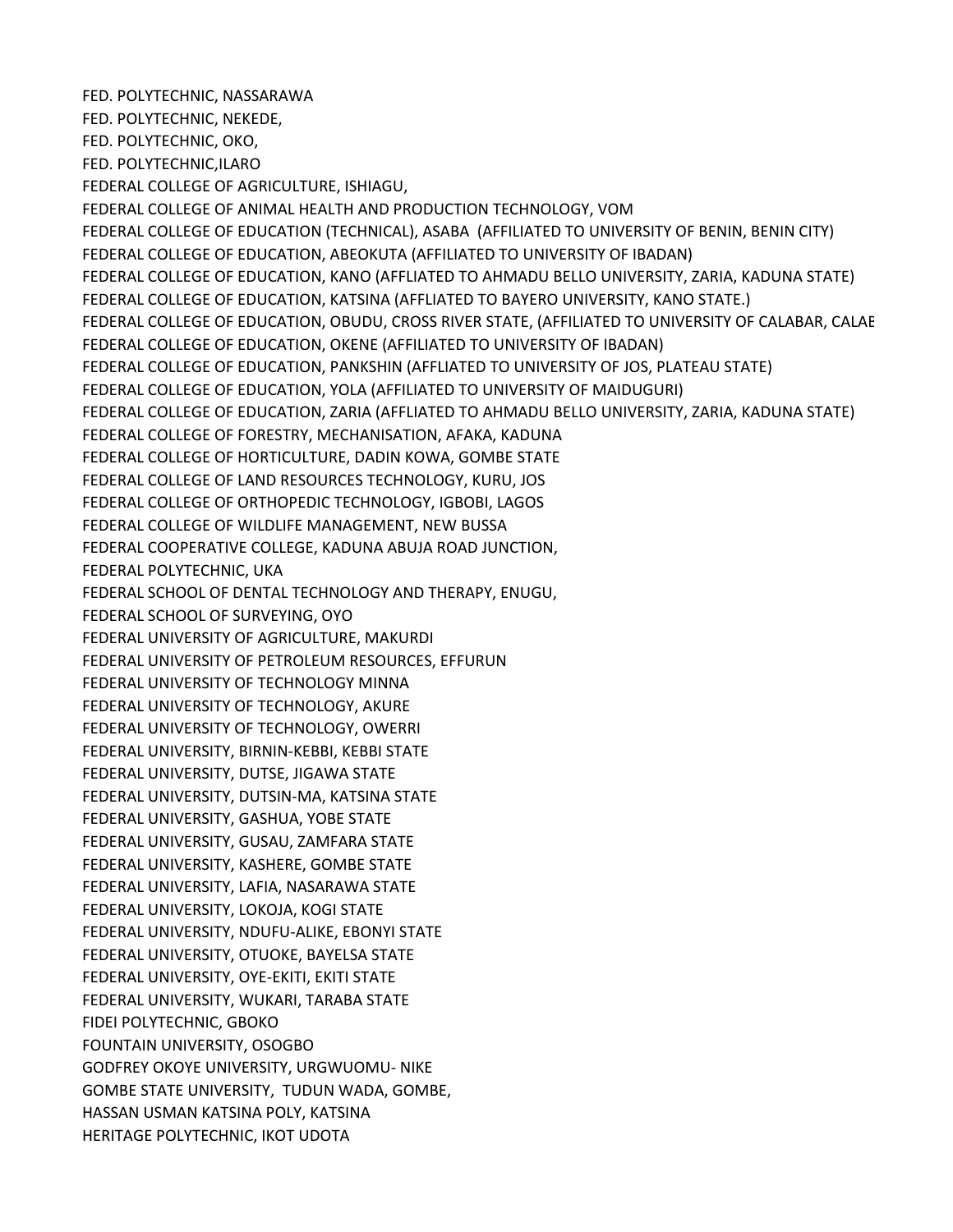FED. POLYTECHNIC, NASSARAWA
FED. POLYTECHNIC, NEKEDE,
FED. POLYTECHNIC, OKO,
FED. POLYTECHNIC,ILARO
FEDERAL COLLEGE OF AGRICULTURE, ISHIAGU,
FEDERAL COLLEGE OF ANIMAL HEALTH AND PRODUCTION TECHNOLOGY, VOM
FEDERAL COLLEGE OF EDUCATION (TECHNICAL), ASABA (AFFILIATED TO UNIVERSITY OF BENIN, BENIN CITY)
FEDERAL COLLEGE OF EDUCATION, ABEOKUTA (AFFILIATED TO UNIVERSITY OF IBADAN)
FEDERAL COLLEGE OF EDUCATION, KANO (AFFLIATED TO AHMADU BELLO UNIVERSITY, ZARIA, KADUNA STATE)
FEDERAL COLLEGE OF EDUCATION, KATSINA (AFFLIATED TO BAYERO UNIVERSITY, KANO STATE.)
FEDERAL COLLEGE OF EDUCATION, OBUDU, CROSS RIVER STATE, (AFFILIATED TO UNIVERSITY OF CALABAR, CALAE
FEDERAL COLLEGE OF EDUCATION, OKENE (AFFILIATED TO UNIVERSITY OF IBADAN)
FEDERAL COLLEGE OF EDUCATION, PANKSHIN (AFFLIATED TO UNIVERSITY OF JOS, PLATEAU STATE)
FEDERAL COLLEGE OF EDUCATION, YOLA (AFFILIATED TO UNIVERSITY OF MAIDUGURI)
FEDERAL COLLEGE OF EDUCATION, ZARIA (AFFLIATED TO AHMADU BELLO UNIVERSITY, ZARIA, KADUNA STATE)
FEDERAL COLLEGE OF FORESTRY, MECHANISATION, AFAKA, KADUNA
FEDERAL COLLEGE OF HORTICULTURE, DADIN KOWA, GOMBE STATE
FEDERAL COLLEGE OF LAND RESOURCES TECHNOLOGY, KURU, JOS
FEDERAL COLLEGE OF ORTHOPEDIC TECHNOLOGY, IGBOBI, LAGOS
FEDERAL COLLEGE OF WILDLIFE MANAGEMENT, NEW BUSSA
FEDERAL COOPERATIVE COLLEGE, KADUNA ABUJA ROAD JUNCTION,
FEDERAL POLYTECHNIC, UKA
FEDERAL SCHOOL OF DENTAL TECHNOLOGY AND THERAPY, ENUGU,
FEDERAL SCHOOL OF SURVEYING, OYO
FEDERAL UNIVERSITY OF AGRICULTURE, MAKURDI
FEDERAL UNIVERSITY OF PETROLEUM RESOURCES, EFFURUN
FEDERAL UNIVERSITY OF TECHNOLOGY MINNA
FEDERAL UNIVERSITY OF TECHNOLOGY, AKURE
FEDERAL UNIVERSITY OF TECHNOLOGY, OWERRI
FEDERAL UNIVERSITY, BIRNIN-KEBBI, KEBBI STATE
FEDERAL UNIVERSITY, DUTSE, JIGAWA STATE
FEDERAL UNIVERSITY, DUTSIN-MA, KATSINA STATE
FEDERAL UNIVERSITY, GASHUA, YOBE STATE
FEDERAL UNIVERSITY, GUSAU, ZAMFARA STATE
FEDERAL UNIVERSITY, KASHERE, GOMBE STATE
FEDERAL UNIVERSITY, LAFIA, NASARAWA STATE
FEDERAL UNIVERSITY, LOKOJA, KOGI STATE
FEDERAL UNIVERSITY, NDUFU-ALIKE, EBONYI STATE
FEDERAL UNIVERSITY, OTUOKE, BAYELSA STATE
FEDERAL UNIVERSITY, OYE-EKITI, EKITI STATE
FEDERAL UNIVERSITY, WUKARI, TARABA STATE
FIDEI POLYTECHNIC, GBOKO
FOUNTAIN UNIVERSITY, OSOGBO
GODFREY OKOYE UNIVERSITY, URGWUOMU- NIKE
GOMBE STATE UNIVERSITY, TUDUN WADA, GOMBE,
HASSAN USMAN KATSINA POLY, KATSINA
HERITAGE POLYTECHNIC, IKOT UDOTA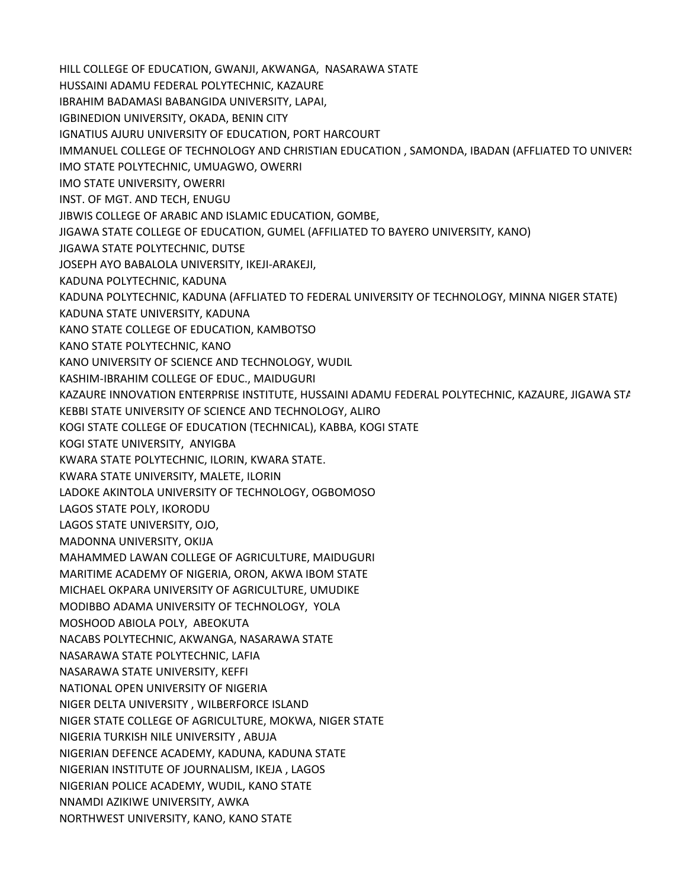HILL COLLEGE OF EDUCATION, GWANJI, AKWANGA, NASARAWA STATE
HUSSAINI ADAMU FEDERAL POLYTECHNIC, KAZAURE
IBRAHIM BADAMASI BABANGIDA UNIVERSITY, LAPAI,
IGBINEDION UNIVERSITY, OKADA, BENIN CITY
IGNATIUS AJURU UNIVERSITY OF EDUCATION, PORT HARCOURT
IMMANUEL COLLEGE OF TECHNOLOGY AND CHRISTIAN EDUCATION , SAMONDA, IBADAN (AFFLIATED TO UNIVERS
IMO STATE POLYTECHNIC, UMUAGWO, OWERRI
IMO STATE UNIVERSITY, OWERRI
INST. OF MGT. AND TECH, ENUGU
JIBWIS COLLEGE OF ARABIC AND ISLAMIC EDUCATION, GOMBE,
JIGAWA STATE COLLEGE OF EDUCATION, GUMEL (AFFILIATED TO BAYERO UNIVERSITY, KANO)
JIGAWA STATE POLYTECHNIC, DUTSE
JOSEPH AYO BABALOLA UNIVERSITY, IKEJI-ARAKEJI,
KADUNA POLYTECHNIC, KADUNA
KADUNA POLYTECHNIC, KADUNA (AFFLIATED TO FEDERAL UNIVERSITY OF TECHNOLOGY, MINNA NIGER STATE)
KADUNA STATE UNIVERSITY, KADUNA
KANO STATE COLLEGE OF EDUCATION, KAMBOTSO
KANO STATE POLYTECHNIC, KANO
KANO UNIVERSITY OF SCIENCE AND TECHNOLOGY, WUDIL
KASHIM-IBRAHIM COLLEGE OF EDUC., MAIDUGURI
KAZAURE INNOVATION ENTERPRISE INSTITUTE, HUSSAINI ADAMU FEDERAL POLYTECHNIC, KAZAURE, JIGAWA STA
KEBBI STATE UNIVERSITY OF SCIENCE AND TECHNOLOGY, ALIRO
KOGI STATE COLLEGE OF EDUCATION (TECHNICAL), KABBA, KOGI STATE
KOGI STATE UNIVERSITY, ANYIGBA
KWARA STATE POLYTECHNIC, ILORIN, KWARA STATE.
KWARA STATE UNIVERSITY, MALETE, ILORIN
LADOKE AKINTOLA UNIVERSITY OF TECHNOLOGY, OGBOMOSO
LAGOS STATE POLY, IKORODU
LAGOS STATE UNIVERSITY, OJO,
MADONNA UNIVERSITY, OKIJA
MAHAMMED LAWAN COLLEGE OF AGRICULTURE, MAIDUGURI
MARITIME ACADEMY OF NIGERIA, ORON, AKWA IBOM STATE
MICHAEL OKPARA UNIVERSITY OF AGRICULTURE, UMUDIKE
MODIBBO ADAMA UNIVERSITY OF TECHNOLOGY, YOLA
MOSHOOD ABIOLA POLY, ABEOKUTA
NACABS POLYTECHNIC, AKWANGA, NASARAWA STATE
NASARAWA STATE POLYTECHNIC, LAFIA
NASARAWA STATE UNIVERSITY, KEFFI
NATIONAL OPEN UNIVERSITY OF NIGERIA
NIGER DELTA UNIVERSITY , WILBERFORCE ISLAND
NIGER STATE COLLEGE OF AGRICULTURE, MOKWA, NIGER STATE
NIGERIA TURKISH NILE UNIVERSITY , ABUJA
NIGERIAN DEFENCE ACADEMY, KADUNA, KADUNA STATE
NIGERIAN INSTITUTE OF JOURNALISM, IKEJA , LAGOS
NIGERIAN POLICE ACADEMY, WUDIL, KANO STATE
NNAMDI AZIKIWE UNIVERSITY, AWKA
NORTHWEST UNIVERSITY, KANO, KANO STATE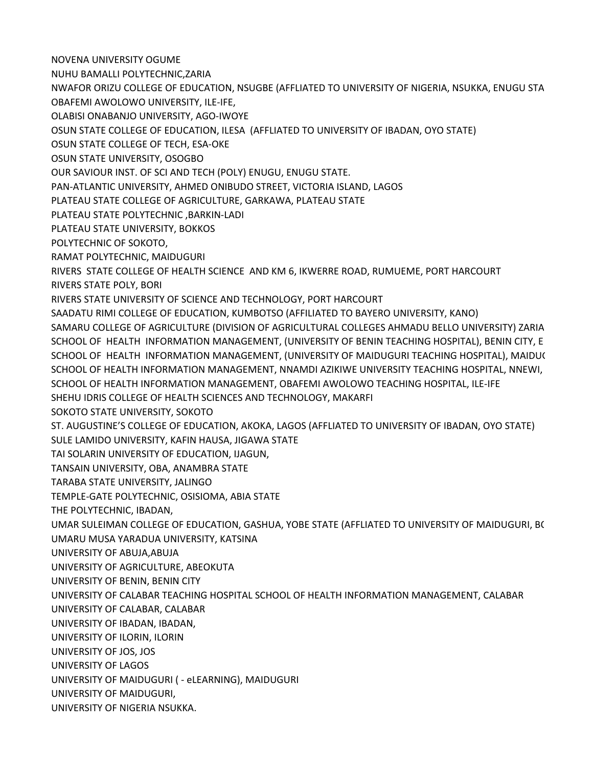NOVENA UNIVERSITY OGUME
NUHU BAMALLI POLYTECHNIC,ZARIA
NWAFOR ORIZU COLLEGE OF EDUCATION, NSUGBE (AFFLIATED TO UNIVERSITY OF NIGERIA, NSUKKA, ENUGU STA
OBAFEMI AWOLOWO UNIVERSITY, ILE-IFE,
OLABISI ONABANJO UNIVERSITY, AGO-IWOYE
OSUN STATE COLLEGE OF EDUCATION, ILESA (AFFLIATED TO UNIVERSITY OF IBADAN, OYO STATE)
OSUN STATE COLLEGE OF TECH, ESA-OKE
OSUN STATE UNIVERSITY, OSOGBO
OUR SAVIOUR INST. OF SCI AND TECH (POLY) ENUGU, ENUGU STATE.
PAN-ATLANTIC UNIVERSITY, AHMED ONIBUDO STREET, VICTORIA ISLAND, LAGOS
PLATEAU STATE COLLEGE OF AGRICULTURE, GARKAWA, PLATEAU STATE
PLATEAU STATE POLYTECHNIC ,BARKIN-LADI
PLATEAU STATE UNIVERSITY, BOKKOS
POLYTECHNIC OF SOKOTO,
RAMAT POLYTECHNIC, MAIDUGURI
RIVERS STATE COLLEGE OF HEALTH SCIENCE AND KM 6, IKWERRE ROAD, RUMUEME, PORT HARCOURT
RIVERS STATE POLY, BORI
RIVERS STATE UNIVERSITY OF SCIENCE AND TECHNOLOGY, PORT HARCOURT
SAADATU RIMI COLLEGE OF EDUCATION, KUMBOTSO (AFFILIATED TO BAYERO UNIVERSITY, KANO)
SAMARU COLLEGE OF AGRICULTURE (DIVISION OF AGRICULTURAL COLLEGES AHMADU BELLO UNIVERSITY) ZARIA
SCHOOL OF HEALTH INFORMATION MANAGEMENT, (UNIVERSITY OF BENIN TEACHING HOSPITAL), BENIN CITY, E
SCHOOL OF HEALTH INFORMATION MANAGEMENT, (UNIVERSITY OF MAIDUGURI TEACHING HOSPITAL), MAIDUG
SCHOOL OF HEALTH INFORMATION MANAGEMENT, NNAMDI AZIKIWE UNIVERSITY TEACHING HOSPITAL, NNEWI,
SCHOOL OF HEALTH INFORMATION MANAGEMENT, OBAFEMI AWOLOWO TEACHING HOSPITAL, ILE-IFE
SHEHU IDRIS COLLEGE OF HEALTH SCIENCES AND TECHNOLOGY, MAKARFI
SOKOTO STATE UNIVERSITY, SOKOTO
ST. AUGUSTINE'S COLLEGE OF EDUCATION, AKOKA, LAGOS (AFFLIATED TO UNIVERSITY OF IBADAN, OYO STATE)
SULE LAMIDO UNIVERSITY, KAFIN HAUSA, JIGAWA STATE
TAI SOLARIN UNIVERSITY OF EDUCATION, IJAGUN,
TANSAIN UNIVERSITY, OBA, ANAMBRA STATE
TARABA STATE UNIVERSITY, JALINGO
TEMPLE-GATE POLYTECHNIC, OSISIOMA, ABIA STATE
THE POLYTECHNIC, IBADAN,
UMAR SULEIMAN COLLEGE OF EDUCATION, GASHUA, YOBE STATE (AFFLIATED TO UNIVERSITY OF MAIDUGURI, BO
UMARU MUSA YARADUA UNIVERSITY, KATSINA
UNIVERSITY OF ABUJA,ABUJA
UNIVERSITY OF AGRICULTURE, ABEOKUTA
UNIVERSITY OF BENIN, BENIN CITY
UNIVERSITY OF CALABAR TEACHING HOSPITAL SCHOOL OF HEALTH INFORMATION MANAGEMENT, CALABAR
UNIVERSITY OF CALABAR, CALABAR
UNIVERSITY OF IBADAN, IBADAN,
UNIVERSITY OF ILORIN, ILORIN
UNIVERSITY OF JOS, JOS
UNIVERSITY OF LAGOS
UNIVERSITY OF MAIDUGURI ( - eLEARNING), MAIDUGURI
UNIVERSITY OF MAIDUGURI,
UNIVERSITY OF NIGERIA NSUKKA.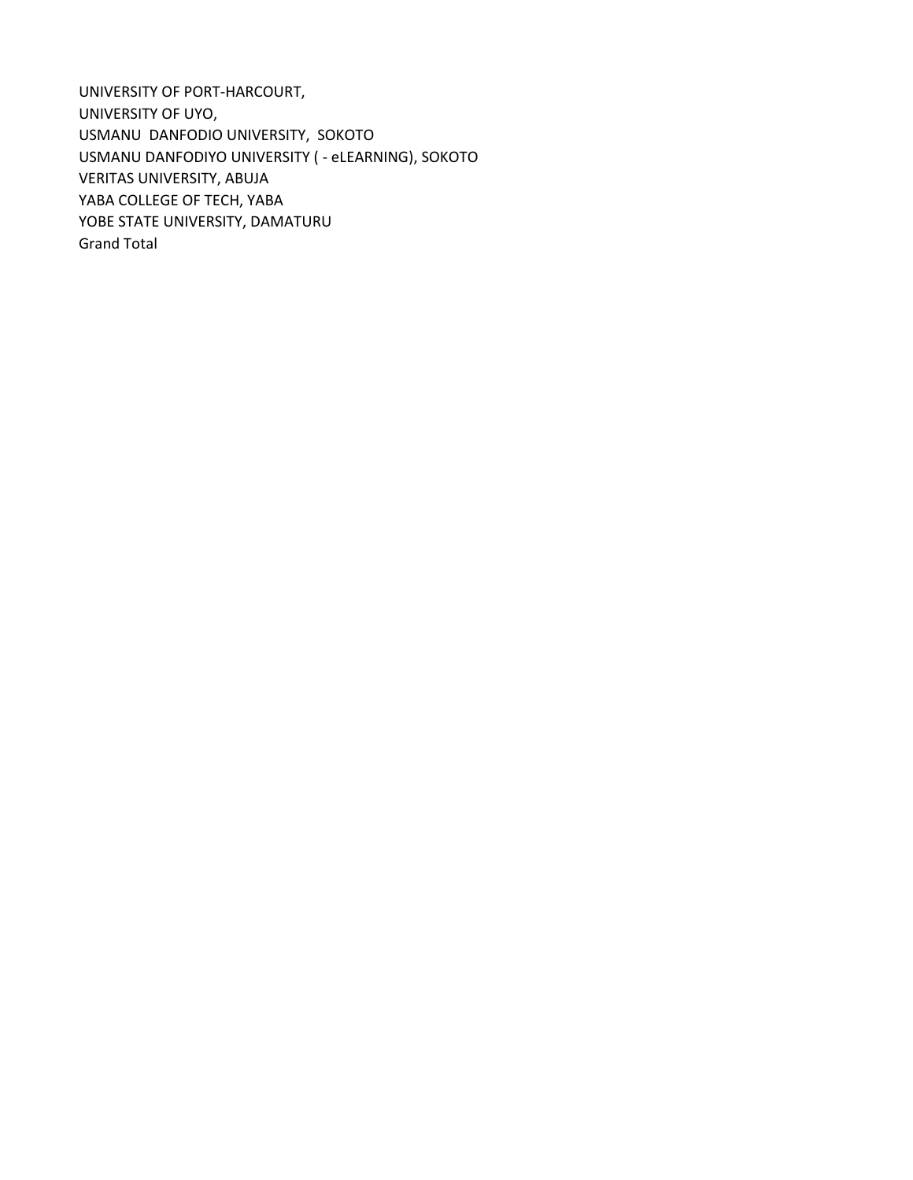UNIVERSITY OF PORT-HARCOURT,
UNIVERSITY OF UYO,
USMANU DANFODIO UNIVERSITY, SOKOTO
USMANU DANFODIYO UNIVERSITY ( - eLEARNING), SOKOTO
VERITAS UNIVERSITY, ABUJA
YABA COLLEGE OF TECH, YABA
YOBE STATE UNIVERSITY, DAMATURU
Grand Total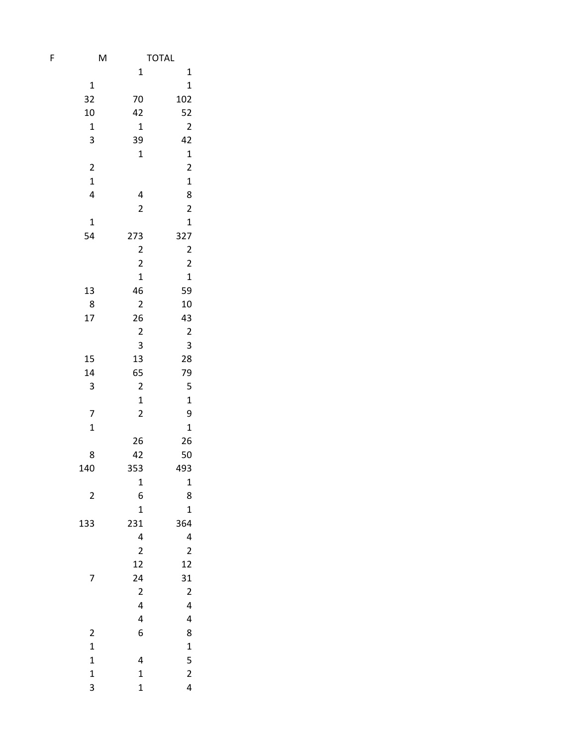| F | M | TOTAL |
|---|---|---|
| | 1 | 1 |
| 1 | | 1 |
| 32 | 70 | 102 |
| 10 | 42 | 52 |
| 1 | 1 | 2 |
| 3 | 39 | 42 |
| | 1 | 1 |
| 2 | | 2 |
| 1 | | 1 |
| 4 | 4 | 8 |
| | 2 | 2 |
| 1 | | 1 |
| 54 | 273 | 327 |
| | 2 | 2 |
| | 2 | 2 |
| | 1 | 1 |
| 13 | 46 | 59 |
| 8 | 2 | 10 |
| 17 | 26 | 43 |
| | 2 | 2 |
| | 3 | 3 |
| 15 | 13 | 28 |
| 14 | 65 | 79 |
| 3 | 2 | 5 |
| | 1 | 1 |
| 7 | 2 | 9 |
| 1 | | 1 |
| | 26 | 26 |
| 8 | 42 | 50 |
| 140 | 353 | 493 |
| | 1 | 1 |
| 2 | 6 | 8 |
| | 1 | 1 |
| 133 | 231 | 364 |
| | 4 | 4 |
| | 2 | 2 |
| | 12 | 12 |
| 7 | 24 | 31 |
| | 2 | 2 |
| | 4 | 4 |
| | 4 | 4 |
| 2 | 6 | 8 |
| 1 | | 1 |
| 1 | 4 | 5 |
| 1 | 1 | 2 |
| 3 | 1 | 4 |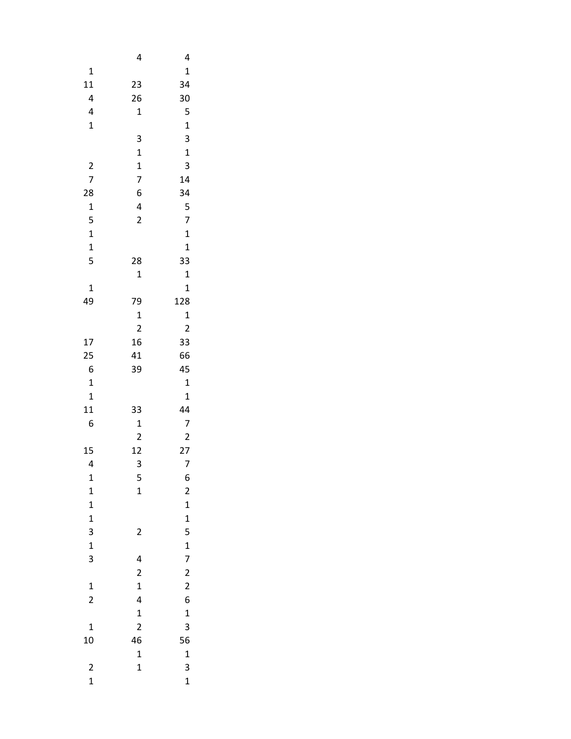| | | |
|---|---|---|
| | 4 | 4 |
| 1 | | 1 |
| 11 | 23 | 34 |
| 4 | 26 | 30 |
| 4 | 1 | 5 |
| 1 | | 1 |
| | 3 | 3 |
| | 1 | 1 |
| 2 | 1 | 3 |
| 7 | 7 | 14 |
| 28 | 6 | 34 |
| 1 | 4 | 5 |
| 5 | 2 | 7 |
| 1 | | 1 |
| 1 | | 1 |
| 5 | 28 | 33 |
| | 1 | 1 |
| 1 | | 1 |
| 49 | 79 | 128 |
| | 1 | 1 |
| | 2 | 2 |
| 17 | 16 | 33 |
| 25 | 41 | 66 |
| 6 | 39 | 45 |
| 1 | | 1 |
| 1 | | 1 |
| 11 | 33 | 44 |
| 6 | 1 | 7 |
| | 2 | 2 |
| 15 | 12 | 27 |
| 4 | 3 | 7 |
| 1 | 5 | 6 |
| 1 | 1 | 2 |
| 1 | | 1 |
| 1 | | 1 |
| 3 | 2 | 5 |
| 1 | | 1 |
| 3 | 4 | 7 |
| | 2 | 2 |
| 1 | 1 | 2 |
| 2 | 4 | 6 |
| | 1 | 1 |
| 1 | 2 | 3 |
| 10 | 46 | 56 |
| | 1 | 1 |
| 2 | 1 | 3 |
| 1 | | 1 |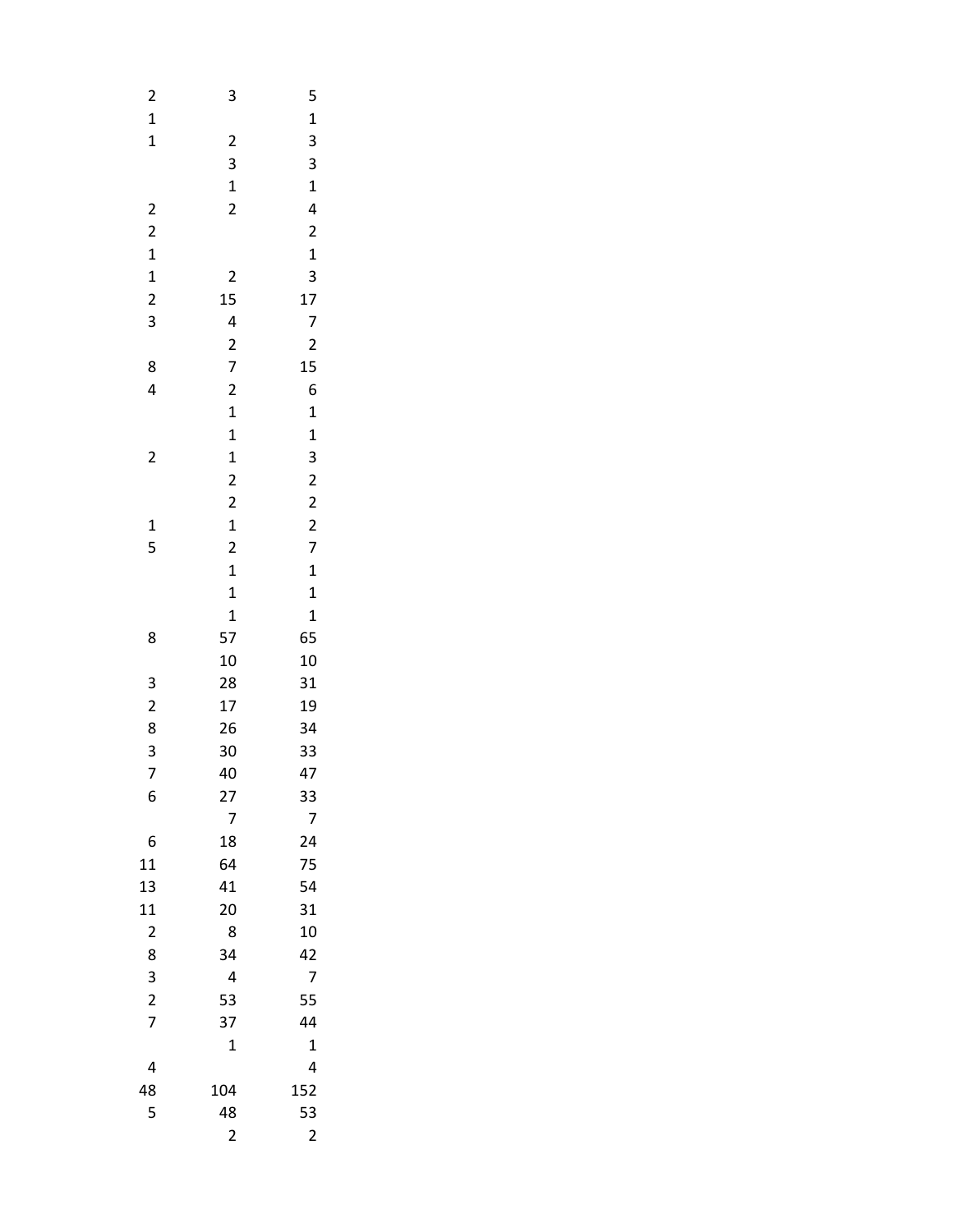| | | |
|---|---|---|
| 2 | 3 | 5 |
| 1 | | 1 |
| 1 | 2 | 3 |
| | 3 | 3 |
| | 1 | 1 |
| 2 | 2 | 4 |
| 2 | | 2 |
| 1 | | 1 |
| 1 | 2 | 3 |
| 2 | 15 | 17 |
| 3 | 4 | 7 |
| | 2 | 2 |
| 8 | 7 | 15 |
| 4 | 2 | 6 |
| | 1 | 1 |
| | 1 | 1 |
| 2 | 1 | 3 |
| | 2 | 2 |
| | 2 | 2 |
| 1 | 1 | 2 |
| 5 | 2 | 7 |
| | 1 | 1 |
| | 1 | 1 |
| | 1 | 1 |
| 8 | 57 | 65 |
| | 10 | 10 |
| 3 | 28 | 31 |
| 2 | 17 | 19 |
| 8 | 26 | 34 |
| 3 | 30 | 33 |
| 7 | 40 | 47 |
| 6 | 27 | 33 |
| | 7 | 7 |
| 6 | 18 | 24 |
| 11 | 64 | 75 |
| 13 | 41 | 54 |
| 11 | 20 | 31 |
| 2 | 8 | 10 |
| 8 | 34 | 42 |
| 3 | 4 | 7 |
| 2 | 53 | 55 |
| 7 | 37 | 44 |
| | 1 | 1 |
| 4 | | 4 |
| 48 | 104 | 152 |
| 5 | 48 | 53 |
| | 2 | 2 |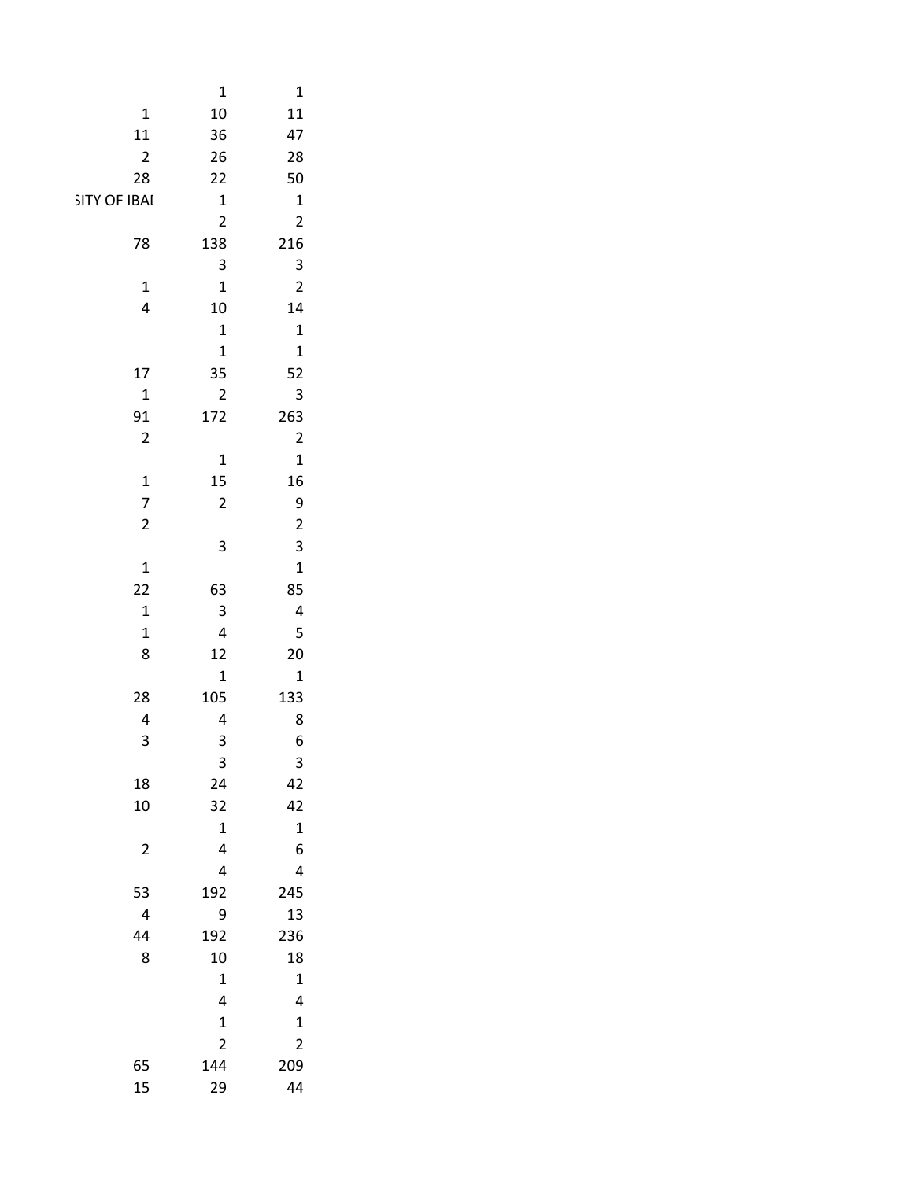| | | |
|---|---|---|
| | 1 | 1 |
| 1 | 10 | 11 |
| 11 | 36 | 47 |
| 2 | 26 | 28 |
| 28 | 22 | 50 |
| SITY OF IBAI | 1 | 1 |
| | 2 | 2 |
| 78 | 138 | 216 |
| | 3 | 3 |
| 1 | 1 | 2 |
| 4 | 10 | 14 |
| | 1 | 1 |
| | 1 | 1 |
| 17 | 35 | 52 |
| 1 | 2 | 3 |
| 91 | 172 | 263 |
| 2 | | 2 |
| | 1 | 1 |
| 1 | 15 | 16 |
| 7 | 2 | 9 |
| 2 | | 2 |
| | 3 | 3 |
| 1 | | 1 |
| 22 | 63 | 85 |
| 1 | 3 | 4 |
| 1 | 4 | 5 |
| 8 | 12 | 20 |
| | 1 | 1 |
| 28 | 105 | 133 |
| 4 | 4 | 8 |
| 3 | 3 | 6 |
| | 3 | 3 |
| 18 | 24 | 42 |
| 10 | 32 | 42 |
| | 1 | 1 |
| 2 | 4 | 6 |
| | 4 | 4 |
| 53 | 192 | 245 |
| 4 | 9 | 13 |
| 44 | 192 | 236 |
| 8 | 10 | 18 |
| | 1 | 1 |
| | 4 | 4 |
| | 1 | 1 |
| | 2 | 2 |
| 65 | 144 | 209 |
| 15 | 29 | 44 |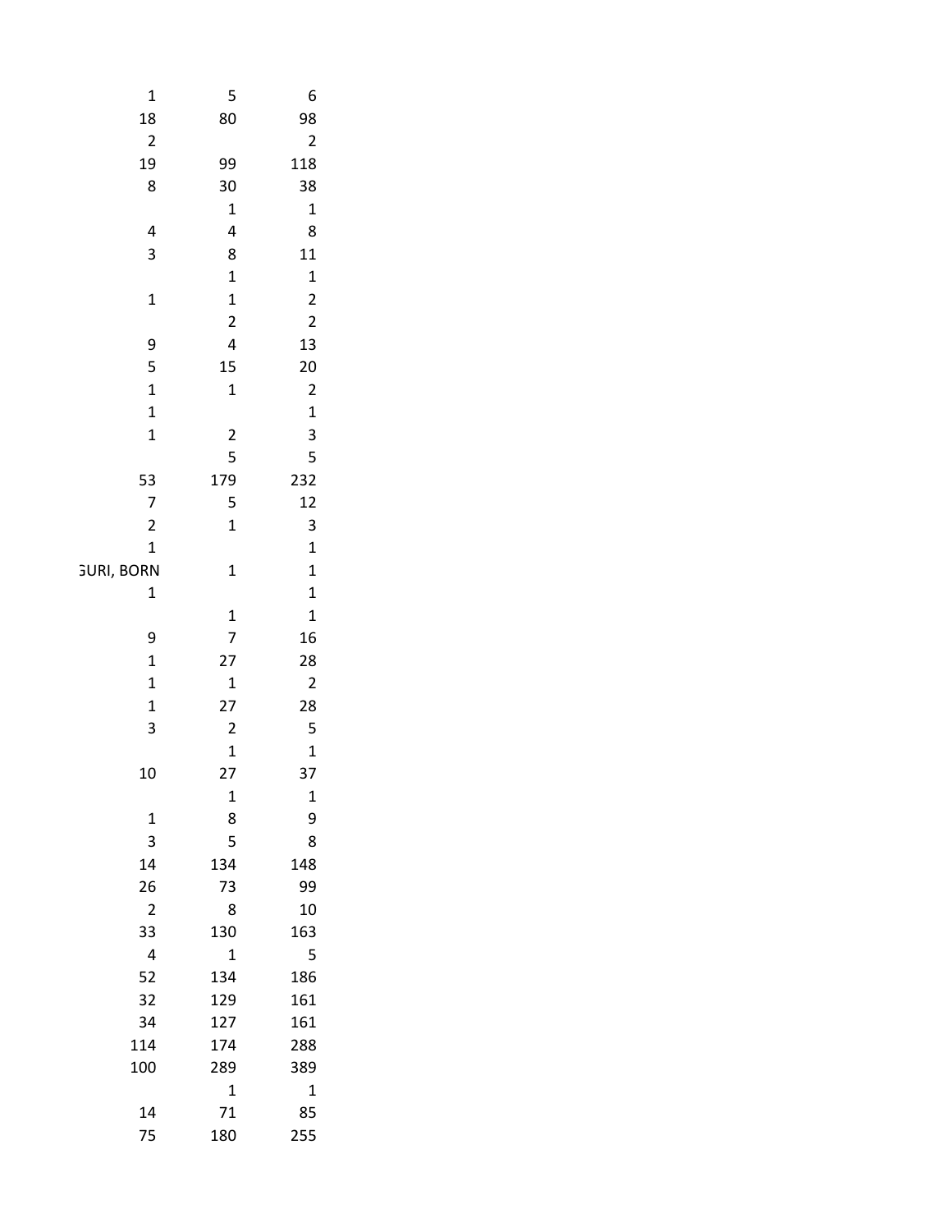| | | |
|---|---|---|
| 1 | 5 | 6 |
| 18 | 80 | 98 |
| 2 | | 2 |
| 19 | 99 | 118 |
| 8 | 30 | 38 |
| | 1 | 1 |
| 4 | 4 | 8 |
| 3 | 8 | 11 |
| | 1 | 1 |
| 1 | 1 | 2 |
| | 2 | 2 |
| 9 | 4 | 13 |
| 5 | 15 | 20 |
| 1 | 1 | 2 |
| 1 | | 1 |
| 1 | 2 | 3 |
| | 5 | 5 |
| 53 | 179 | 232 |
| 7 | 5 | 12 |
| 2 | 1 | 3 |
| 1 | | 1 |
| GURI, BORN | 1 | 1 |
| 1 | | 1 |
| | 1 | 1 |
| 9 | 7 | 16 |
| 1 | 27 | 28 |
| 1 | 1 | 2 |
| 1 | 27 | 28 |
| 3 | 2 | 5 |
| | 1 | 1 |
| 10 | 27 | 37 |
| | 1 | 1 |
| 1 | 8 | 9 |
| 3 | 5 | 8 |
| 14 | 134 | 148 |
| 26 | 73 | 99 |
| 2 | 8 | 10 |
| 33 | 130 | 163 |
| 4 | 1 | 5 |
| 52 | 134 | 186 |
| 32 | 129 | 161 |
| 34 | 127 | 161 |
| 114 | 174 | 288 |
| 100 | 289 | 389 |
| | 1 | 1 |
| 14 | 71 | 85 |
| 75 | 180 | 255 |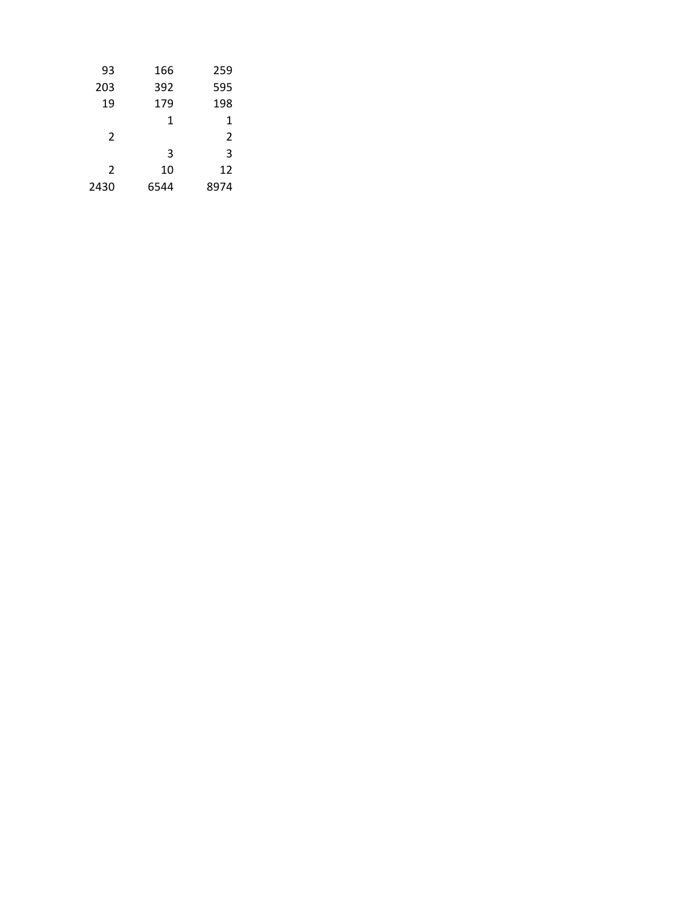| | | |
|---|---|---|
| 93 | 166 | 259 |
| 203 | 392 | 595 |
| 19 | 179 | 198 |
| | 1 | 1 |
| 2 | | 2 |
| | 3 | 3 |
| 2 | 10 | 12 |
| 2430 | 6544 | 8974 |